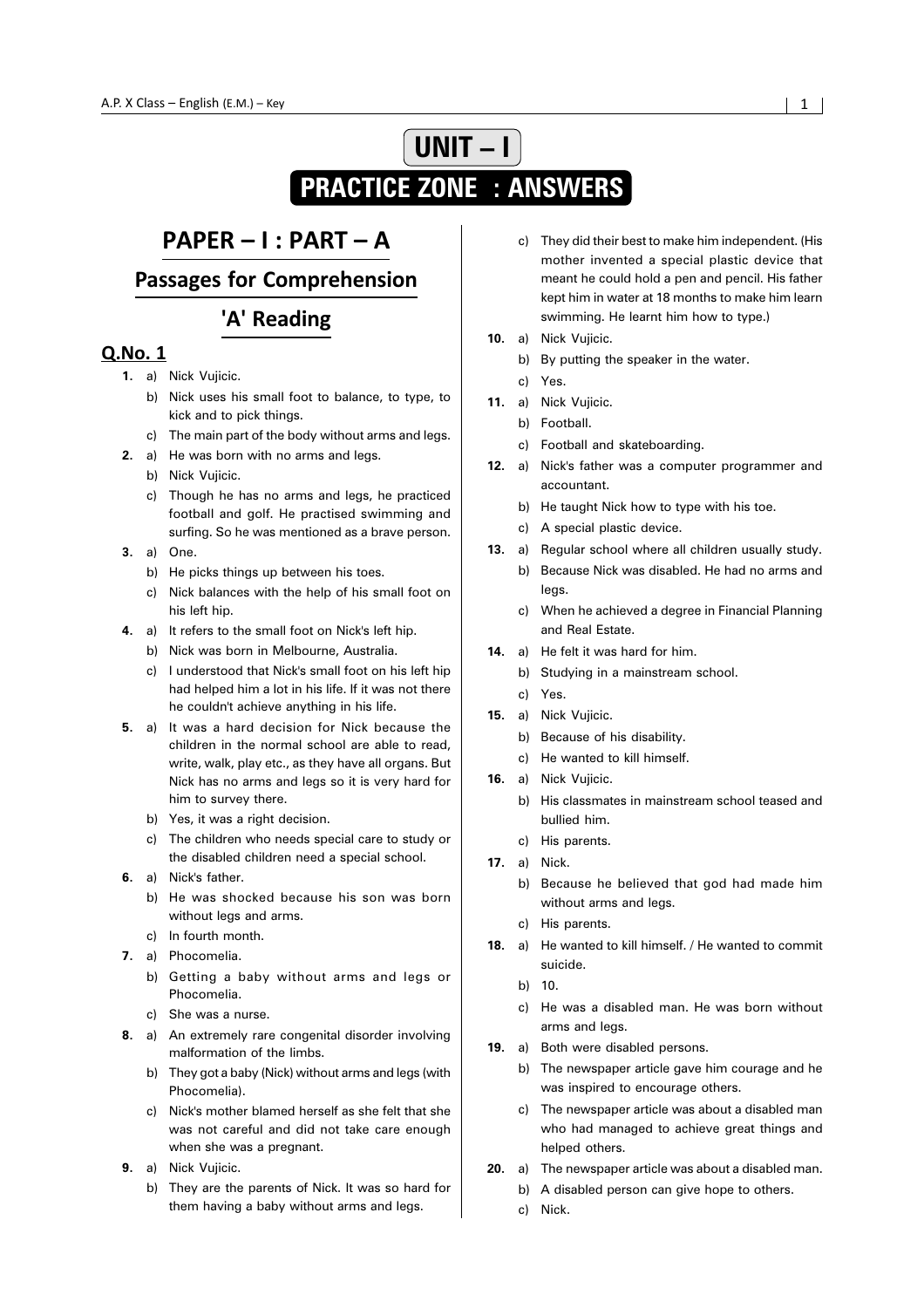# UNIT – I

# PRACTICE ZONE : ANSWERS

## PAPER – I : PART – A

## Passages for Comprehension

## 'A' Reading

### Q.No. 1

**1.** a) Nick Vujicic.

b) Nick uses his small foot to balance, to type, to kick and to pick things.

c) The main part of the body without arms and legs.

**2.** a) He was born with no arms and legs.

b) Nick Vujicic.

c) Though he has no arms and legs, he practiced football and golf. He practised swimming and surfing. So he was mentioned as a brave person.

**3.** a) One.

b) He picks things up between his toes.

c) Nick balances with the help of his small foot on his left hip.

**4.** a) It refers to the small foot on Nick's left hip.

b) Nick was born in Melbourne, Australia.

c) I understood that Nick's small foot on his left hip had helped him a lot in his life. If it was not there he couldn't achieve anything in his life.

**5.** a) It was a hard decision for Nick because the children in the normal school are able to read, write, walk, play etc., as they have all organs. But Nick has no arms and legs so it is very hard for him to survey there.

b) Yes, it was a right decision.

c) The children who needs special care to study or the disabled children need a special school.

**6.** a) Nick's father.

b) He was shocked because his son was born without legs and arms.

c) In fourth month.

**7.** a) Phocomelia.

b) Getting a baby without arms and legs or Phocomelia.

c) She was a nurse.

**8.** a) An extremely rare congenital disorder involving malformation of the limbs.

b) They got a baby (Nick) without arms and legs (with Phocomelia).

c) Nick's mother blamed herself as she felt that she was not careful and did not take care enough when she was a pregnant.

**9.** a) Nick Vujicic.

b) They are the parents of Nick. It was so hard for them having a baby without arms and legs.

c) They did their best to make him independent. (His mother invented a special plastic device that meant he could hold a pen and pencil. His father kept him in water at 18 months to make him learn swimming. He learnt him how to type.)

**10.** a) Nick Vujicic.

b) By putting the speaker in the water.

c) Yes.

**11.** a) Nick Vujicic.

b) Football.

c) Football and skateboarding.

**12.** a) Nick's father was a computer programmer and accountant.

b) He taught Nick how to type with his toe.

c) A special plastic device.

**13.** a) Regular school where all children usually study.

b) Because Nick was disabled. He had no arms and legs.

c) When he achieved a degree in Financial Planning and Real Estate.

**14.** a) He felt it was hard for him.

b) Studying in a mainstream school.

c) Yes.

**15.** a) Nick Vujicic.

b) Because of his disability.

c) He wanted to kill himself.

**16.** a) Nick Vujicic.

b) His classmates in mainstream school teased and bullied him.

c) His parents.

**17.** a) Nick.

b) Because he believed that god had made him without arms and legs.

c) His parents.

**18.** a) He wanted to kill himself. / He wanted to commit suicide.

b) 10.

c) He was a disabled man. He was born without arms and legs.

**19.** a) Both were disabled persons.

b) The newspaper article gave him courage and he was inspired to encourage others.

c) The newspaper article was about a disabled man who had managed to achieve great things and helped others.

**20.** a) The newspaper article was about a disabled man.

b) A disabled person can give hope to others.

c) Nick.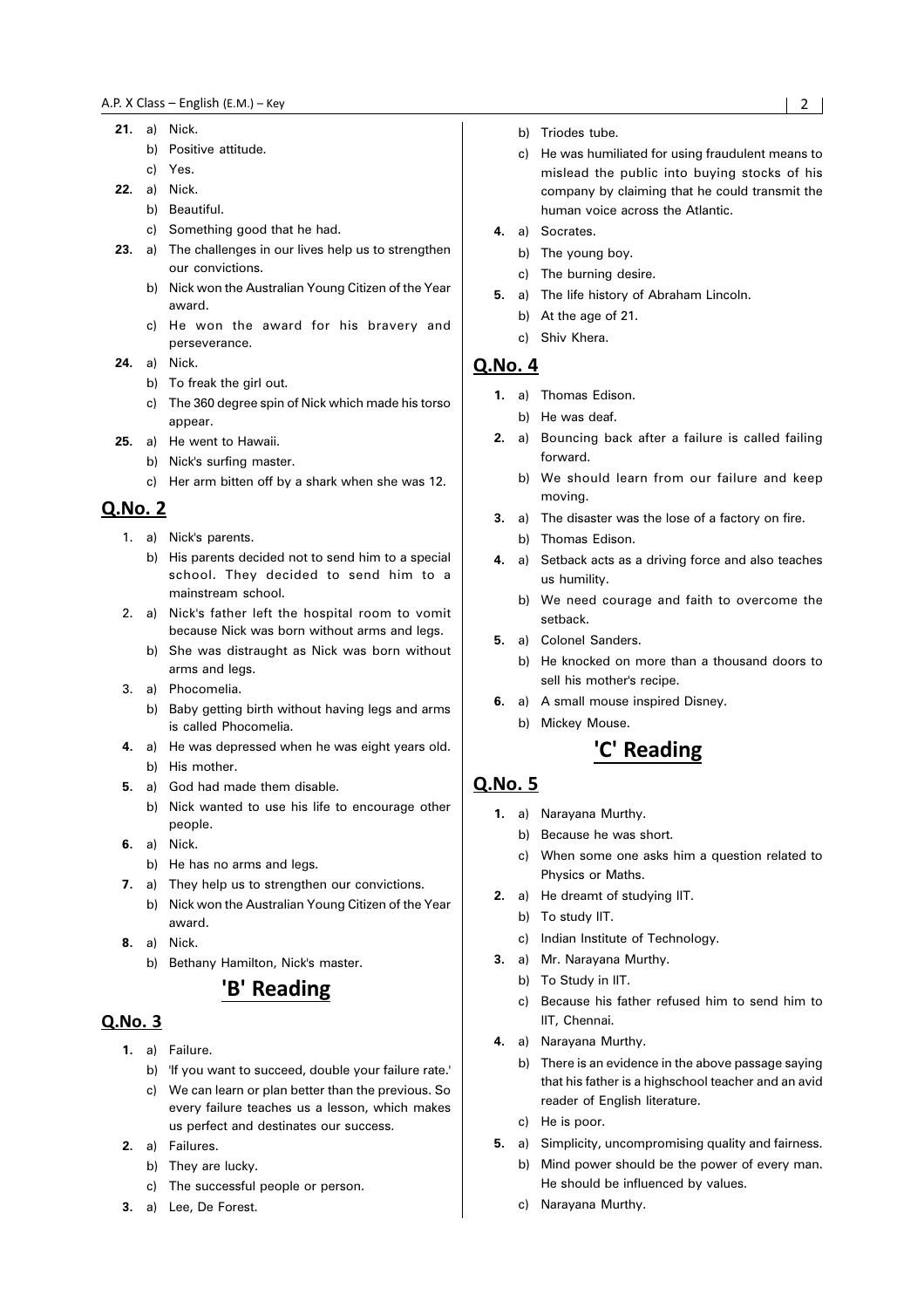21. a) Nick.
    b) Positive attitude.
    c) Yes.

22. a) Nick.
    b) Beautiful.
    c) Something good that he had.

23. a) The challenges in our lives help us to strengthen our convictions.
    b) Nick won the Australian Young Citizen of the Year award.
    c) He won the award for his bravery and perseverance.

24. a) Nick.
    b) To freak the girl out.
    c) The 360 degree spin of Nick which made his torso appear.

25. a) He went to Hawaii.
    b) Nick's surfing master.
    c) Her arm bitten off by a shark when she was 12.

## Q.No. 2

1. a) Nick's parents.
   b) His parents decided not to send him to a special school. They decided to send him to a mainstream school.
2. a) Nick's father left the hospital room to vomit because Nick was born without arms and legs.
   b) She was distraught as Nick was born without arms and legs.
3. a) Phocomelia.
   b) Baby getting birth without having legs and arms is called Phocomelia.
4. a) He was depressed when he was eight years old.
   b) His mother.
5. a) God had made them disable.
   b) Nick wanted to use his life to encourage other people.
6. a) Nick.
   b) He has no arms and legs.
7. a) They help us to strengthen our convictions.
   b) Nick won the Australian Young Citizen of the Year award.
8. a) Nick.
   b) Bethany Hamilton, Nick's master.

# 'B' Reading

## Q.No. 3

1. a) Failure.
   b) 'If you want to succeed, double your failure rate.'
   c) We can learn or plan better than the previous. So every failure teaches us a lesson, which makes us perfect and destinates our success.
2. a) Failures.
   b) They are lucky.
   c) The successful people or person.
3. a) Lee, De Forest.
   b) Triodes tube.
   c) He was humiliated for using fraudulent means to mislead the public into buying stocks of his company by claiming that he could transmit the human voice across the Atlantic.
4. a) Socrates.
   b) The young boy.
   c) The burning desire.
5. a) The life history of Abraham Lincoln.
   b) At the age of 21.
   c) Shiv Khera.

## Q.No. 4

1. a) Thomas Edison.
   b) He was deaf.
2. a) Bouncing back after a failure is called failing forward.
   b) We should learn from our failure and keep moving.
3. a) The disaster was the lose of a factory on fire.
   b) Thomas Edison.
4. a) Setback acts as a driving force and also teaches us humility.
   b) We need courage and faith to overcome the setback.
5. a) Colonel Sanders.
   b) He knocked on more than a thousand doors to sell his mother's recipe.
6. a) A small mouse inspired Disney.
   b) Mickey Mouse.

# 'C' Reading

## Q.No. 5

1. a) Narayana Murthy.
   b) Because he was short.
   c) When some one asks him a question related to Physics or Maths.
2. a) He dreamt of studying IIT.
   b) To study IIT.
   c) Indian Institute of Technology.
3. a) Mr. Narayana Murthy.
   b) To Study in IIT.
   c) Because his father refused him to send him to IIT, Chennai.
4. a) Narayana Murthy.
   b) There is an evidence in the above passage saying that his father is a highschool teacher and an avid reader of English literature.
   c) He is poor.
5. a) Simplicity, uncompromising quality and fairness.
   b) Mind power should be the power of every man. He should be influenced by values.
   c) Narayana Murthy.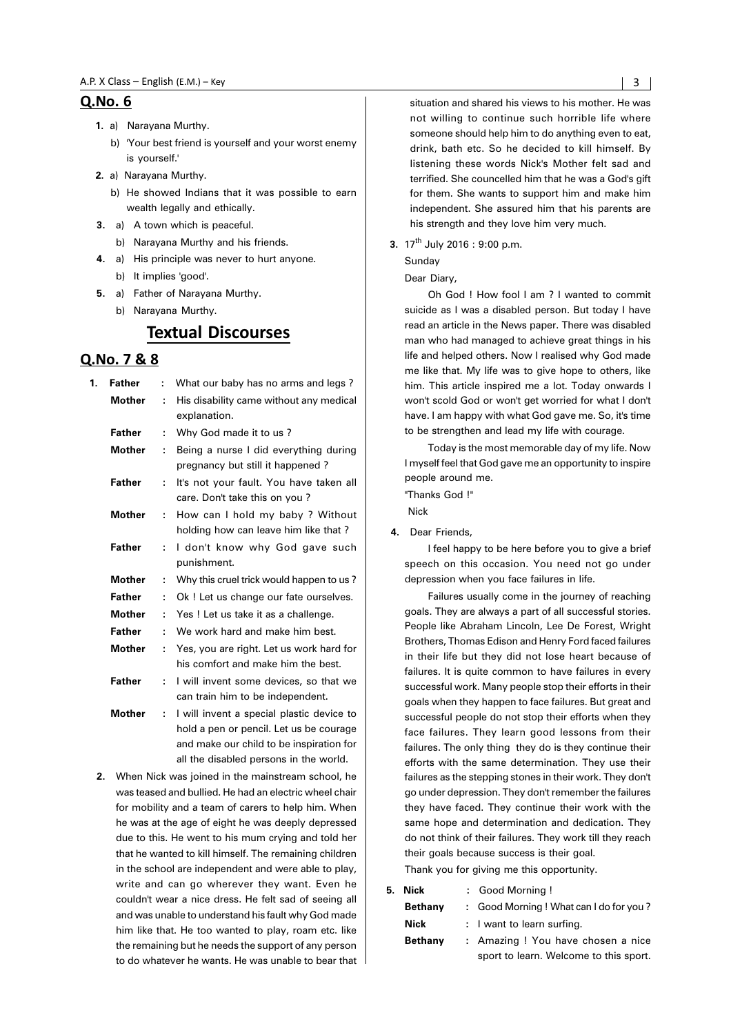## Q.No. 6

1. a) Narayana Murthy.
   b) 'Your best friend is yourself and your worst enemy is yourself.'
2. a) Narayana Murthy.
   b) He showed Indians that it was possible to earn wealth legally and ethically.
3. a) A town which is peaceful.
   b) Narayana Murthy and his friends.
4. a) His principle was never to hurt anyone.
   b) It implies 'good'.
5. a) Father of Narayana Murthy.
   b) Narayana Murthy.

# Textual Discourses

## Q.No. 7 & 8

1.

| | | |
|---|---|---|
| **Father** | : | What our baby has no arms and legs ? |
| **Mother** | : | His disability came without any medical explanation. |
| **Father** | : | Why God made it to us ? |
| **Mother** | : | Being a nurse I did everything during pregnancy but still it happened ? |
| **Father** | : | It's not your fault. You have taken all care. Don't take this on you ? |
| **Mother** | : | How can I hold my baby ? Without holding how can leave him like that ? |
| **Father** | : | I don't know why God gave such punishment. |
| **Mother** | : | Why this cruel trick would happen to us ? |
| **Father** | : | Ok ! Let us change our fate ourselves. |
| **Mother** | : | Yes ! Let us take it as a challenge. |
| **Father** | : | We work hard and make him best. |
| **Mother** | : | Yes, you are right. Let us work hard for his comfort and make him the best. |
| **Father** | : | I will invent some devices, so that we can train him to be independent. |
| **Mother** | : | I will invent a special plastic device to hold a pen or pencil. Let us be courage and make our child to be inspiration for all the disabled persons in the world. |

2. When Nick was joined in the mainstream school, he was teased and bullied. He had an electric wheel chair for mobility and a team of carers to help him. When he was at the age of eight he was deeply depressed due to this. He went to his mum crying and told her that he wanted to kill himself. The remaining children in the school are independent and were able to play, write and can go wherever they want. Even he couldn't wear a nice dress. He felt sad of seeing all and was unable to understand his fault why God made him like that. He too wanted to play, roam etc. like the remaining but he needs the support of any person to do whatever he wants. He was unable to bear that situation and shared his views to his mother. He was not willing to continue such horrible life where someone should help him to do anything even to eat, drink, bath etc. So he decided to kill himself. By listening these words Nick's Mother felt sad and terrified. She councelled him that he was a God's gift for them. She wants to support him and make him independent. She assured him that his parents are his strength and they love him very much.

3. 17th July 2016 : 9:00 p.m.

   Sunday

   Dear Diary,

   Oh God ! How fool I am ? I wanted to commit suicide as I was a disabled person. But today I have read an article in the News paper. There was disabled man who had managed to achieve great things in his life and helped others. Now I realised why God made me like that. My life was to give hope to others, like him. This article inspired me a lot. Today onwards I won't scold God or won't get worried for what I don't have. I am happy with what God gave me. So, it's time to be strengthen and lead my life with courage.

   Today is the most memorable day of my life. Now I myself feel that God gave me an opportunity to inspire people around me.

   "Thanks God !"

   Nick

4. Dear Friends,

   I feel happy to be here before you to give a brief speech on this occasion. You need not go under depression when you face failures in life.

   Failures usually come in the journey of reaching goals. They are always a part of all successful stories. People like Abraham Lincoln, Lee De Forest, Wright Brothers, Thomas Edison and Henry Ford faced failures in their life but they did not lose heart because of failures. It is quite common to have failures in every successful work. Many people stop their efforts in their goals when they happen to face failures. But great and successful people do not stop their efforts when they face failures. They learn good lessons from their failures. The only thing they do is they continue their efforts with the same determination. They use their failures as the stepping stones in their work. They don't go under depression. They don't remember the failures they have faced. They continue their work with the same hope and determination and dedication. They do not think of their failures. They work till they reach their goals because success is their goal.

   Thank you for giving me this opportunity.

5.

| | | |
|---|---|---|
| **Nick** | : | Good Morning ! |
| **Bethany** | : | Good Morning ! What can I do for you ? |
| **Nick** | : | I want to learn surfing. |
| **Bethany** | : | Amazing ! You have chosen a nice sport to learn. Welcome to this sport. |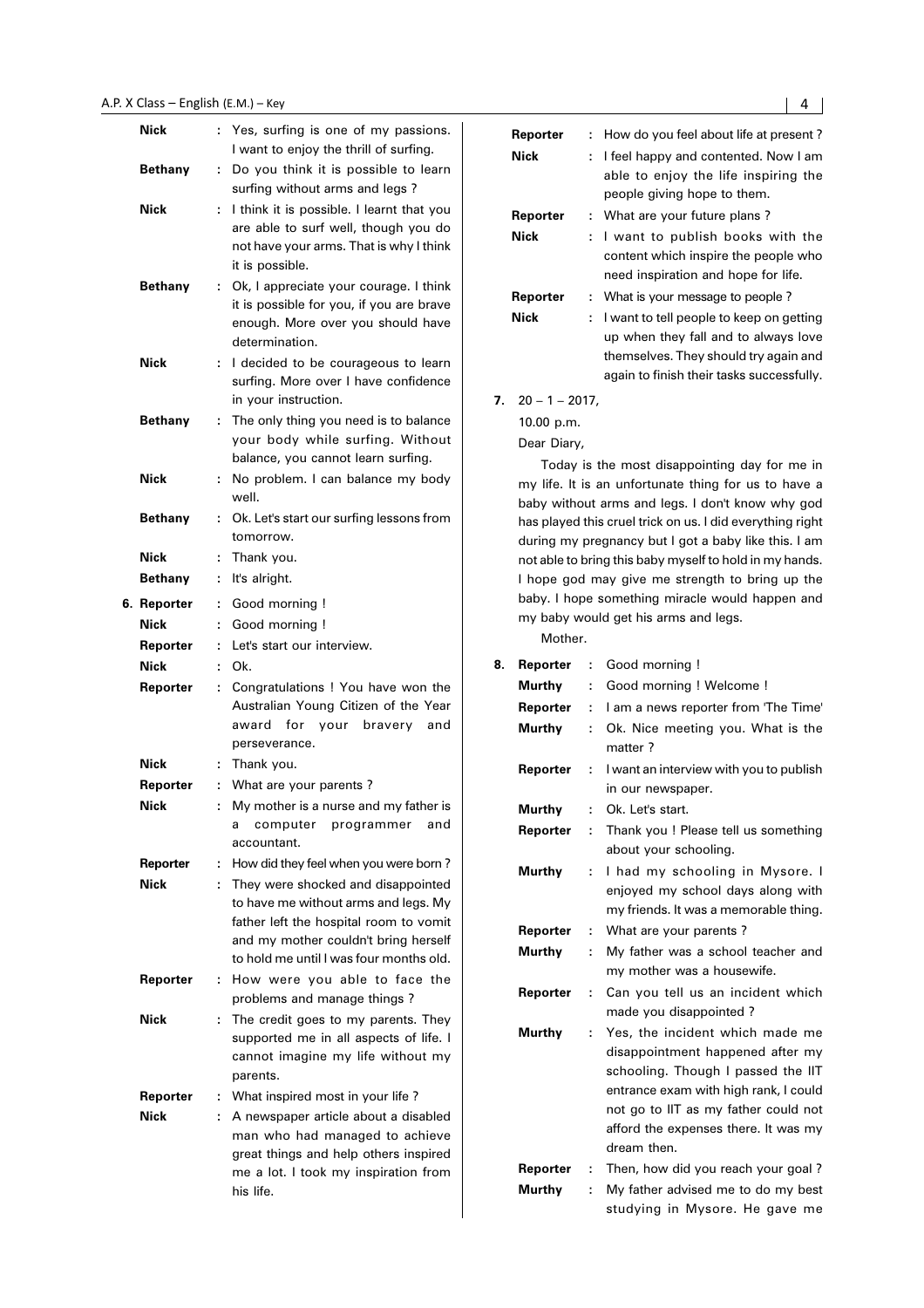**Nick** : Yes, surfing is one of my passions. I want to enjoy the thrill of surfing.

**Bethany** : Do you think it is possible to learn surfing without arms and legs ?

**Nick** : I think it is possible. I learnt that you are able to surf well, though you do not have your arms. That is why I think it is possible.

**Bethany** : Ok, I appreciate your courage. I think it is possible for you, if you are brave enough. More over you should have determination.

**Nick** : I decided to be courageous to learn surfing. More over I have confidence in your instruction.

**Bethany** : The only thing you need is to balance your body while surfing. Without balance, you cannot learn surfing.

**Nick** : No problem. I can balance my body well.

**Bethany** : Ok. Let's start our surfing lessons from tomorrow.

**Nick** : Thank you.

**Bethany** : It's alright.

**6. Reporter** : Good morning !

**Nick** : Good morning !

**Reporter** : Let's start our interview.

**Nick** : Ok.

**Reporter** : Congratulations ! You have won the Australian Young Citizen of the Year award for your bravery and perseverance.

**Nick** : Thank you.

**Reporter** : What are your parents ?

**Nick** : My mother is a nurse and my father is a computer programmer and accountant.

**Reporter** : How did they feel when you were born ?

**Nick** : They were shocked and disappointed to have me without arms and legs. My father left the hospital room to vomit and my mother couldn't bring herself to hold me until I was four months old.

**Reporter** : How were you able to face the problems and manage things ?

**Nick** : The credit goes to my parents. They supported me in all aspects of life. I cannot imagine my life without my parents.

**Reporter** : What inspired most in your life ?

**Nick** : A newspaper article about a disabled man who had managed to achieve great things and help others inspired me a lot. I took my inspiration from his life.

**Reporter** : How do you feel about life at present ?

**Nick** : I feel happy and contented. Now I am able to enjoy the life inspiring the people giving hope to them.

**Reporter** : What are your future plans ?

**Nick** : I want to publish books with the content which inspire the people who need inspiration and hope for life.

**Reporter** : What is your message to people ?

**Nick** : I want to tell people to keep on getting up when they fall and to always love themselves. They should try again and again to finish their tasks successfully.

**7.** 20 – 1 – 2017,

10.00 p.m.

Dear Diary,

Today is the most disappointing day for me in my life. It is an unfortunate thing for us to have a baby without arms and legs. I don't know why god has played this cruel trick on us. I did everything right during my pregnancy but I got a baby like this. I am not able to bring this baby myself to hold in my hands. I hope god may give me strength to bring up the baby. I hope something miracle would happen and my baby would get his arms and legs.

Mother.

**8. Reporter** : Good morning !

**Murthy** : Good morning ! Welcome !

**Reporter** : I am a news reporter from 'The Time'

**Murthy** : Ok. Nice meeting you. What is the matter ?

**Reporter** : I want an interview with you to publish in our newspaper.

**Murthy** : Ok. Let's start.

**Reporter** : Thank you ! Please tell us something about your schooling.

**Murthy** : I had my schooling in Mysore. I enjoyed my school days along with my friends. It was a memorable thing.

**Reporter** : What are your parents ?

**Murthy** : My father was a school teacher and my mother was a housewife.

**Reporter** : Can you tell us an incident which made you disappointed ?

**Murthy** : Yes, the incident which made me disappointment happened after my schooling. Though I passed the IIT entrance exam with high rank, I could not go to IIT as my father could not afford the expenses there. It was my dream then.

**Reporter** : Then, how did you reach your goal ?

**Murthy** : My father advised me to do my best studying in Mysore. He gave me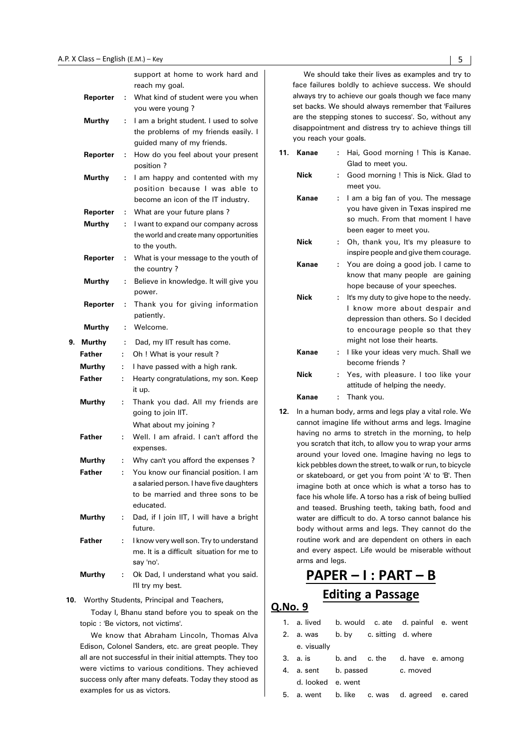support at home to work hard and reach my goal.

**Reporter** : What kind of student were you when you were young ?

**Murthy** : I am a bright student. I used to solve the problems of my friends easily. I guided many of my friends.

**Reporter** : How do you feel about your present position ?

**Murthy** : I am happy and contented with my position because I was able to become an icon of the IT industry.

**Reporter** : What are your future plans ?

**Murthy** : I want to expand our company across the world and create many opportunities to the youth.

**Reporter** : What is your message to the youth of the country ?

**Murthy** : Believe in knowledge. It will give you power.

**Reporter** : Thank you for giving information patiently.

**Murthy** : Welcome.

**9.** **Murthy** : Dad, my IIT result has come.

**Father** : Oh ! What is your result ?

**Murthy** : I have passed with a high rank.

**Father** : Hearty congratulations, my son. Keep it up.

**Murthy** : Thank you dad. All my friends are going to join IIT. What about my joining ?

**Father** : Well. I am afraid. I can't afford the expenses.

**Murthy** : Why can't you afford the expenses ?

**Father** : You know our financial position. I am a salaried person. I have five daughters to be married and three sons to be educated.

**Murthy** : Dad, if I join IIT, I will have a bright future.

**Father** : I know very well son. Try to understand me. It is a difficult situation for me to say 'no'.

**Murthy** : Ok Dad, I understand what you said. I'll try my best.

**10.** Worthy Students, Principal and Teachers,

Today I, Bhanu stand before you to speak on the topic : 'Be victors, not victims'.

We know that Abraham Lincoln, Thomas Alva Edison, Colonel Sanders, etc. are great people. They all are not successful in their initial attempts. They too were victims to various conditions. They achieved success only after many defeats. Today they stood as examples for us as victors.

We should take their lives as examples and try to face failures boldly to achieve success. We should always try to achieve our goals though we face many set backs. We should always remember that 'Failures are the stepping stones to success'. So, without any disappointment and distress try to achieve things till you reach your goals.

**11.** **Kanae** : Hai, Good morning ! This is Kanae. Glad to meet you.

**Nick** : Good morning ! This is Nick. Glad to meet you.

**Kanae** : I am a big fan of you. The message you have given in Texas inspired me so much. From that moment I have been eager to meet you.

**Nick** : Oh, thank you, It's my pleasure to inspire people and give them courage.

**Kanae** : You are doing a good job. I came to know that many people are gaining hope because of your speeches.

**Nick** : It's my duty to give hope to the needy. I know more about despair and depression than others. So I decided to encourage people so that they might not lose their hearts.

**Kanae** : I like your ideas very much. Shall we become friends ?

**Nick** : Yes, with pleasure. I too like your attitude of helping the needy.

**Kanae** : Thank you.

**12.** In a human body, arms and legs play a vital role. We cannot imagine life without arms and legs. Imagine having no arms to stretch in the morning, to help you scratch that itch, to allow you to wrap your arms around your loved one. Imagine having no legs to kick pebbles down the street, to walk or run, to bicycle or skateboard, or get you from point 'A' to 'B'. Then imagine both at once which is what a torso has to face his whole life. A torso has a risk of being bullied and teased. Brushing teeth, taking bath, food and water are difficult to do. A torso cannot balance his body without arms and legs. They cannot do the routine work and are dependent on others in each and every aspect. Life would be miserable without arms and legs.

# PAPER – I : PART – B

## Editing a Passage

### Q.No. 9

1. a. lived b. would c. ate d. painful e. went
2. a. was b. by c. sitting d. where e. visually
3. a. is b. and c. the d. have e. among
4. a. sent b. passed c. moved d. looked e. went
5. a. went b. like c. was d. agreed e. cared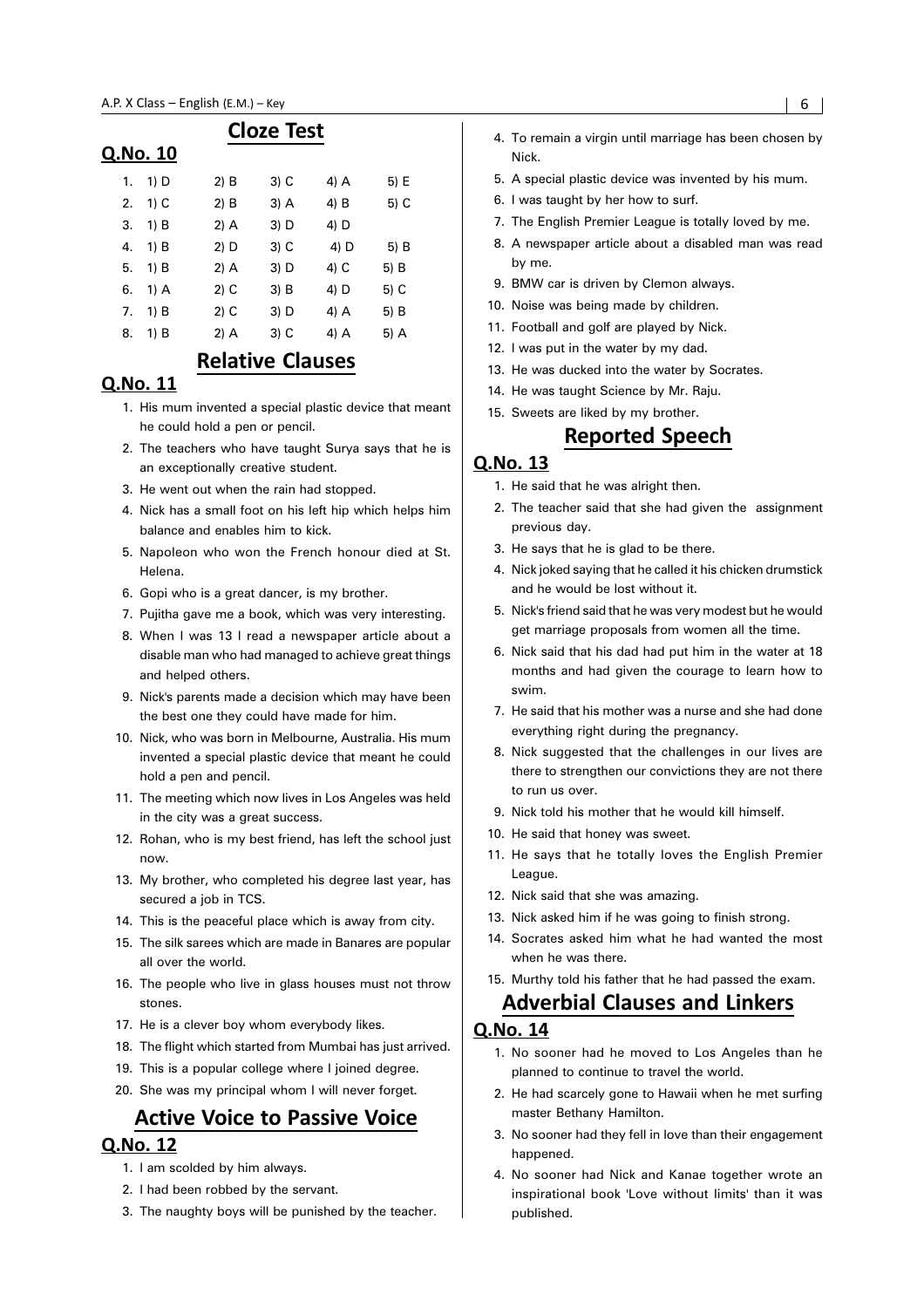## Cloze Test

### Q.No. 10

| | | | | | |
|---|---|---|---|---|---|
| 1. | 1) D | 2) B | 3) C | 4) A | 5) E |
| 2. | 1) C | 2) B | 3) A | 4) B | 5) C |
| 3. | 1) B | 2) A | 3) D | 4) D | |
| 4. | 1) B | 2) D | 3) C | 4) D | 5) B |
| 5. | 1) B | 2) A | 3) D | 4) C | 5) B |
| 6. | 1) A | 2) C | 3) B | 4) D | 5) C |
| 7. | 1) B | 2) C | 3) D | 4) A | 5) B |
| 8. | 1) B | 2) A | 3) C | 4) A | 5) A |

## Relative Clauses

### Q.No. 11

1. His mum invented a special plastic device that meant he could hold a pen or pencil.
2. The teachers who have taught Surya says that he is an exceptionally creative student.
3. He went out when the rain had stopped.
4. Nick has a small foot on his left hip which helps him balance and enables him to kick.
5. Napoleon who won the French honour died at St. Helena.
6. Gopi who is a great dancer, is my brother.
7. Pujitha gave me a book, which was very interesting.
8. When I was 13 I read a newspaper article about a disable man who had managed to achieve great things and helped others.
9. Nick's parents made a decision which may have been the best one they could have made for him.
10. Nick, who was born in Melbourne, Australia. His mum invented a special plastic device that meant he could hold a pen and pencil.
11. The meeting which now lives in Los Angeles was held in the city was a great success.
12. Rohan, who is my best friend, has left the school just now.
13. My brother, who completed his degree last year, has secured a job in TCS.
14. This is the peaceful place which is away from city.
15. The silk sarees which are made in Banares are popular all over the world.
16. The people who live in glass houses must not throw stones.
17. He is a clever boy whom everybody likes.
18. The flight which started from Mumbai has just arrived.
19. This is a popular college where I joined degree.
20. She was my principal whom I will never forget.

## Active Voice to Passive Voice

### Q.No. 12

1. I am scolded by him always.
2. I had been robbed by the servant.
3. The naughty boys will be punished by the teacher.
4. To remain a virgin until marriage has been chosen by Nick.
5. A special plastic device was invented by his mum.
6. I was taught by her how to surf.
7. The English Premier League is totally loved by me.
8. A newspaper article about a disabled man was read by me.
9. BMW car is driven by Clemon always.
10. Noise was being made by children.
11. Football and golf are played by Nick.
12. I was put in the water by my dad.
13. He was ducked into the water by Socrates.
14. He was taught Science by Mr. Raju.
15. Sweets are liked by my brother.

## Reported Speech

### Q.No. 13

1. He said that he was alright then.
2. The teacher said that she had given the assignment previous day.
3. He says that he is glad to be there.
4. Nick joked saying that he called it his chicken drumstick and he would be lost without it.
5. Nick's friend said that he was very modest but he would get marriage proposals from women all the time.
6. Nick said that his dad had put him in the water at 18 months and had given the courage to learn how to swim.
7. He said that his mother was a nurse and she had done everything right during the pregnancy.
8. Nick suggested that the challenges in our lives are there to strengthen our convictions they are not there to run us over.
9. Nick told his mother that he would kill himself.
10. He said that honey was sweet.
11. He says that he totally loves the English Premier League.
12. Nick said that she was amazing.
13. Nick asked him if he was going to finish strong.
14. Socrates asked him what he had wanted the most when he was there.
15. Murthy told his father that he had passed the exam.

## Adverbial Clauses and Linkers

### Q.No. 14

1. No sooner had he moved to Los Angeles than he planned to continue to travel the world.
2. He had scarcely gone to Hawaii when he met surfing master Bethany Hamilton.
3. No sooner had they fell in love than their engagement happened.
4. No sooner had Nick and Kanae together wrote an inspirational book 'Love without limits' than it was published.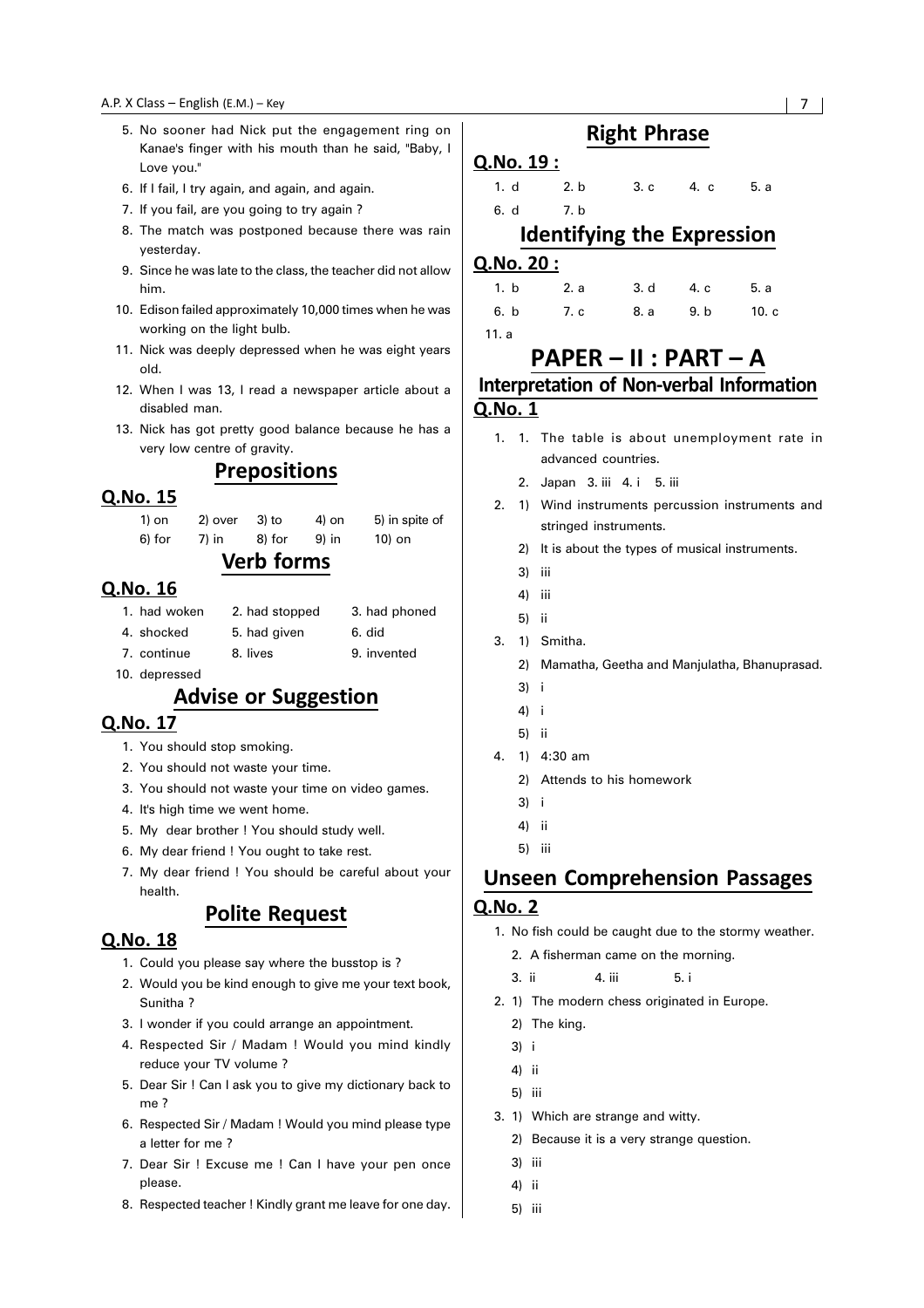5. No sooner had Nick put the engagement ring on Kanae's finger with his mouth than he said, "Baby, I Love you."
6. If I fail, I try again, and again, and again.
7. If you fail, are you going to try again ?
8. The match was postponed because there was rain yesterday.
9. Since he was late to the class, the teacher did not allow him.
10. Edison failed approximately 10,000 times when he was working on the light bulb.
11. Nick was deeply depressed when he was eight years old.
12. When I was 13, I read a newspaper article about a disabled man.
13. Nick has got pretty good balance because he has a very low centre of gravity.

## Prepositions

### Q.No. 15

| | | | | |
|---|---|---|---|---|
| 1) on | 2) over | 3) to | 4) on | 5) in spite of |
| 6) for | 7) in | 8) for | 9) in | 10) on |

## Verb forms

### Q.No. 16

| | | |
|---|---|---|
| 1. had woken | 2. had stopped | 3. had phoned |
| 4. shocked | 5. had given | 6. did |
| 7. continue | 8. lives | 9. invented |
| 10. depressed | | |

## Advise or Suggestion

### Q.No. 17

1. You should stop smoking.
2. You should not waste your time.
3. You should not waste your time on video games.
4. It's high time we went home.
5. My dear brother ! You should study well.
6. My dear friend ! You ought to take rest.
7. My dear friend ! You should be careful about your health.

## Polite Request

### Q.No. 18

1. Could you please say where the busstop is ?
2. Would you be kind enough to give me your text book, Sunitha ?
3. I wonder if you could arrange an appointment.
4. Respected Sir / Madam ! Would you mind kindly reduce your TV volume ?
5. Dear Sir ! Can I ask you to give my dictionary back to me ?
6. Respected Sir / Madam ! Would you mind please type a letter for me ?
7. Dear Sir ! Excuse me ! Can I have your pen once please.
8. Respected teacher ! Kindly grant me leave for one day.

## Right Phrase

### Q.No. 19 :

| | | | | |
|---|---|---|---|---|
| 1. d | 2. b | 3. c | 4. c | 5. a |
| 6. d | 7. b | | | |

## Identifying the Expression

### Q.No. 20 :

| | | | | |
|---|---|---|---|---|
| 1. b | 2. a | 3. d | 4. c | 5. a |
| 6. b | 7. c | 8. a | 9. b | 10. c |
| 11. a | | | | |

# PAPER – II : PART – A

## Interpretation of Non-verbal Information

### Q.No. 1

1. 1. The table is about unemployment rate in advanced countries.
   2. Japan 3. iii 4. i 5. iii
2. 1) Wind instruments percussion instruments and stringed instruments.
   2) It is about the types of musical instruments.
   3) iii
   4) iii
   5) ii
3. 1) Smitha.
   2) Mamatha, Geetha and Manjulatha, Bhanuprasad.
   3) i
   4) i
   5) ii
4. 1) 4:30 am
   2) Attends to his homework
   3) i
   4) ii
   5) iii

## Unseen Comprehension Passages

### Q.No. 2

1. No fish could be caught due to the stormy weather.
   2. A fisherman came on the morning.
   3. ii 4. iii 5. i
2. 1) The modern chess originated in Europe.
   2) The king.
   3) i
   4) ii
   5) iii
3. 1) Which are strange and witty.
   2) Because it is a very strange question.
   3) iii
   4) ii
   5) iii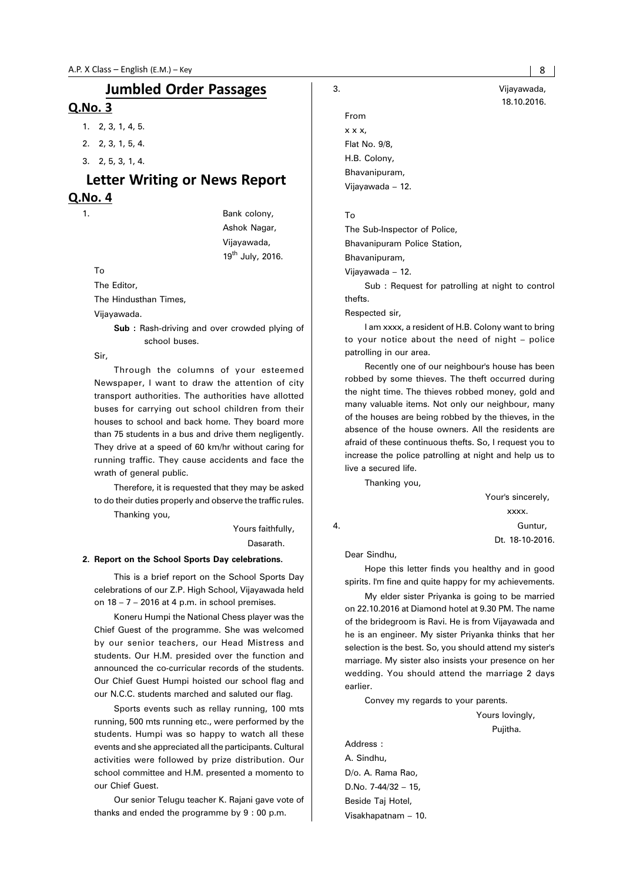# Jumbled Order Passages

## Q.No. 3

1. 2, 3, 1, 4, 5.
2. 2, 3, 1, 5, 4.
3. 2, 5, 3, 1, 4.

# Letter Writing or News Report

## Q.No. 4

1.

Bank colony,
Ashok Nagar,
Vijayawada,
19th July, 2016.

To
The Editor,
The Hindusthan Times,
Vijayawada.

**Sub :** Rash-driving and over crowded plying of school buses.

Sir,

Through the columns of your esteemed Newspaper, I want to draw the attention of city transport authorities. The authorities have allotted buses for carrying out school children from their houses to school and back home. They board more than 75 students in a bus and drive them negligently. They drive at a speed of 60 km/hr without caring for running traffic. They cause accidents and face the wrath of general public.

Therefore, it is requested that they may be asked to do their duties properly and observe the traffic rules.

Thanking you,

Yours faithfully,
Dasarath.

**2. Report on the School Sports Day celebrations.**

This is a brief report on the School Sports Day celebrations of our Z.P. High School, Vijayawada held on 18 – 7 – 2016 at 4 p.m. in school premises.

Koneru Humpi the National Chess player was the Chief Guest of the programme. She was welcomed by our senior teachers, our Head Mistress and students. Our H.M. presided over the function and announced the co-curricular records of the students. Our Chief Guest Humpi hoisted our school flag and our N.C.C. students marched and saluted our flag.

Sports events such as rellay running, 100 mts running, 500 mts running etc., were performed by the students. Humpi was so happy to watch all these events and she appreciated all the participants. Cultural activities were followed by prize distribution. Our school committee and H.M. presented a momento to our Chief Guest.

Our senior Telugu teacher K. Rajani gave vote of thanks and ended the programme by 9 : 00 p.m.

3.

Vijayawada,
18.10.2016.

From
x x x,
Flat No. 9/8,
H.B. Colony,
Bhavanipuram,
Vijayawada – 12.

To
The Sub-Inspector of Police,
Bhavanipuram Police Station,
Bhavanipuram,
Vijayawada – 12.

Sub : Request for patrolling at night to control thefts.

Respected sir,

I am xxxx, a resident of H.B. Colony want to bring to your notice about the need of night – police patrolling in our area.

Recently one of our neighbour's house has been robbed by some thieves. The theft occurred during the night time. The thieves robbed money, gold and many valuable items. Not only our neighbour, many of the houses are being robbed by the thieves, in the absence of the house owners. All the residents are afraid of these continuous thefts. So, I request you to increase the police patrolling at night and help us to live a secured life.

Thanking you,

Your's sincerely,
xxxx.

4.

Guntur,
Dt. 18-10-2016.

Dear Sindhu,

Hope this letter finds you healthy and in good spirits. I'm fine and quite happy for my achievements.

My elder sister Priyanka is going to be married on 22.10.2016 at Diamond hotel at 9.30 PM. The name of the bridegroom is Ravi. He is from Vijayawada and he is an engineer. My sister Priyanka thinks that her selection is the best. So, you should attend my sister's marriage. My sister also insists your presence on her wedding. You should attend the marriage 2 days earlier.

Convey my regards to your parents.

Yours lovingly,
Pujitha.

Address :
A. Sindhu,
D/o. A. Rama Rao,
D.No. 7-44/32 – 15,
Beside Taj Hotel,
Visakhapatnam – 10.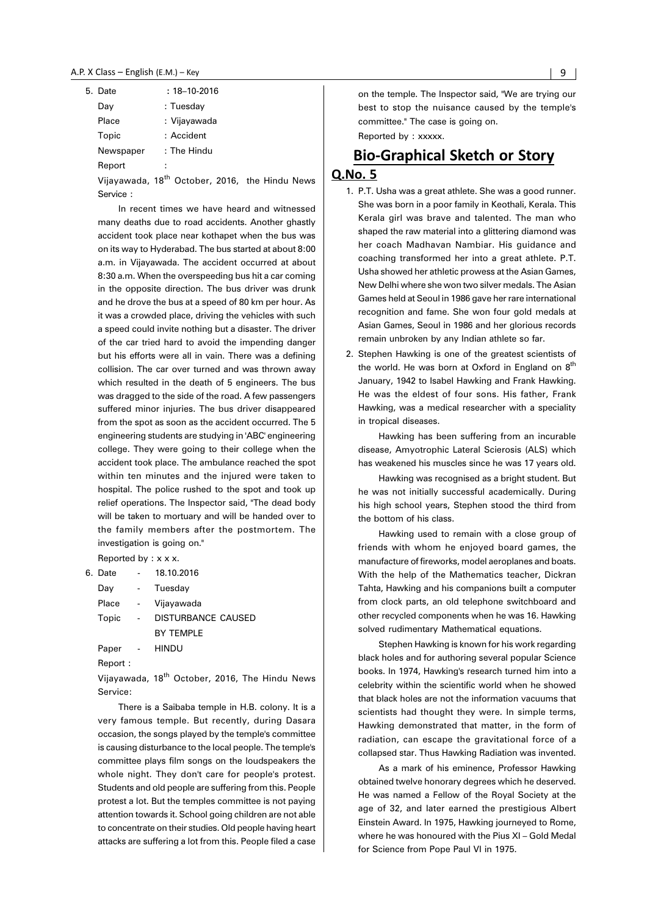5. Date : 18–10-2016

Day : Tuesday

Place : Vijayawada

Topic : Accident

Newspaper : The Hindu

Report :

Vijayawada, 18th October, 2016, the Hindu News Service :

In recent times we have heard and witnessed many deaths due to road accidents. Another ghastly accident took place near kothapet when the bus was on its way to Hyderabad. The bus started at about 8:00 a.m. in Vijayawada. The accident occurred at about 8:30 a.m. When the overspeeding bus hit a car coming in the opposite direction. The bus driver was drunk and he drove the bus at a speed of 80 km per hour. As it was a crowded place, driving the vehicles with such a speed could invite nothing but a disaster. The driver of the car tried hard to avoid the impending danger but his efforts were all in vain. There was a defining collision. The car over turned and was thrown away which resulted in the death of 5 engineers. The bus was dragged to the side of the road. A few passengers suffered minor injuries. The bus driver disappeared from the spot as soon as the accident occurred. The 5 engineering students are studying in 'ABC' engineering college. They were going to their college when the accident took place. The ambulance reached the spot within ten minutes and the injured were taken to hospital. The police rushed to the spot and took up relief operations. The Inspector said, "The dead body will be taken to mortuary and will be handed over to the family members after the postmortem. The investigation is going on."

Reported by : x x x.

6. Date - 18.10.2016

Day - Tuesday

Place - Vijayawada

Topic - DISTURBANCE CAUSED BY TEMPLE

Paper - HINDU

Report :

Vijayawada, 18th October, 2016, The Hindu News Service:

There is a Saibaba temple in H.B. colony. It is a very famous temple. But recently, during Dasara occasion, the songs played by the temple's committee is causing disturbance to the local people. The temple's committee plays film songs on the loudspeakers the whole night. They don't care for people's protest. Students and old people are suffering from this. People protest a lot. But the temples committee is not paying attention towards it. School going children are not able to concentrate on their studies. Old people having heart attacks are suffering a lot from this. People filed a case on the temple. The Inspector said, "We are trying our best to stop the nuisance caused by the temple's committee." The case is going on.

Reported by : xxxxx.

# Bio-Graphical Sketch or Story

## Q.No. 5

1. P.T. Usha was a great athlete. She was a good runner. She was born in a poor family in Keothali, Kerala. This Kerala girl was brave and talented. The man who shaped the raw material into a glittering diamond was her coach Madhavan Nambiar. His guidance and coaching transformed her into a great athlete. P.T. Usha showed her athletic prowess at the Asian Games, New Delhi where she won two silver medals. The Asian Games held at Seoul in 1986 gave her rare international recognition and fame. She won four gold medals at Asian Games, Seoul in 1986 and her glorious records remain unbroken by any Indian athlete so far.

2. Stephen Hawking is one of the greatest scientists of the world. He was born at Oxford in England on 8th January, 1942 to Isabel Hawking and Frank Hawking. He was the eldest of four sons. His father, Frank Hawking, was a medical researcher with a speciality in tropical diseases.

   Hawking has been suffering from an incurable disease, Amyotrophic Lateral Scierosis (ALS) which has weakened his muscles since he was 17 years old.

   Hawking was recognised as a bright student. But he was not initially successful academically. During his high school years, Stephen stood the third from the bottom of his class.

   Hawking used to remain with a close group of friends with whom he enjoyed board games, the manufacture of fireworks, model aeroplanes and boats. With the help of the Mathematics teacher, Dickran Tahta, Hawking and his companions built a computer from clock parts, an old telephone switchboard and other recycled components when he was 16. Hawking solved rudimentary Mathematical equations.

   Stephen Hawking is known for his work regarding black holes and for authoring several popular Science books. In 1974, Hawking's research turned him into a celebrity within the scientific world when he showed that black holes are not the information vacuums that scientists had thought they were. In simple terms, Hawking demonstrated that matter, in the form of radiation, can escape the gravitational force of a collapsed star. Thus Hawking Radiation was invented.

   As a mark of his eminence, Professor Hawking obtained twelve honorary degrees which he deserved. He was named a Fellow of the Royal Society at the age of 32, and later earned the prestigious Albert Einstein Award. In 1975, Hawking journeyed to Rome, where he was honoured with the Pius XI – Gold Medal for Science from Pope Paul VI in 1975.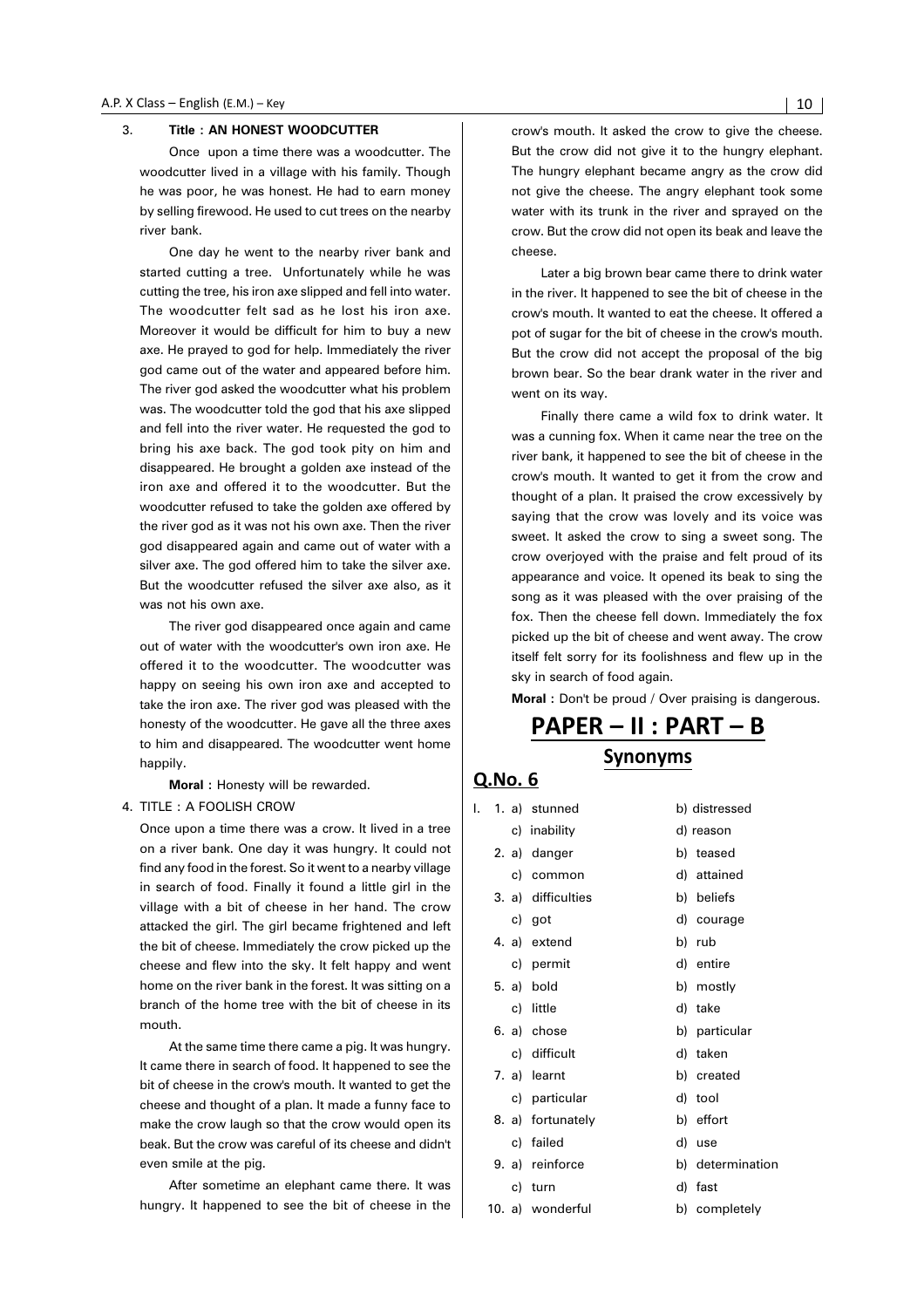3. **Title : AN HONEST WOODCUTTER**

Once upon a time there was a woodcutter. The woodcutter lived in a village with his family. Though he was poor, he was honest. He had to earn money by selling firewood. He used to cut trees on the nearby river bank.

One day he went to the nearby river bank and started cutting a tree. Unfortunately while he was cutting the tree, his iron axe slipped and fell into water. The woodcutter felt sad as he lost his iron axe. Moreover it would be difficult for him to buy a new axe. He prayed to god for help. Immediately the river god came out of the water and appeared before him. The river god asked the woodcutter what his problem was. The woodcutter told the god that his axe slipped and fell into the river water. He requested the god to bring his axe back. The god took pity on him and disappeared. He brought a golden axe instead of the iron axe and offered it to the woodcutter. But the woodcutter refused to take the golden axe offered by the river god as it was not his own axe. Then the river god disappeared again and came out of water with a silver axe. The god offered him to take the silver axe. But the woodcutter refused the silver axe also, as it was not his own axe.

The river god disappeared once again and came out of water with the woodcutter's own iron axe. He offered it to the woodcutter. The woodcutter was happy on seeing his own iron axe and accepted to take the iron axe. The river god was pleased with the honesty of the woodcutter. He gave all the three axes to him and disappeared. The woodcutter went home happily.

**Moral :** Honesty will be rewarded.

4. TITLE : A FOOLISH CROW

Once upon a time there was a crow. It lived in a tree on a river bank. One day it was hungry. It could not find any food in the forest. So it went to a nearby village in search of food. Finally it found a little girl in the village with a bit of cheese in her hand. The crow attacked the girl. The girl became frightened and left the bit of cheese. Immediately the crow picked up the cheese and flew into the sky. It felt happy and went home on the river bank in the forest. It was sitting on a branch of the home tree with the bit of cheese in its mouth.

At the same time there came a pig. It was hungry. It came there in search of food. It happened to see the bit of cheese in the crow's mouth. It wanted to get the cheese and thought of a plan. It made a funny face to make the crow laugh so that the crow would open its beak. But the crow was careful of its cheese and didn't even smile at the pig.

After sometime an elephant came there. It was hungry. It happened to see the bit of cheese in the crow's mouth. It asked the crow to give the cheese. But the crow did not give it to the hungry elephant. The hungry elephant became angry as the crow did not give the cheese. The angry elephant took some water with its trunk in the river and sprayed on the crow. But the crow did not open its beak and leave the cheese.

Later a big brown bear came there to drink water in the river. It happened to see the bit of cheese in the crow's mouth. It wanted to eat the cheese. It offered a pot of sugar for the bit of cheese in the crow's mouth. But the crow did not accept the proposal of the big brown bear. So the bear drank water in the river and went on its way.

Finally there came a wild fox to drink water. It was a cunning fox. When it came near the tree on the river bank, it happened to see the bit of cheese in the crow's mouth. It wanted to get it from the crow and thought of a plan. It praised the crow excessively by saying that the crow was lovely and its voice was sweet. It asked the crow to sing a sweet song. The crow overjoyed with the praise and felt proud of its appearance and voice. It opened its beak to sing the song as it was pleased with the over praising of the fox. Then the cheese fell down. Immediately the fox picked up the bit of cheese and went away. The crow itself felt sorry for its foolishness and flew up in the sky in search of food again.

**Moral :** Don't be proud / Over praising is dangerous.

# PAPER – II : PART – B

## Synonyms

### Q.No. 6

I.

1. a) stunned b) distressed c) inability d) reason
2. a) danger b) teased c) common d) attained
3. a) difficulties b) beliefs c) got d) courage
4. a) extend b) rub c) permit d) entire
5. a) bold b) mostly c) little d) take
6. a) chose b) particular c) difficult d) taken
7. a) learnt b) created c) particular d) tool
8. a) fortunately b) effort c) failed d) use
9. a) reinforce b) determination c) turn d) fast
10. a) wonderful b) completely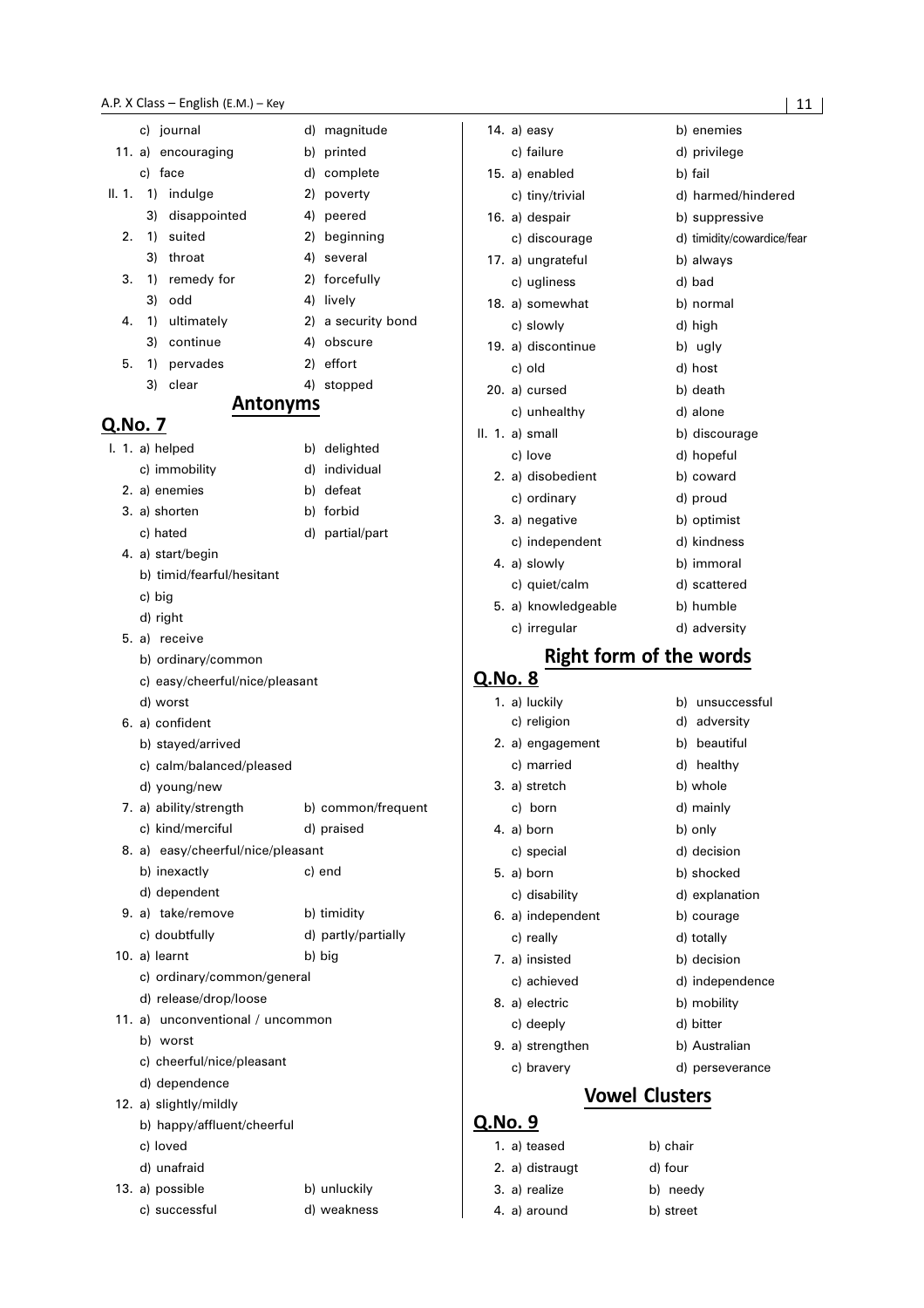c) journal d) magnitude

11. a) encouraging b) printed
    c) face d) complete

II. 1. 1) indulge 2) poverty
    3) disappointed 4) peered

2. 1) suited 2) beginning
   3) throat 4) several

3. 1) remedy for 2) forcefully
   3) odd 4) lively

4. 1) ultimately 2) a security bond
   3) continue 4) obscure

5. 1) pervades 2) effort
   3) clear 4) stopped

## Antonyms

## Q.No. 7

I. 1. a) helped b) delighted
   c) immobility d) individual

2. a) enemies b) defeat

3. a) shorten b) forbid
   c) hated d) partial/part

4. a) start/begin
   b) timid/fearful/hesitant
   c) big
   d) right

5. a) receive
   b) ordinary/common
   c) easy/cheerful/nice/pleasant
   d) worst

6. a) confident
   b) stayed/arrived
   c) calm/balanced/pleased
   d) young/new

7. a) ability/strength b) common/frequent
   c) kind/merciful d) praised

8. a) easy/cheerful/nice/pleasant
   b) inexactly c) end
   d) dependent

9. a) take/remove b) timidity
   c) doubtfully d) partly/partially

10. a) learnt b) big
    c) ordinary/common/general
    d) release/drop/loose

11. a) unconventional / uncommon
    b) worst
    c) cheerful/nice/pleasant
    d) dependence

12. a) slightly/mildly
    b) happy/affluent/cheerful
    c) loved
    d) unafraid

13. a) possible b) unluckily
    c) successful d) weakness

14. a) easy b) enemies
    c) failure d) privilege

15. a) enabled b) fail
    c) tiny/trivial d) harmed/hindered

16. a) despair b) suppressive
    c) discourage d) timidity/cowardice/fear

17. a) ungrateful b) always
    c) ugliness d) bad

18. a) somewhat b) normal
    c) slowly d) high

19. a) discontinue b) ugly
    c) old d) host

20. a) cursed b) death
    c) unhealthy d) alone

II. 1. a) small b) discourage
    c) love d) hopeful

2. a) disobedient b) coward
   c) ordinary d) proud

3. a) negative b) optimist
   c) independent d) kindness

4. a) slowly b) immoral
   c) quiet/calm d) scattered

5. a) knowledgeable b) humble
   c) irregular d) adversity

## Right form of the words

## Q.No. 8

1. a) luckily b) unsuccessful
   c) religion d) adversity

2. a) engagement b) beautiful
   c) married d) healthy

3. a) stretch b) whole
   c) born d) mainly

4. a) born b) only
   c) special d) decision

5. a) born b) shocked
   c) disability d) explanation

6. a) independent b) courage
   c) really d) totally

7. a) insisted b) decision
   c) achieved d) independence

8. a) electric b) mobility
   c) deeply d) bitter

9. a) strengthen b) Australian
   c) bravery d) perseverance

## Vowel Clusters

## Q.No. 9

1. a) teased b) chair
2. a) distraugt d) four
3. a) realize b) needy
4. a) around b) street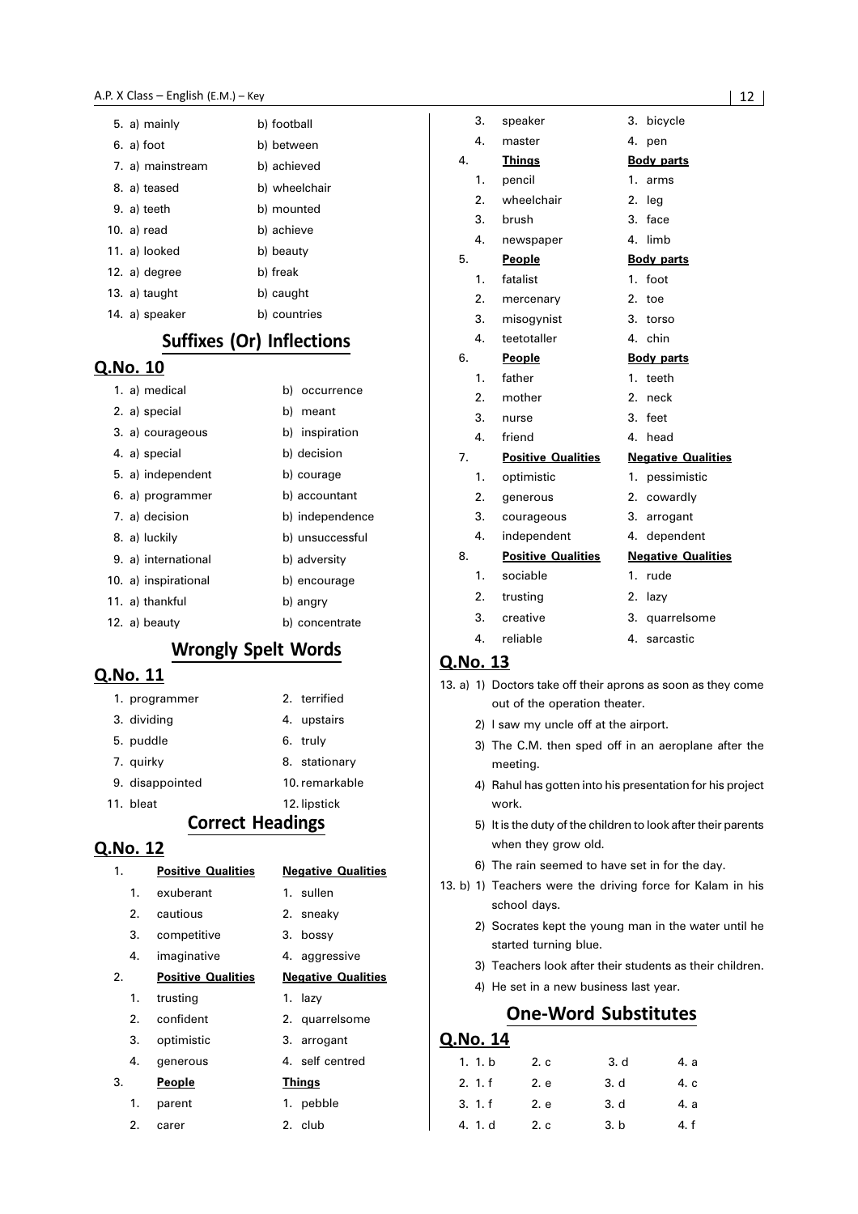5. a) mainly b) football
6. a) foot b) between
7. a) mainstream b) achieved
8. a) teased b) wheelchair
9. a) teeth b) mounted
10. a) read b) achieve
11. a) looked b) beauty
12. a) degree b) freak
13. a) taught b) caught
14. a) speaker b) countries

## Suffixes (Or) Inflections

### Q.No. 10

1. a) medical b) occurrence
2. a) special b) meant
3. a) courageous b) inspiration
4. a) special b) decision
5. a) independent b) courage
6. a) programmer b) accountant
7. a) decision b) independence
8. a) luckily b) unsuccessful
9. a) international b) adversity
10. a) inspirational b) encourage
11. a) thankful b) angry
12. a) beauty b) concentrate

## Wrongly Spelt Words

### Q.No. 11

1. programmer 2. terrified
3. dividing 4. upstairs
5. puddle 6. truly
7. quirky 8. stationary
9. disappointed 10. remarkable
11. bleat 12. lipstick

## Correct Headings

### Q.No. 12

1.

| **Positive Qualities** | **Negative Qualities** |
|---|---|
| 1. exuberant | 1. sullen |
| 2. cautious | 2. sneaky |
| 3. competitive | 3. bossy |
| 4. imaginative | 4. aggressive |

2.

| **Positive Qualities** | **Negative Qualities** |
|---|---|
| 1. trusting | 1. lazy |
| 2. confident | 2. quarrelsome |
| 3. optimistic | 3. arrogant |
| 4. generous | 4. self centred |

3.

| **People** | **Things** |
|---|---|
| 1. parent | 1. pebble |
| 2. carer | 2. club |
| 3. speaker | 3. bicycle |
| 4. master | 4. pen |

4.

| **Things** | **Body parts** |
|---|---|
| 1. pencil | 1. arms |
| 2. wheelchair | 2. leg |
| 3. brush | 3. face |
| 4. newspaper | 4. limb |

5.

| **People** | **Body parts** |
|---|---|
| 1. fatalist | 1. foot |
| 2. mercenary | 2. toe |
| 3. misogynist | 3. torso |
| 4. teetotaller | 4. chin |

6.

| **People** | **Body parts** |
|---|---|
| 1. father | 1. teeth |
| 2. mother | 2. neck |
| 3. nurse | 3. feet |
| 4. friend | 4. head |

7.

| **Positive Qualities** | **Negative Qualities** |
|---|---|
| 1. optimistic | 1. pessimistic |
| 2. generous | 2. cowardly |
| 3. courageous | 3. arrogant |
| 4. independent | 4. dependent |

8.

| **Positive Qualities** | **Negative Qualities** |
|---|---|
| 1. sociable | 1. rude |
| 2. trusting | 2. lazy |
| 3. creative | 3. quarrelsome |
| 4. reliable | 4. sarcastic |

### Q.No. 13

13. a)
1) Doctors take off their aprons as soon as they come out of the operation theater.
2) I saw my uncle off at the airport.
3) The C.M. then sped off in an aeroplane after the meeting.
4) Rahul has gotten into his presentation for his project work.
5) It is the duty of the children to look after their parents when they grow old.
6) The rain seemed to have set in for the day.

13. b)
1) Teachers were the driving force for Kalam in his school days.
2) Socrates kept the young man in the water until he started turning blue.
3) Teachers look after their students as their children.
4) He set in a new business last year.

## One-Word Substitutes

### Q.No. 14

| | | | | |
|---|---|---|---|---|
| 1. | 1. b | 2. c | 3. d | 4. a |
| 2. | 1. f | 2. e | 3. d | 4. c |
| 3. | 1. f | 2. e | 3. d | 4. a |
| 4. | 1. d | 2. c | 3. b | 4. f |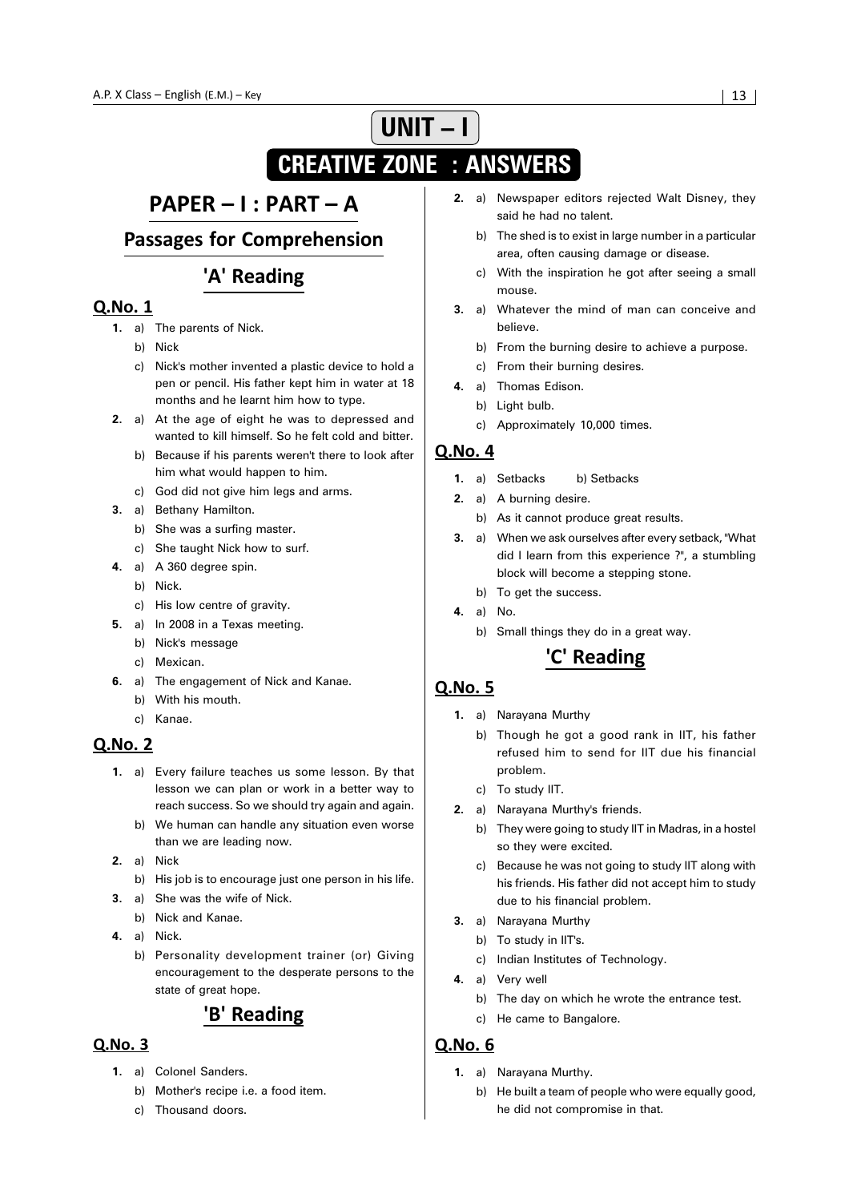# UNIT – I

# CREATIVE ZONE : ANSWERS

## PAPER – I : PART – A

## Passages for Comprehension

### 'A' Reading

#### Q.No. 1

1. a) The parents of Nick.
   b) Nick
   c) Nick's mother invented a plastic device to hold a pen or pencil. His father kept him in water at 18 months and he learnt him how to type.
2. a) At the age of eight he was to depressed and wanted to kill himself. So he felt cold and bitter.
   b) Because if his parents weren't there to look after him what would happen to him.
   c) God did not give him legs and arms.
3. a) Bethany Hamilton.
   b) She was a surfing master.
   c) She taught Nick how to surf.
4. a) A 360 degree spin.
   b) Nick.
   c) His low centre of gravity.
5. a) In 2008 in a Texas meeting.
   b) Nick's message
   c) Mexican.
6. a) The engagement of Nick and Kanae.
   b) With his mouth.
   c) Kanae.

#### Q.No. 2

1. a) Every failure teaches us some lesson. By that lesson we can plan or work in a better way to reach success. So we should try again and again.
   b) We human can handle any situation even worse than we are leading now.
2. a) Nick
   b) His job is to encourage just one person in his life.
3. a) She was the wife of Nick.
   b) Nick and Kanae.
4. a) Nick.
   b) Personality development trainer (or) Giving encouragement to the desperate persons to the state of great hope.

### 'B' Reading

#### Q.No. 3

1. a) Colonel Sanders.
   b) Mother's recipe i.e. a food item.
   c) Thousand doors.
2. a) Newspaper editors rejected Walt Disney, they said he had no talent.
   b) The shed is to exist in large number in a particular area, often causing damage or disease.
   c) With the inspiration he got after seeing a small mouse.
3. a) Whatever the mind of man can conceive and believe.
   b) From the burning desire to achieve a purpose.
   c) From their burning desires.
4. a) Thomas Edison.
   b) Light bulb.
   c) Approximately 10,000 times.

#### Q.No. 4

1. a) Setbacks b) Setbacks
2. a) A burning desire.
   b) As it cannot produce great results.
3. a) When we ask ourselves after every setback, "What did I learn from this experience ?", a stumbling block will become a stepping stone.
   b) To get the success.
4. a) No.
   b) Small things they do in a great way.

### 'C' Reading

#### Q.No. 5

1. a) Narayana Murthy
   b) Though he got a good rank in IIT, his father refused him to send for IIT due his financial problem.
   c) To study IIT.
2. a) Narayana Murthy's friends.
   b) They were going to study IIT in Madras, in a hostel so they were excited.
   c) Because he was not going to study IIT along with his friends. His father did not accept him to study due to his financial problem.
3. a) Narayana Murthy
   b) To study in IIT's.
   c) Indian Institutes of Technology.
4. a) Very well
   b) The day on which he wrote the entrance test.
   c) He came to Bangalore.

#### Q.No. 6

1. a) Narayana Murthy.
   b) He built a team of people who were equally good, he did not compromise in that.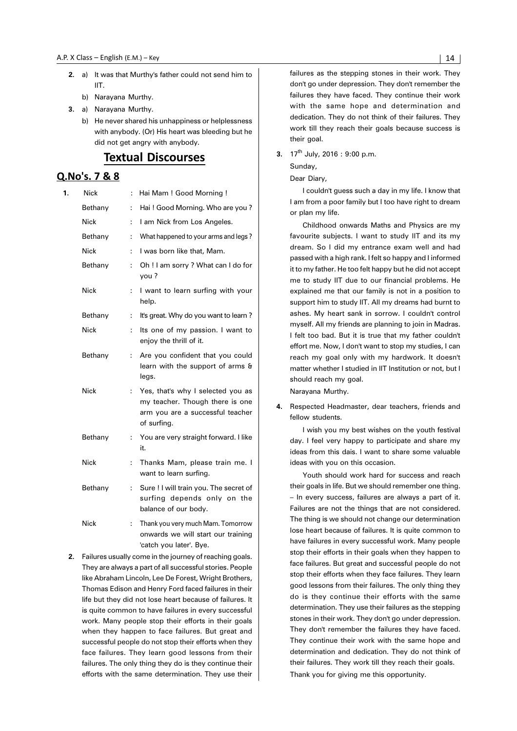**2.** a) It was that Murthy's father could not send him to IIT.

b) Narayana Murthy.

**3.** a) Narayana Murthy.

b) He never shared his unhappiness or helplessness with anybody. (Or) His heart was bleeding but he did not get angry with anybody.

## Textual Discourses

### Q.No's. 7 & 8

**1.**

| | | |
|---|---|---|
| Nick | : | Hai Mam ! Good Morning ! |
| Bethany | : | Hai ! Good Morning. Who are you ? |
| Nick | : | I am Nick from Los Angeles. |
| Bethany | : | What happened to your arms and legs ? |
| Nick | : | I was born like that, Mam. |
| Bethany | : | Oh ! I am sorry ? What can I do for you ? |
| Nick | : | I want to learn surfing with your help. |
| Bethany | : | It's great. Why do you want to learn ? |
| Nick | : | Its one of my passion. I want to enjoy the thrill of it. |
| Bethany | : | Are you confident that you could learn with the support of arms & legs. |
| Nick | : | Yes, that's why I selected you as my teacher. Though there is one arm you are a successful teacher of surfing. |
| Bethany | : | You are very straight forward. I like it. |
| Nick | : | Thanks Mam, please train me. I want to learn surfing. |
| Bethany | : | Sure ! I will train you. The secret of surfing depends only on the balance of our body. |
| Nick | : | Thank you very much Mam. Tomorrow onwards we will start our training 'catch you later'. Bye. |

**2.** Failures usually come in the journey of reaching goals. They are always a part of all successful stories. People like Abraham Lincoln, Lee De Forest, Wright Brothers, Thomas Edison and Henry Ford faced failures in their life but they did not lose heart because of failures. It is quite common to have failures in every successful work. Many people stop their efforts in their goals when they happen to face failures. But great and successful people do not stop their efforts when they face failures. They learn good lessons from their failures. The only thing they do is they continue their efforts with the same determination. They use their failures as the stepping stones in their work. They don't go under depression. They don't remember the failures they have faced. They continue their work with the same hope and determination and dedication. They do not think of their failures. They work till they reach their goals because success is their goal.

**3.** 17th July, 2016 : 9:00 p.m.

Sunday,

Dear Diary,

I couldn't guess such a day in my life. I know that I am from a poor family but I too have right to dream or plan my life.

Childhood onwards Maths and Physics are my favourite subjects. I want to study IIT and its my dream. So I did my entrance exam well and had passed with a high rank. I felt so happy and I informed it to my father. He too felt happy but he did not accept me to study IIT due to our financial problems. He explained me that our family is not in a position to support him to study IIT. All my dreams had burnt to ashes. My heart sank in sorrow. I couldn't control myself. All my friends are planning to join in Madras. I felt too bad. But it is true that my father couldn't effort me. Now, I don't want to stop my studies, I can reach my goal only with my hardwork. It doesn't matter whether I studied in IIT Institution or not, but I should reach my goal.

Narayana Murthy.

**4.** Respected Headmaster, dear teachers, friends and fellow students.

I wish you my best wishes on the youth festival day. I feel very happy to participate and share my ideas from this dais. I want to share some valuable ideas with you on this occasion.

Youth should work hard for success and reach their goals in life. But we should remember one thing. – In every success, failures are always a part of it. Failures are not the things that are not considered. The thing is we should not change our determination lose heart because of failures. It is quite common to have failures in every successful work. Many people stop their efforts in their goals when they happen to face failures. But great and successful people do not stop their efforts when they face failures. They learn good lessons from their failures. The only thing they do is they continue their efforts with the same determination. They use their failures as the stepping stones in their work. They don't go under depression. They don't remember the failures they have faced. They continue their work with the same hope and determination and dedication. They do not think of their failures. They work till they reach their goals.

Thank you for giving me this opportunity.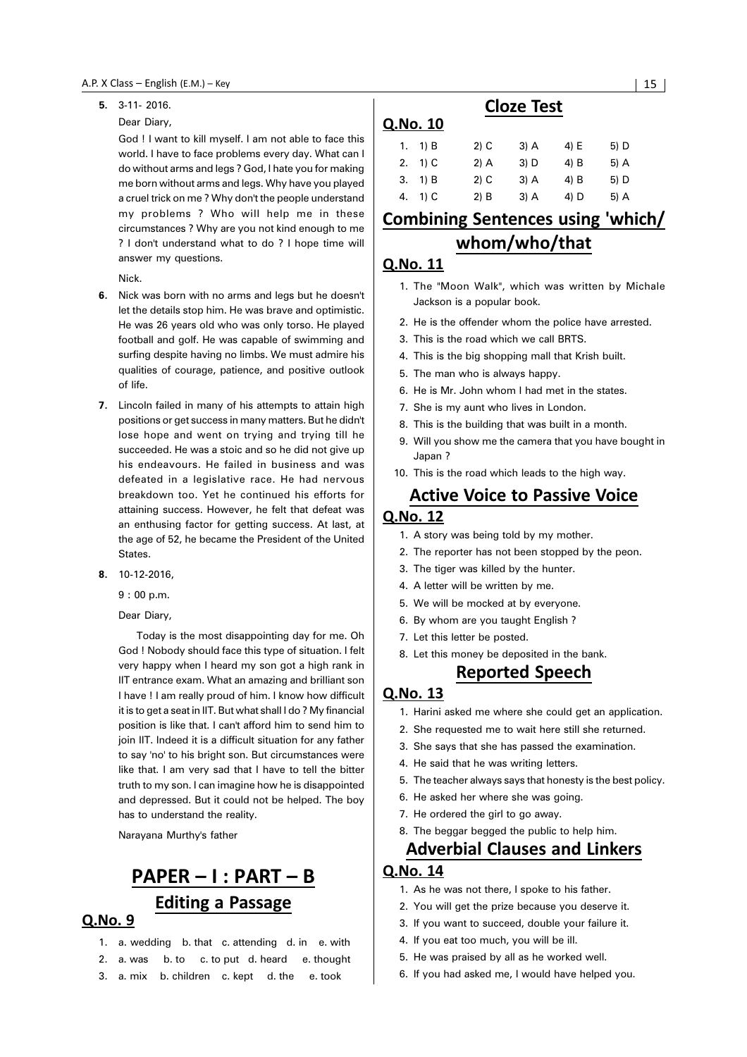5. 3-11- 2016.

   Dear Diary,

   God ! I want to kill myself. I am not able to face this world. I have to face problems every day. What can I do without arms and legs ? God, I hate you for making me born without arms and legs. Why have you played a cruel trick on me ? Why don't the people understand my problems ? Who will help me in these circumstances ? Why are you not kind enough to me ? I don't understand what to do ? I hope time will answer my questions.

   Nick.

6. Nick was born with no arms and legs but he doesn't let the details stop him. He was brave and optimistic. He was 26 years old who was only torso. He played football and golf. He was capable of swimming and surfing despite having no limbs. We must admire his qualities of courage, patience, and positive outlook of life.

7. Lincoln failed in many of his attempts to attain high positions or get success in many matters. But he didn't lose hope and went on trying and trying till he succeeded. He was a stoic and so he did not give up his endeavours. He failed in business and was defeated in a legislative race. He had nervous breakdown too. Yet he continued his efforts for attaining success. However, he felt that defeat was an enthusing factor for getting success. At last, at the age of 52, he became the President of the United States.

8. 10-12-2016,

   9 : 00 p.m.

   Dear Diary,

   Today is the most disappointing day for me. Oh God ! Nobody should face this type of situation. I felt very happy when I heard my son got a high rank in IIT entrance exam. What an amazing and brilliant son I have ! I am really proud of him. I know how difficult it is to get a seat in IIT. But what shall I do ? My financial position is like that. I can't afford him to send him to join IIT. Indeed it is a difficult situation for any father to say 'no' to his bright son. But circumstances were like that. I am very sad that I have to tell the bitter truth to my son. I can imagine how he is disappointed and depressed. But it could not be helped. The boy has to understand the reality.

   Narayana Murthy's father

# PAPER – I : PART – B

## Editing a Passage

### Q.No. 9

1. a. wedding b. that c. attending d. in e. with
2. a. was b. to c. to put d. heard e. thought
3. a. mix b. children c. kept d. the e. took

## Cloze Test

### Q.No. 10

| | | | | | |
|---|---|---|---|---|---|
| 1. | 1) B | 2) C | 3) A | 4) E | 5) D |
| 2. | 1) C | 2) A | 3) D | 4) B | 5) A |
| 3. | 1) B | 2) C | 3) A | 4) B | 5) D |
| 4. | 1) C | 2) B | 3) A | 4) D | 5) A |

## Combining Sentences using 'which/ whom/who/that

### Q.No. 11

1. The "Moon Walk", which was written by Michale Jackson is a popular book.
2. He is the offender whom the police have arrested.
3. This is the road which we call BRTS.
4. This is the big shopping mall that Krish built.
5. The man who is always happy.
6. He is Mr. John whom I had met in the states.
7. She is my aunt who lives in London.
8. This is the building that was built in a month.
9. Will you show me the camera that you have bought in Japan ?
10. This is the road which leads to the high way.

## Active Voice to Passive Voice

### Q.No. 12

1. A story was being told by my mother.
2. The reporter has not been stopped by the peon.
3. The tiger was killed by the hunter.
4. A letter will be written by me.
5. We will be mocked at by everyone.
6. By whom are you taught English ?
7. Let this letter be posted.
8. Let this money be deposited in the bank.

## Reported Speech

### Q.No. 13

1. Harini asked me where she could get an application.
2. She requested me to wait here still she returned.
3. She says that she has passed the examination.
4. He said that he was writing letters.
5. The teacher always says that honesty is the best policy.
6. He asked her where she was going.
7. He ordered the girl to go away.
8. The beggar begged the public to help him.

## Adverbial Clauses and Linkers

### Q.No. 14

1. As he was not there, I spoke to his father.
2. You will get the prize because you deserve it.
3. If you want to succeed, double your failure it.
4. If you eat too much, you will be ill.
5. He was praised by all as he worked well.
6. If you had asked me, I would have helped you.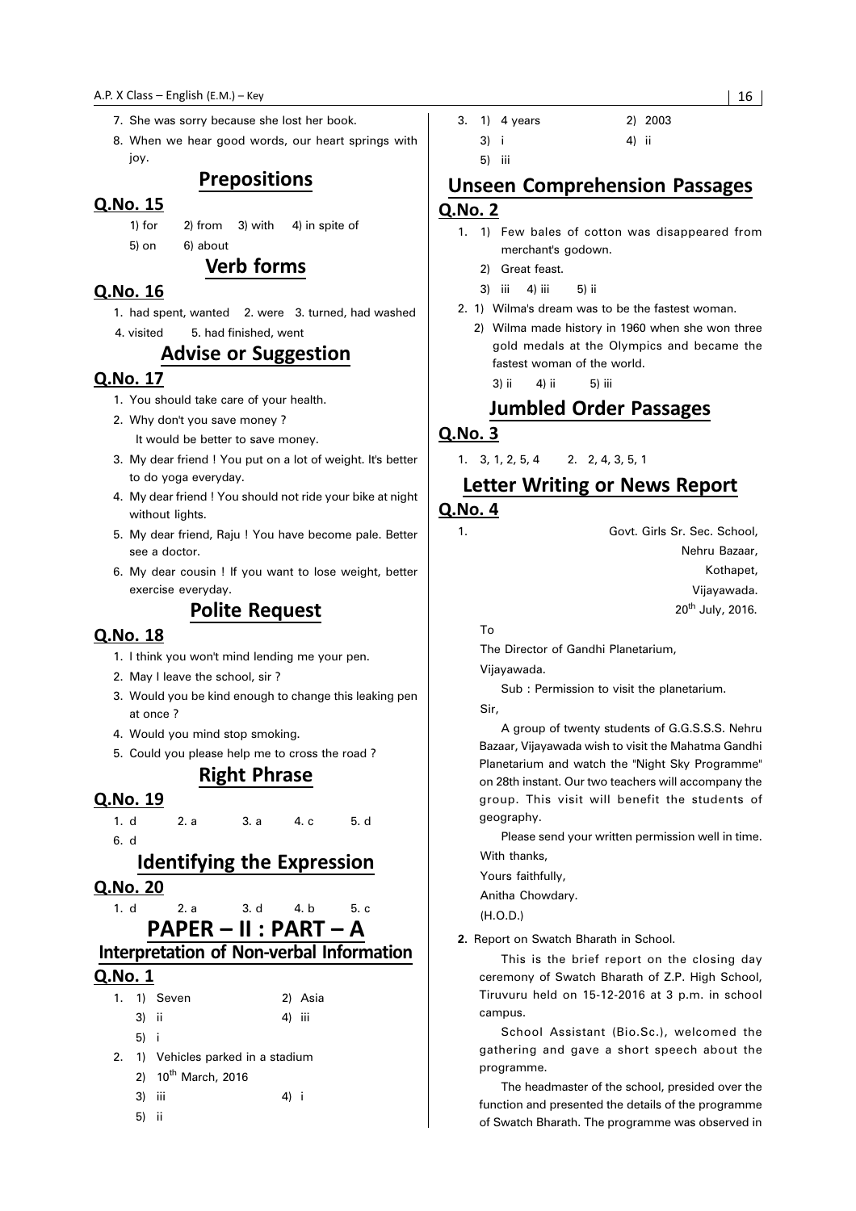7. She was sorry because she lost her book.
8. When we hear good words, our heart springs with joy.

## Prepositions

### Q.No. 15

1) for 2) from 3) with 4) in spite of
5) on 6) about

## Verb forms

### Q.No. 16

1. had spent, wanted 2. were 3. turned, had washed
4. visited 5. had finished, went

## Advise or Suggestion

### Q.No. 17

1. You should take care of your health.
2. Why don't you save money ?
   It would be better to save money.
3. My dear friend ! You put on a lot of weight. It's better to do yoga everyday.
4. My dear friend ! You should not ride your bike at night without lights.
5. My dear friend, Raju ! You have become pale. Better see a doctor.
6. My dear cousin ! If you want to lose weight, better exercise everyday.

## Polite Request

### Q.No. 18

1. I think you won't mind lending me your pen.
2. May I leave the school, sir ?
3. Would you be kind enough to change this leaking pen at once ?
4. Would you mind stop smoking.
5. Could you please help me to cross the road ?

## Right Phrase

### Q.No. 19

1. d 2. a 3. a 4. c 5. d
6. d

## Identifying the Expression

### Q.No. 20

1. d 2. a 3. d 4. b 5. c

# PAPER – II : PART – A

## Interpretation of Non-verbal Information

### Q.No. 1

1. 1) Seven 2) Asia
   3) ii 4) iii
   5) i
2. 1) Vehicles parked in a stadium
   2) 10th March, 2016
   3) iii 4) i
   5) ii
3. 1) 4 years 2) 2003
   3) i 4) ii
   5) iii

## Unseen Comprehension Passages

### Q.No. 2

1. 1) Few bales of cotton was disappeared from merchant's godown.
   2) Great feast.
   3) iii 4) iii 5) ii
2. 1) Wilma's dream was to be the fastest woman.
   2) Wilma made history in 1960 when she won three gold medals at the Olympics and became the fastest woman of the world.
   3) ii 4) ii 5) iii

## Jumbled Order Passages

### Q.No. 3

1. 3, 1, 2, 5, 4 2. 2, 4, 3, 5, 1

## Letter Writing or News Report

### Q.No. 4

1.

Govt. Girls Sr. Sec. School,
Nehru Bazaar,
Kothapet,
Vijayawada.
20th July, 2016.

To
The Director of Gandhi Planetarium,
Vijayawada.

Sub : Permission to visit the planetarium.

Sir,

A group of twenty students of G.G.S.S.S. Nehru Bazaar, Vijayawada wish to visit the Mahatma Gandhi Planetarium and watch the "Night Sky Programme" on 28th instant. Our two teachers will accompany the group. This visit will benefit the students of geography.

Please send your written permission well in time.

With thanks,
Yours faithfully,
Anitha Chowdary.
(H.O.D.)

**2.** Report on Swatch Bharath in School.

This is the brief report on the closing day ceremony of Swatch Bharath of Z.P. High School, Tiruvuru held on 15-12-2016 at 3 p.m. in school campus.

School Assistant (Bio.Sc.), welcomed the gathering and gave a short speech about the programme.

The headmaster of the school, presided over the function and presented the details of the programme of Swatch Bharath. The programme was observed in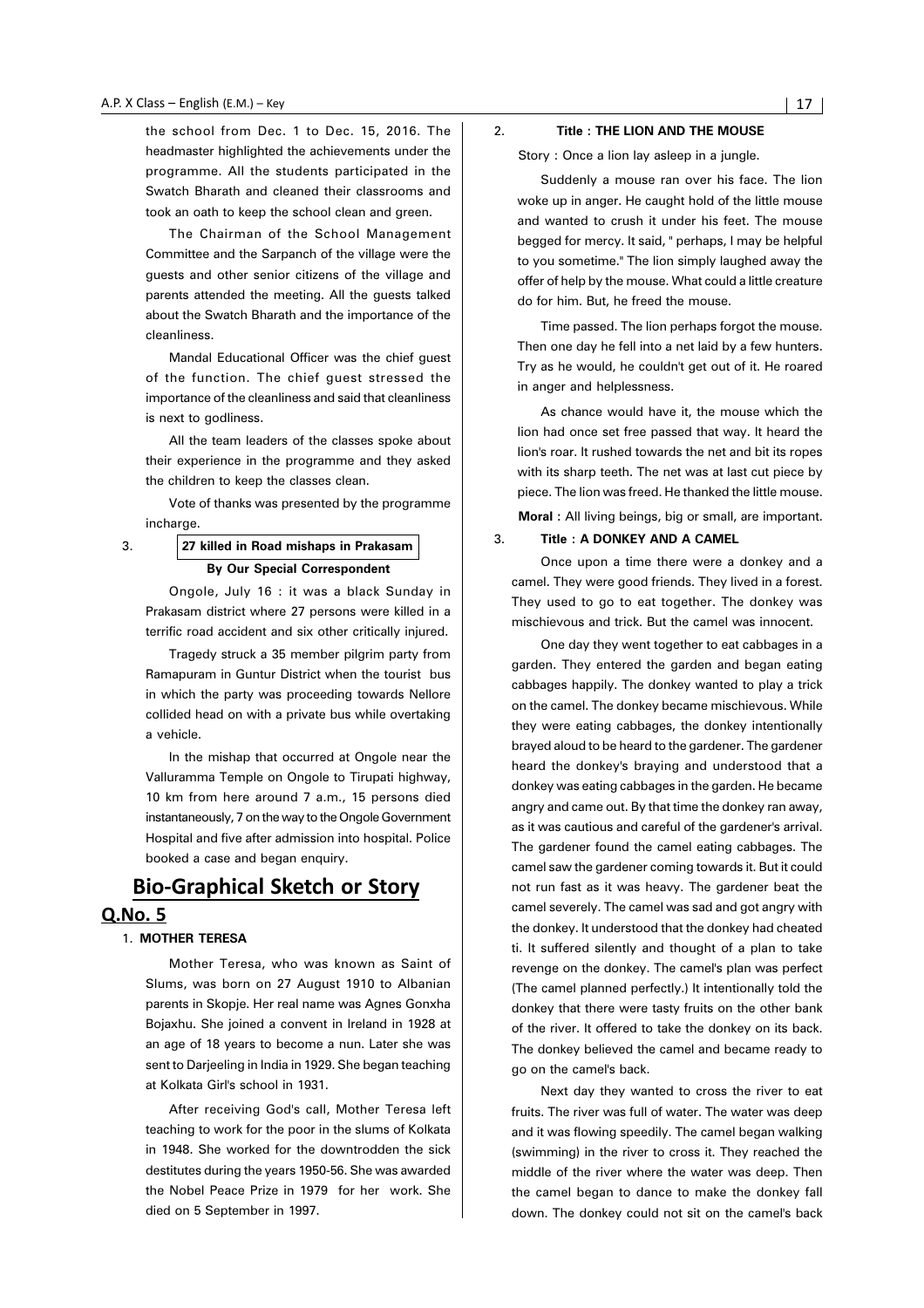the school from Dec. 1 to Dec. 15, 2016. The headmaster highlighted the achievements under the programme. All the students participated in the Swatch Bharath and cleaned their classrooms and took an oath to keep the school clean and green.

The Chairman of the School Management Committee and the Sarpanch of the village were the guests and other senior citizens of the village and parents attended the meeting. All the guests talked about the Swatch Bharath and the importance of the cleanliness.

Mandal Educational Officer was the chief guest of the function. The chief guest stressed the importance of the cleanliness and said that cleanliness is next to godliness.

All the team leaders of the classes spoke about their experience in the programme and they asked the children to keep the classes clean.

Vote of thanks was presented by the programme incharge.

3. **27 killed in Road mishaps in Prakasam**

**By Our Special Correspondent**

Ongole, July 16 : it was a black Sunday in Prakasam district where 27 persons were killed in a terrific road accident and six other critically injured.

Tragedy struck a 35 member pilgrim party from Ramapuram in Guntur District when the tourist bus in which the party was proceeding towards Nellore collided head on with a private bus while overtaking a vehicle.

In the mishap that occurred at Ongole near the Valluramma Temple on Ongole to Tirupati highway, 10 km from here around 7 a.m., 15 persons died instantaneously, 7 on the way to the Ongole Government Hospital and five after admission into hospital. Police booked a case and began enquiry.

# Bio-Graphical Sketch or Story

## Q.No. 5

1. **MOTHER TERESA**

Mother Teresa, who was known as Saint of Slums, was born on 27 August 1910 to Albanian parents in Skopje. Her real name was Agnes Gonxha Bojaxhu. She joined a convent in Ireland in 1928 at an age of 18 years to become a nun. Later she was sent to Darjeeling in India in 1929. She began teaching at Kolkata Girl's school in 1931.

After receiving God's call, Mother Teresa left teaching to work for the poor in the slums of Kolkata in 1948. She worked for the downtrodden the sick destitutes during the years 1950-56. She was awarded the Nobel Peace Prize in 1979 for her work. She died on 5 September in 1997.

2. **Title : THE LION AND THE MOUSE**

Story : Once a lion lay asleep in a jungle.

Suddenly a mouse ran over his face. The lion woke up in anger. He caught hold of the little mouse and wanted to crush it under his feet. The mouse begged for mercy. It said, " perhaps, I may be helpful to you sometime." The lion simply laughed away the offer of help by the mouse. What could a little creature do for him. But, he freed the mouse.

Time passed. The lion perhaps forgot the mouse. Then one day he fell into a net laid by a few hunters. Try as he would, he couldn't get out of it. He roared in anger and helplessness.

As chance would have it, the mouse which the lion had once set free passed that way. It heard the lion's roar. It rushed towards the net and bit its ropes with its sharp teeth. The net was at last cut piece by piece. The lion was freed. He thanked the little mouse.

**Moral :** All living beings, big or small, are important.

3. **Title : A DONKEY AND A CAMEL**

Once upon a time there were a donkey and a camel. They were good friends. They lived in a forest. They used to go to eat together. The donkey was mischievous and trick. But the camel was innocent.

One day they went together to eat cabbages in a garden. They entered the garden and began eating cabbages happily. The donkey wanted to play a trick on the camel. The donkey became mischievous. While they were eating cabbages, the donkey intentionally brayed aloud to be heard to the gardener. The gardener heard the donkey's braying and understood that a donkey was eating cabbages in the garden. He became angry and came out. By that time the donkey ran away, as it was cautious and careful of the gardener's arrival. The gardener found the camel eating cabbages. The camel saw the gardener coming towards it. But it could not run fast as it was heavy. The gardener beat the camel severely. The camel was sad and got angry with the donkey. It understood that the donkey had cheated ti. It suffered silently and thought of a plan to take revenge on the donkey. The camel's plan was perfect (The camel planned perfectly.) It intentionally told the donkey that there were tasty fruits on the other bank of the river. It offered to take the donkey on its back. The donkey believed the camel and became ready to go on the camel's back.

Next day they wanted to cross the river to eat fruits. The river was full of water. The water was deep and it was flowing speedily. The camel began walking (swimming) in the river to cross it. They reached the middle of the river where the water was deep. Then the camel began to dance to make the donkey fall down. The donkey could not sit on the camel's back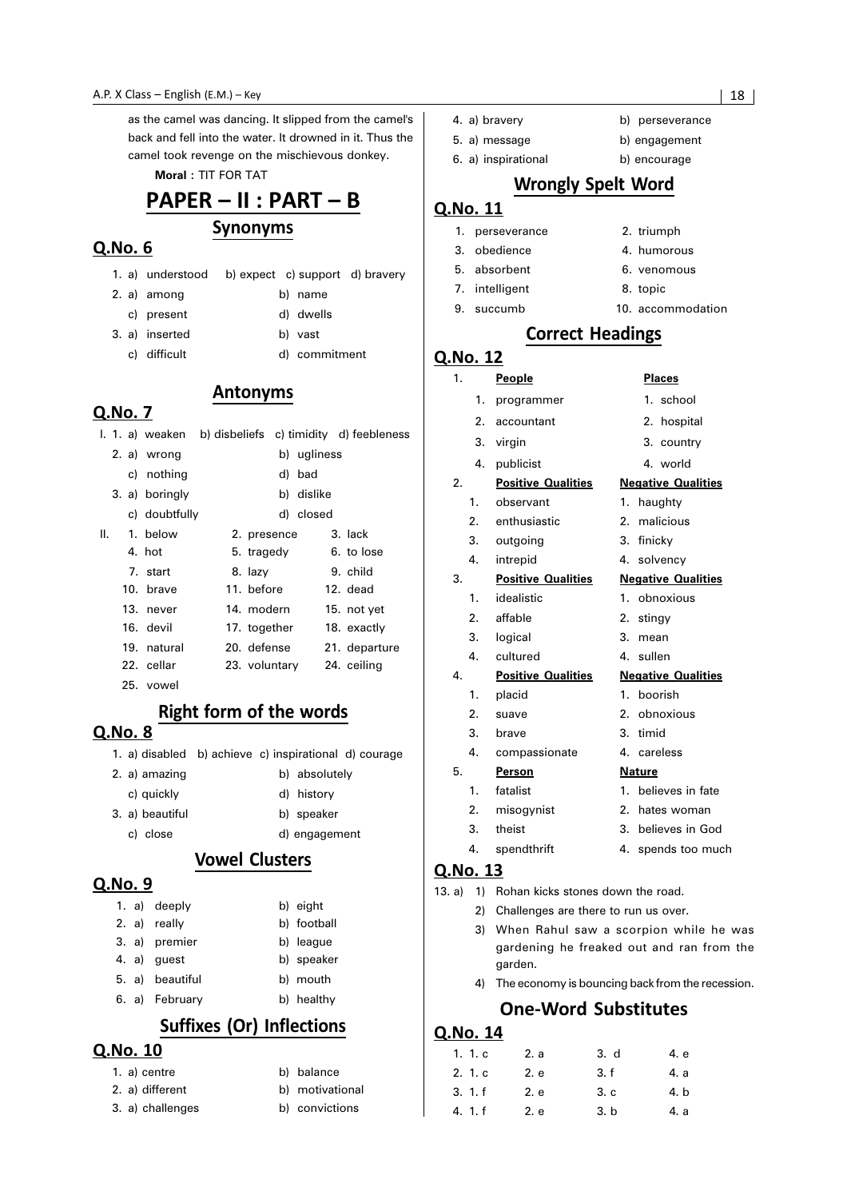as the camel was dancing. It slipped from the camel's back and fell into the water. It drowned in it. Thus the camel took revenge on the mischievous donkey.

**Moral :** TIT FOR TAT

# PAPER – II : PART – B

## Synonyms

### Q.No. 6

1. a) understood b) expect c) support d) bravery
2. a) among b) name
   c) present d) dwells
3. a) inserted b) vast
   c) difficult d) commitment

## Antonyms

### Q.No. 7

I. 1. a) weaken b) disbeliefs c) timidity d) feebleness
   2. a) wrong b) ugliness
      c) nothing d) bad
   3. a) boringly b) dislike
      c) doubtfully d) closed

II.

| | | |
|---|---|---|
| 1. below | 2. presence | 3. lack |
| 4. hot | 5. tragedy | 6. to lose |
| 7. start | 8. lazy | 9. child |
| 10. brave | 11. before | 12. dead |
| 13. never | 14. modern | 15. not yet |
| 16. devil | 17. together | 18. exactly |
| 19. natural | 20. defense | 21. departure |
| 22. cellar | 23. voluntary | 24. ceiling |
| 25. vowel | | |

## Right form of the words

### Q.No. 8

1. a) disabled b) achieve c) inspirational d) courage
2. a) amazing b) absolutely
   c) quickly d) history
3. a) beautiful b) speaker
   c) close d) engagement

## Vowel Clusters

### Q.No. 9

1. a) deeply b) eight
2. a) really b) football
3. a) premier b) league
4. a) guest b) speaker
5. a) beautiful b) mouth
6. a) February b) healthy

## Suffixes (Or) Inflections

### Q.No. 10

1. a) centre b) balance
2. a) different b) motivational
3. a) challenges b) convictions
4. a) bravery b) perseverance
5. a) message b) engagement
6. a) inspirational b) encourage

## Wrongly Spelt Word

### Q.No. 11

| | |
|---|---|
| 1. perseverance | 2. triumph |
| 3. obedience | 4. humorous |
| 5. absorbent | 6. venomous |
| 7. intelligent | 8. topic |
| 9. succumb | 10. accommodation |

## Correct Headings

### Q.No. 12

1.

| **People** | **Places** |
|---|---|
| 1. programmer | 1. school |
| 2. accountant | 2. hospital |
| 3. virgin | 3. country |
| 4. publicist | 4. world |

2.

| **Positive Qualities** | **Negative Qualities** |
|---|---|
| 1. observant | 1. haughty |
| 2. enthusiastic | 2. malicious |
| 3. outgoing | 3. finicky |
| 4. intrepid | 4. solvency |

3.

| **Positive Qualities** | **Negative Qualities** |
|---|---|
| 1. idealistic | 1. obnoxious |
| 2. affable | 2. stingy |
| 3. logical | 3. mean |
| 4. cultured | 4. sullen |

4.

| **Positive Qualities** | **Negative Qualities** |
|---|---|
| 1. placid | 1. boorish |
| 2. suave | 2. obnoxious |
| 3. brave | 3. timid |
| 4. compassionate | 4. careless |

5.

| **Person** | **Nature** |
|---|---|
| 1. fatalist | 1. believes in fate |
| 2. misogynist | 2. hates woman |
| 3. theist | 3. believes in God |
| 4. spendthrift | 4. spends too much |

### Q.No. 13

13. a)
1) Rohan kicks stones down the road.
2) Challenges are there to run us over.
3) When Rahul saw a scorpion while he was gardening he freaked out and ran from the garden.
4) The economy is bouncing back from the recession.

## One-Word Substitutes

### Q.No. 14

| | | | |
|---|---|---|---|
| 1. 1. c | 2. a | 3. d | 4. e |
| 2. 1. c | 2. e | 3. f | 4. a |
| 3. 1. f | 2. e | 3. c | 4. b |
| 4. 1. f | 2. e | 3. b | 4. a |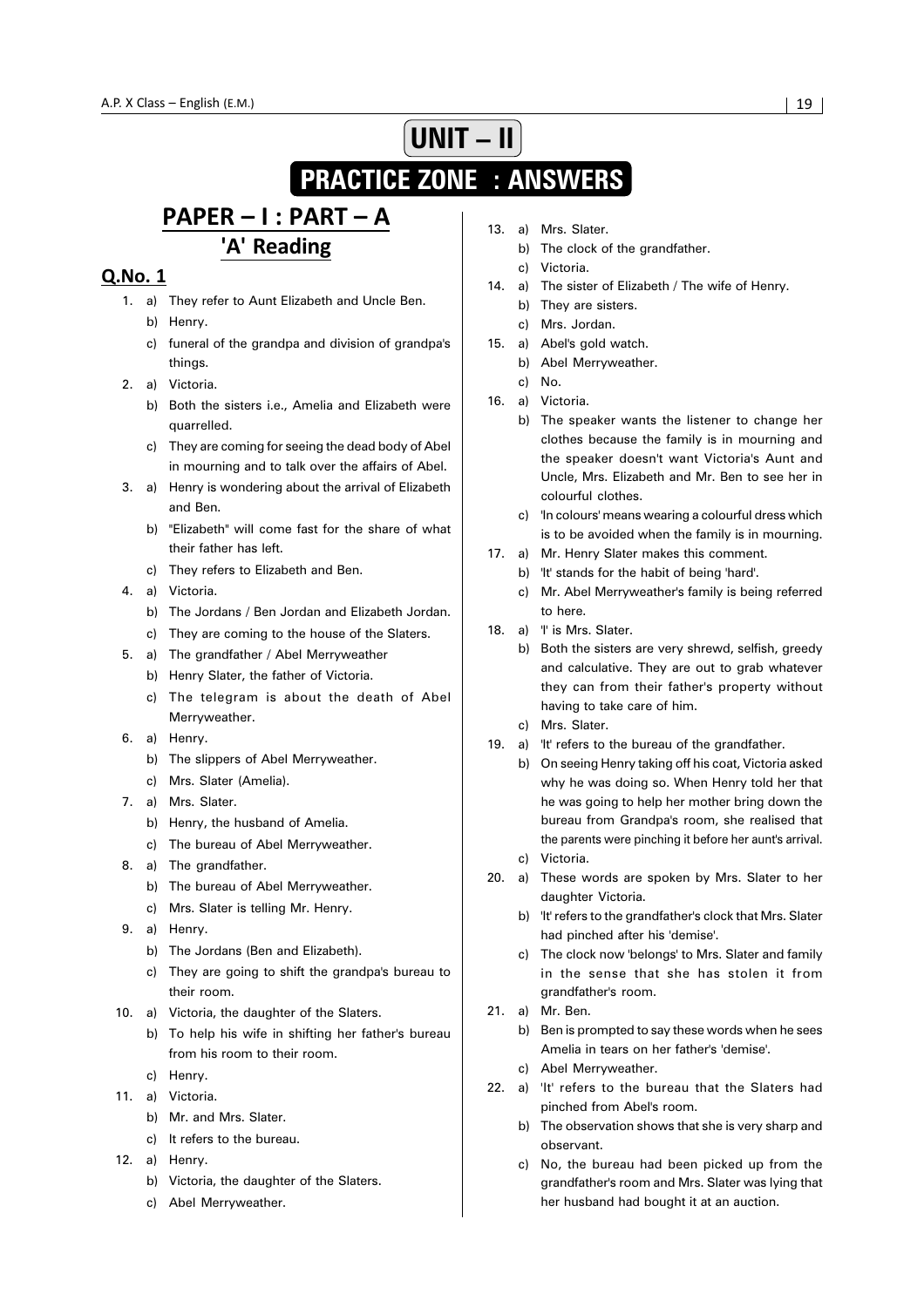# UNIT – II

## PRACTICE ZONE : ANSWERS

## PAPER – I : PART – A

### 'A' Reading

### Q.No. 1

1. a) They refer to Aunt Elizabeth and Uncle Ben.
   b) Henry.
   c) funeral of the grandpa and division of grandpa's things.
2. a) Victoria.
   b) Both the sisters i.e., Amelia and Elizabeth were quarrelled.
   c) They are coming for seeing the dead body of Abel in mourning and to talk over the affairs of Abel.
3. a) Henry is wondering about the arrival of Elizabeth and Ben.
   b) "Elizabeth" will come fast for the share of what their father has left.
   c) They refers to Elizabeth and Ben.
4. a) Victoria.
   b) The Jordans / Ben Jordan and Elizabeth Jordan.
   c) They are coming to the house of the Slaters.
5. a) The grandfather / Abel Merryweather
   b) Henry Slater, the father of Victoria.
   c) The telegram is about the death of Abel Merryweather.
6. a) Henry.
   b) The slippers of Abel Merryweather.
   c) Mrs. Slater (Amelia).
7. a) Mrs. Slater.
   b) Henry, the husband of Amelia.
   c) The bureau of Abel Merryweather.
8. a) The grandfather.
   b) The bureau of Abel Merryweather.
   c) Mrs. Slater is telling Mr. Henry.
9. a) Henry.
   b) The Jordans (Ben and Elizabeth).
   c) They are going to shift the grandpa's bureau to their room.
10. a) Victoria, the daughter of the Slaters.
    b) To help his wife in shifting her father's bureau from his room to their room.
    c) Henry.
11. a) Victoria.
    b) Mr. and Mrs. Slater.
    c) It refers to the bureau.
12. a) Henry.
    b) Victoria, the daughter of the Slaters.
    c) Abel Merryweather.
13. a) Mrs. Slater.
    b) The clock of the grandfather.
    c) Victoria.
14. a) The sister of Elizabeth / The wife of Henry.
    b) They are sisters.
    c) Mrs. Jordan.
15. a) Abel's gold watch.
    b) Abel Merryweather.
    c) No.
16. a) Victoria.
    b) The speaker wants the listener to change her clothes because the family is in mourning and the speaker doesn't want Victoria's Aunt and Uncle, Mrs. Elizabeth and Mr. Ben to see her in colourful clothes.
    c) 'In colours' means wearing a colourful dress which is to be avoided when the family is in mourning.
17. a) Mr. Henry Slater makes this comment.
    b) 'It' stands for the habit of being 'hard'.
    c) Mr. Abel Merryweather's family is being referred to here.
18. a) 'I' is Mrs. Slater.
    b) Both the sisters are very shrewd, selfish, greedy and calculative. They are out to grab whatever they can from their father's property without having to take care of him.
    c) Mrs. Slater.
19. a) 'It' refers to the bureau of the grandfather.
    b) On seeing Henry taking off his coat, Victoria asked why he was doing so. When Henry told her that he was going to help her mother bring down the bureau from Grandpa's room, she realised that the parents were pinching it before her aunt's arrival.
    c) Victoria.
20. a) These words are spoken by Mrs. Slater to her daughter Victoria.
    b) 'It' refers to the grandfather's clock that Mrs. Slater had pinched after his 'demise'.
    c) The clock now 'belongs' to Mrs. Slater and family in the sense that she has stolen it from grandfather's room.
21. a) Mr. Ben.
    b) Ben is prompted to say these words when he sees Amelia in tears on her father's 'demise'.
    c) Abel Merryweather.
22. a) 'It' refers to the bureau that the Slaters had pinched from Abel's room.
    b) The observation shows that she is very sharp and observant.
    c) No, the bureau had been picked up from the grandfather's room and Mrs. Slater was lying that her husband had bought it at an auction.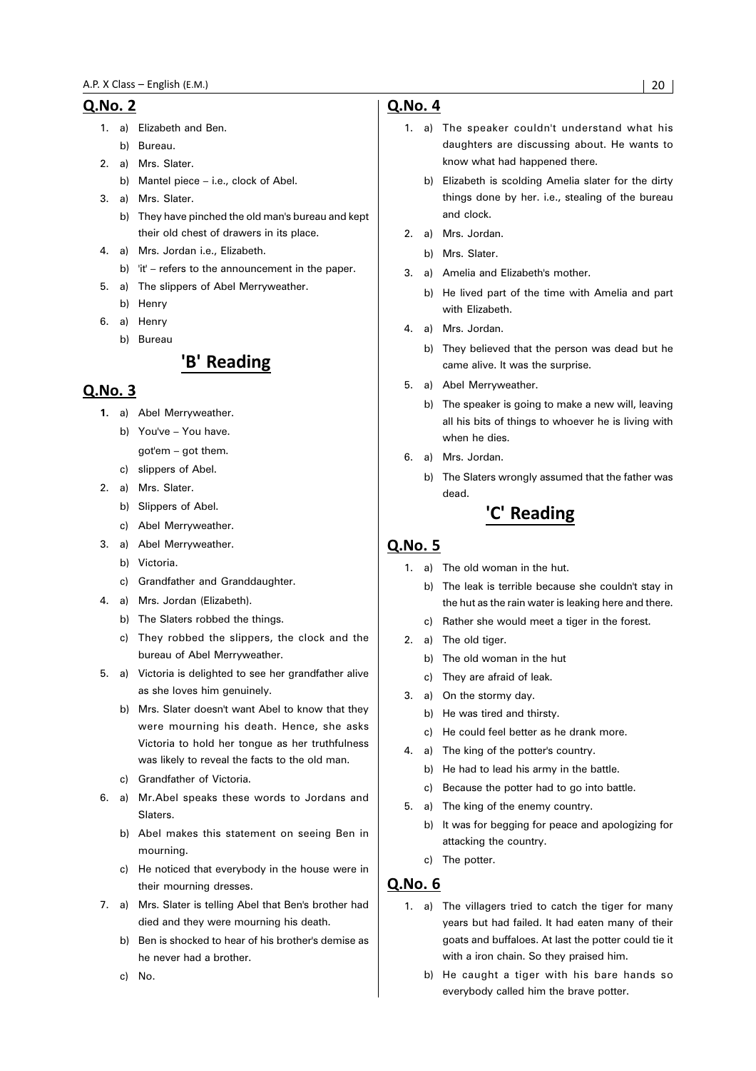## Q.No. 2

1. a) Elizabeth and Ben.
   b) Bureau.
2. a) Mrs. Slater.
   b) Mantel piece – i.e., clock of Abel.
3. a) Mrs. Slater.
   b) They have pinched the old man's bureau and kept their old chest of drawers in its place.
4. a) Mrs. Jordan i.e., Elizabeth.
   b) 'it' – refers to the announcement in the paper.
5. a) The slippers of Abel Merryweather.
   b) Henry
6. a) Henry
   b) Bureau

# 'B' Reading

## Q.No. 3

1. a) Abel Merryweather.
   b) You've – You have.
   got'em – got them.
   c) slippers of Abel.
2. a) Mrs. Slater.
   b) Slippers of Abel.
   c) Abel Merryweather.
3. a) Abel Merryweather.
   b) Victoria.
   c) Grandfather and Granddaughter.
4. a) Mrs. Jordan (Elizabeth).
   b) The Slaters robbed the things.
   c) They robbed the slippers, the clock and the bureau of Abel Merryweather.
5. a) Victoria is delighted to see her grandfather alive as she loves him genuinely.
   b) Mrs. Slater doesn't want Abel to know that they were mourning his death. Hence, she asks Victoria to hold her tongue as her truthfulness was likely to reveal the facts to the old man.
   c) Grandfather of Victoria.
6. a) Mr.Abel speaks these words to Jordans and Slaters.
   b) Abel makes this statement on seeing Ben in mourning.
   c) He noticed that everybody in the house were in their mourning dresses.
7. a) Mrs. Slater is telling Abel that Ben's brother had died and they were mourning his death.
   b) Ben is shocked to hear of his brother's demise as he never had a brother.
   c) No.

## Q.No. 4

1. a) The speaker couldn't understand what his daughters are discussing about. He wants to know what had happened there.
   b) Elizabeth is scolding Amelia slater for the dirty things done by her. i.e., stealing of the bureau and clock.
2. a) Mrs. Jordan.
   b) Mrs. Slater.
3. a) Amelia and Elizabeth's mother.
   b) He lived part of the time with Amelia and part with Elizabeth.
4. a) Mrs. Jordan.
   b) They believed that the person was dead but he came alive. It was the surprise.
5. a) Abel Merryweather.
   b) The speaker is going to make a new will, leaving all his bits of things to whoever he is living with when he dies.
6. a) Mrs. Jordan.
   b) The Slaters wrongly assumed that the father was dead.

# 'C' Reading

## Q.No. 5

1. a) The old woman in the hut.
   b) The leak is terrible because she couldn't stay in the hut as the rain water is leaking here and there.
   c) Rather she would meet a tiger in the forest.
2. a) The old tiger.
   b) The old woman in the hut
   c) They are afraid of leak.
3. a) On the stormy day.
   b) He was tired and thirsty.
   c) He could feel better as he drank more.
4. a) The king of the potter's country.
   b) He had to lead his army in the battle.
   c) Because the potter had to go into battle.
5. a) The king of the enemy country.
   b) It was for begging for peace and apologizing for attacking the country.
   c) The potter.

## Q.No. 6

1. a) The villagers tried to catch the tiger for many years but had failed. It had eaten many of their goats and buffaloes. At last the potter could tie it with a iron chain. So they praised him.
   b) He caught a tiger with his bare hands so everybody called him the brave potter.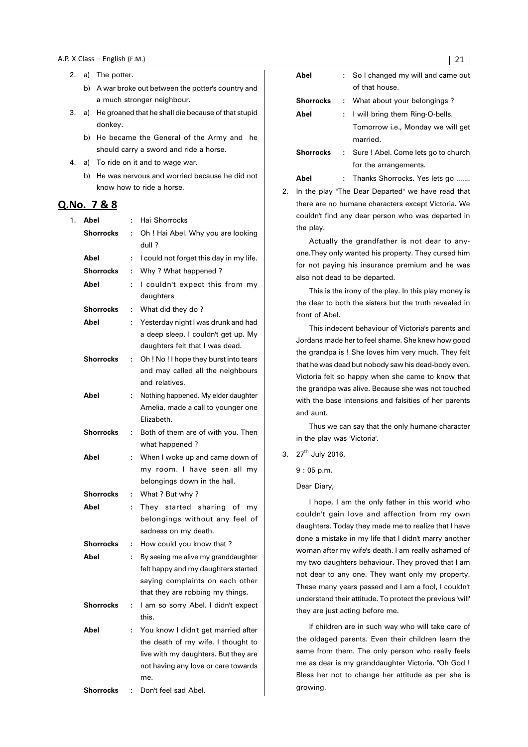2. a) The potter.
   b) A war broke out between the potter's country and a much stronger neighbour.
3. a) He groaned that he shall die because of that stupid donkey.
   b) He became the General of the Army and he should carry a sword and ride a horse.
4. a) To ride on it and to wage war.
   b) He was nervous and worried because he did not know how to ride a horse.

## Q.No. 7 & 8

1.

| | | |
|---|---|---|
| **Abel** | : | Hai Shorrocks |
| **Shorrocks** | : | Oh ! Hai Abel. Why you are looking dull ? |
| **Abel** | : | I could not forget this day in my life. |
| **Shorrocks** | : | Why ? What happened ? |
| **Abel** | : | I couldn't expect this from my daughters |
| **Shorrocks** | : | What did they do ? |
| **Abel** | : | Yesterday night I was drunk and had a deep sleep. I couldn't get up. My daughters felt that I was dead. |
| **Shorrocks** | : | Oh ! No ! I hope they burst into tears and may called all the neighbours and relatives. |
| **Abel** | : | Nothing happened. My elder daughter Amelia, made a call to younger one Elizabeth. |
| **Shorrocks** | : | Both of them are of with you. Then what happened ? |
| **Abel** | : | When I woke up and came down of my room. I have seen all my belongings down in the hall. |
| **Shorrocks** | : | What ? But why ? |
| **Abel** | : | They started sharing of my belongings without any feel of sadness on my death. |
| **Shorrocks** | : | How could you know that ? |
| **Abel** | : | By seeing me alive my granddaughter felt happy and my daughters started saying complaints on each other that they are robbing my things. |
| **Shorrocks** | : | I am so sorry Abel. I didn't expect this. |
| **Abel** | : | You know I didn't get married after the death of my wife. I thought to live with my daughters. But they are not having any love or care towards me. |
| **Shorrocks** | : | Don't feel sad Abel. |
| **Abel** | : | So I changed my will and came out of that house. |
| **Shorrocks** | : | What about your belongings ? |
| **Abel** | : | I will bring them Ring-O-bells. Tomorrow i.e., Monday we will get married. |
| **Shorrocks** | : | Sure ! Abel. Come lets go to church for the arrangements. |
| **Abel** | : | Thanks Shorrocks. Yes lets go ....... |

2. In the play "The Dear Departed" we have read that there are no humane characters except Victoria. We couldn't find any dear person who was departed in the play.

   Actually the grandfather is not dear to anyone.They only wanted his property. They cursed him for not paying his insurance premium and he was also not dead to be departed.

   This is the irony of the play. In this play money is the dear to both the sisters but the truth revealed in front of Abel.

   This indecent behaviour of Victoria's parents and Jordans made her to feel shame. She knew how good the grandpa is ! She loves him very much. They felt that he was dead but nobody saw his dead-body even. Victoria felt so happy when she came to know that the grandpa was alive. Because she was not touched with the base intensions and falsities of her parents and aunt.

   Thus we can say that the only humane character in the play was 'Victoria'.

3. 27th July 2016,

   9 : 05 p.m.

   Dear Diary,

   I hope, I am the only father in this world who couldn't gain love and affection from my own daughters. Today they made me to realize that I have done a mistake in my life that I didn't marry another woman after my wife's death. I am really ashamed of my two daughters behaviour. They proved that I am not dear to any one. They want only my property. These many years passed and I am a fool, I couldn't understand their attitude. To protect the previous 'will' they are just acting before me.

   If children are in such way who will take care of the oldaged parents. Even their children learn the same from them. The only person who really feels me as dear is my granddaughter Victoria. "Oh God ! Bless her not to change her attitude as per she is growing.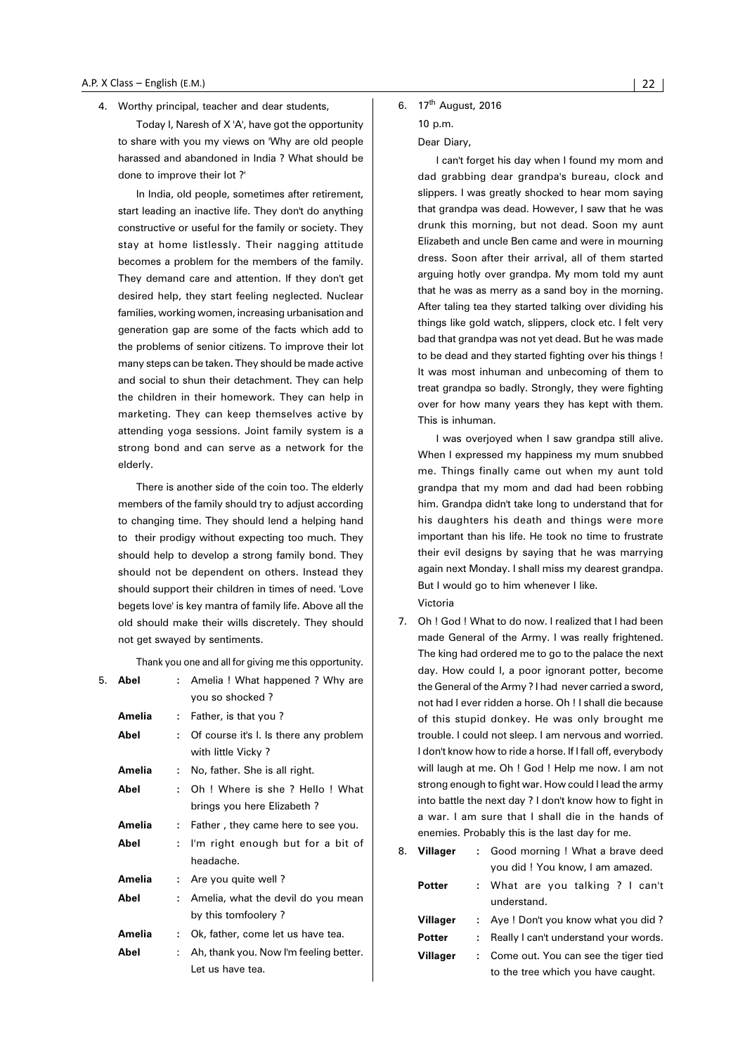4. Worthy principal, teacher and dear students,

Today I, Naresh of X 'A', have got the opportunity to share with you my views on 'Why are old people harassed and abandoned in India ? What should be done to improve their lot ?'

In India, old people, sometimes after retirement, start leading an inactive life. They don't do anything constructive or useful for the family or society. They stay at home listlessly. Their nagging attitude becomes a problem for the members of the family. They demand care and attention. If they don't get desired help, they start feeling neglected. Nuclear families, working women, increasing urbanisation and generation gap are some of the facts which add to the problems of senior citizens. To improve their lot many steps can be taken. They should be made active and social to shun their detachment. They can help the children in their homework. They can help in marketing. They can keep themselves active by attending yoga sessions. Joint family system is a strong bond and can serve as a network for the elderly.

There is another side of the coin too. The elderly members of the family should try to adjust according to changing time. They should lend a helping hand to their prodigy without expecting too much. They should help to develop a strong family bond. They should not be dependent on others. Instead they should support their children in times of need. 'Love begets love' is key mantra of family life. Above all the old should make their wills discretely. They should not get swayed by sentiments.

Thank you one and all for giving me this opportunity.

5.

| | | |
|---|---|---|
| **Abel** | : | Amelia ! What happened ? Why are you so shocked ? |
| **Amelia** | : | Father, is that you ? |
| **Abel** | : | Of course it's I. Is there any problem with little Vicky ? |
| **Amelia** | : | No, father. She is all right. |
| **Abel** | : | Oh ! Where is she ? Hello ! What brings you here Elizabeth ? |
| **Amelia** | : | Father , they came here to see you. |
| **Abel** | : | I'm right enough but for a bit of headache. |
| **Amelia** | : | Are you quite well ? |
| **Abel** | : | Amelia, what the devil do you mean by this tomfoolery ? |
| **Amelia** | : | Ok, father, come let us have tea. |
| **Abel** | : | Ah, thank you. Now I'm feeling better. Let us have tea. |

6. 17th August, 2016

10 p.m.

Dear Diary,

I can't forget his day when I found my mom and dad grabbing dear grandpa's bureau, clock and slippers. I was greatly shocked to hear mom saying that grandpa was dead. However, I saw that he was drunk this morning, but not dead. Soon my aunt Elizabeth and uncle Ben came and were in mourning dress. Soon after their arrival, all of them started arguing hotly over grandpa. My mom told my aunt that he was as merry as a sand boy in the morning. After taling tea they started talking over dividing his things like gold watch, slippers, clock etc. I felt very bad that grandpa was not yet dead. But he was made to be dead and they started fighting over his things ! It was most inhuman and unbecoming of them to treat grandpa so badly. Strongly, they were fighting over for how many years they has kept with them. This is inhuman.

I was overjoyed when I saw grandpa still alive. When I expressed my happiness my mum snubbed me. Things finally came out when my aunt told grandpa that my mom and dad had been robbing him. Grandpa didn't take long to understand that for his daughters his death and things were more important than his life. He took no time to frustrate their evil designs by saying that he was marrying again next Monday. I shall miss my dearest grandpa. But I would go to him whenever I like.

Victoria

7. Oh ! God ! What to do now. I realized that I had been made General of the Army. I was really frightened. The king had ordered me to go to the palace the next day. How could I, a poor ignorant potter, become the General of the Army ? I had never carried a sword, not had I ever ridden a horse. Oh ! I shall die because of this stupid donkey. He was only brought me trouble. I could not sleep. I am nervous and worried. I don't know how to ride a horse. If I fall off, everybody will laugh at me. Oh ! God ! Help me now. I am not strong enough to fight war. How could I lead the army into battle the next day ? I don't know how to fight in a war. I am sure that I shall die in the hands of enemies. Probably this is the last day for me.

8.

| | | |
|---|---|---|
| **Villager** | : | Good morning ! What a brave deed you did ! You know, I am amazed. |
| **Potter** | : | What are you talking ? I can't understand. |
| **Villager** | : | Aye ! Don't you know what you did ? |
| **Potter** | : | Really I can't understand your words. |
| **Villager** | : | Come out. You can see the tiger tied to the tree which you have caught. |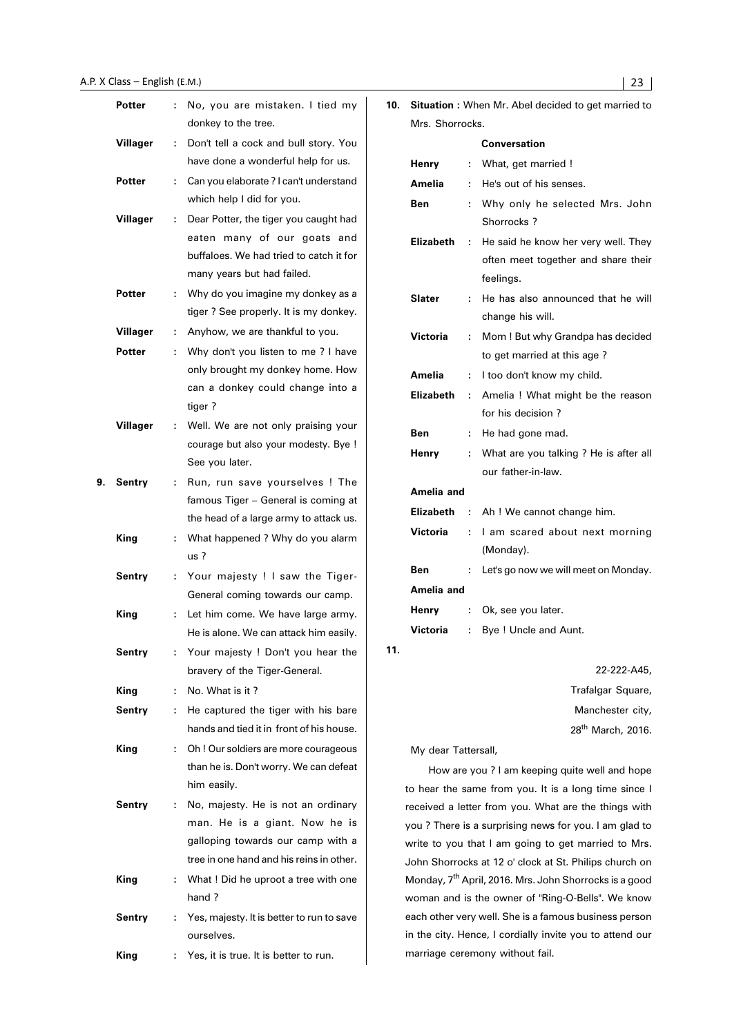**Potter** : No, you are mistaken. I tied my donkey to the tree.

**Villager** : Don't tell a cock and bull story. You have done a wonderful help for us.

**Potter** : Can you elaborate ? I can't understand which help I did for you.

**Villager** : Dear Potter, the tiger you caught had eaten many of our goats and buffaloes. We had tried to catch it for many years but had failed.

**Potter** : Why do you imagine my donkey as a tiger ? See properly. It is my donkey.

**Villager** : Anyhow, we are thankful to you.

**Potter** : Why don't you listen to me ? I have only brought my donkey home. How can a donkey could change into a tiger ?

**Villager** : Well. We are not only praising your courage but also your modesty. Bye ! See you later.

**9.** **Sentry** : Run, run save yourselves ! The famous Tiger – General is coming at the head of a large army to attack us.

**King** : What happened ? Why do you alarm us ?

**Sentry** : Your majesty ! I saw the Tiger-General coming towards our camp.

**King** : Let him come. We have large army. He is alone. We can attack him easily.

**Sentry** : Your majesty ! Don't you hear the bravery of the Tiger-General.

**King** : No. What is it ?

**Sentry** : He captured the tiger with his bare hands and tied it in front of his house.

**King** : Oh ! Our soldiers are more courageous than he is. Don't worry. We can defeat him easily.

**Sentry** : No, majesty. He is not an ordinary man. He is a giant. Now he is galloping towards our camp with a tree in one hand and his reins in other.

**King** : What ! Did he uproot a tree with one hand ?

**Sentry** : Yes, majesty. It is better to run to save ourselves.

**King** : Yes, it is true. It is better to run.

**10.** **Situation :** When Mr. Abel decided to get married to Mrs. Shorrocks.

**Conversation**

**Henry** : What, get married !

**Amelia** : He's out of his senses.

**Ben** : Why only he selected Mrs. John Shorrocks ?

**Elizabeth** : He said he know her very well. They often meet together and share their feelings.

**Slater** : He has also announced that he will change his will.

**Victoria** : Mom ! But why Grandpa has decided to get married at this age ?

**Amelia** : I too don't know my child.

**Elizabeth** : Amelia ! What might be the reason for his decision ?

**Ben** : He had gone mad.

**Henry** : What are you talking ? He is after all our father-in-law.

**Amelia and Elizabeth** : Ah ! We cannot change him.

**Victoria** : I am scared about next morning (Monday).

**Ben** : Let's go now we will meet on Monday.

**Amelia and Henry** : Ok, see you later.

**Victoria** : Bye ! Uncle and Aunt.

**11.**

22-222-A45,
Trafalgar Square,
Manchester city,
28th March, 2016.

My dear Tattersall,

How are you ? I am keeping quite well and hope to hear the same from you. It is a long time since I received a letter from you. What are the things with you ? There is a surprising news for you. I am glad to write to you that I am going to get married to Mrs. John Shorrocks at 12 o' clock at St. Philips church on Monday, 7th April, 2016. Mrs. John Shorrocks is a good woman and is the owner of "Ring-O-Bells". We know each other very well. She is a famous business person in the city. Hence, I cordially invite you to attend our marriage ceremony without fail.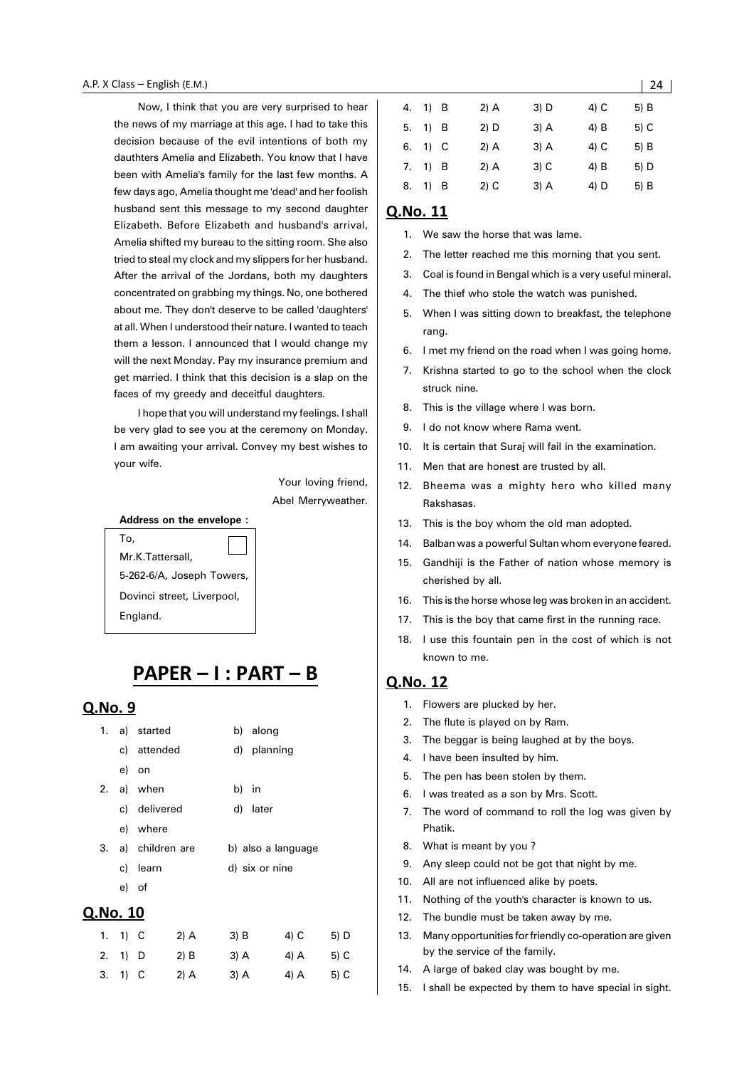Now, I think that you are very surprised to hear the news of my marriage at this age. I had to take this decision because of the evil intentions of both my dauthters Amelia and Elizabeth. You know that I have been with Amelia's family for the last few months. A few days ago, Amelia thought me 'dead' and her foolish husband sent this message to my second daughter Elizabeth. Before Elizabeth and husband's arrival, Amelia shifted my bureau to the sitting room. She also tried to steal my clock and my slippers for her husband. After the arrival of the Jordans, both my daughters concentrated on grabbing my things. No, one bothered about me. They don't deserve to be called 'daughters' at all. When I understood their nature. I wanted to teach them a lesson. I announced that I would change my will the next Monday. Pay my insurance premium and get married. I think that this decision is a slap on the faces of my greedy and deceitful daughters.

I hope that you will understand my feelings. I shall be very glad to see you at the ceremony on Monday. I am awaiting your arrival. Convey my best wishes to your wife.

Your loving friend,
Abel Merryweather.

**Address on the envelope :**

To,
Mr.K.Tattersall,
5-262-6/A, Joseph Towers,
Dovinci street, Liverpool,
England.

# PAPER – I : PART – B

## Q.No. 9

1. a) started b) along c) attended d) planning e) on
2. a) when b) in c) delivered d) later e) where
3. a) children are b) also a language c) learn d) six or nine e) of

## Q.No. 10

| | 1) | 2) | 3) | 4) | 5) |
|---|---|---|---|---|---|
| 1. | C | A | B | C | D |
| 2. | D | B | A | A | C |
| 3. | C | A | A | A | C |
| 4. | B | A | D | C | B |
| 5. | B | D | A | B | C |
| 6. | C | A | A | C | B |
| 7. | B | A | C | B | D |
| 8. | B | C | A | D | B |

## Q.No. 11

1. We saw the horse that was lame.
2. The letter reached me this morning that you sent.
3. Coal is found in Bengal which is a very useful mineral.
4. The thief who stole the watch was punished.
5. When I was sitting down to breakfast, the telephone rang.
6. I met my friend on the road when I was going home.
7. Krishna started to go to the school when the clock struck nine.
8. This is the village where I was born.
9. I do not know where Rama went.
10. It is certain that Suraj will fail in the examination.
11. Men that are honest are trusted by all.
12. Bheema was a mighty hero who killed many Rakshasas.
13. This is the boy whom the old man adopted.
14. Balban was a powerful Sultan whom everyone feared.
15. Gandhiji is the Father of nation whose memory is cherished by all.
16. This is the horse whose leg was broken in an accident.
17. This is the boy that came first in the running race.
18. I use this fountain pen in the cost of which is not known to me.

## Q.No. 12

1. Flowers are plucked by her.
2. The flute is played on by Ram.
3. The beggar is being laughed at by the boys.
4. I have been insulted by him.
5. The pen has been stolen by them.
6. I was treated as a son by Mrs. Scott.
7. The word of command to roll the log was given by Phatik.
8. What is meant by you ?
9. Any sleep could not be got that night by me.
10. All are not influenced alike by poets.
11. Nothing of the youth's character is known to us.
12. The bundle must be taken away by me.
13. Many opportunities for friendly co-operation are given by the service of the family.
14. A large of baked clay was bought by me.
15. I shall be expected by them to have special in sight.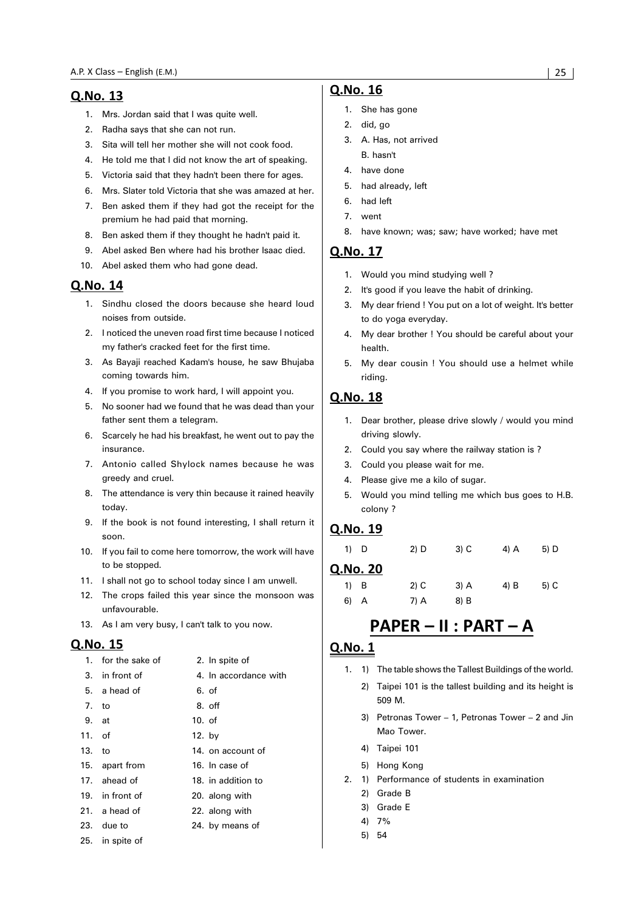## Q.No. 13

1. Mrs. Jordan said that I was quite well.
2. Radha says that she can not run.
3. Sita will tell her mother she will not cook food.
4. He told me that I did not know the art of speaking.
5. Victoria said that they hadn't been there for ages.
6. Mrs. Slater told Victoria that she was amazed at her.
7. Ben asked them if they had got the receipt for the premium he had paid that morning.
8. Ben asked them if they thought he hadn't paid it.
9. Abel asked Ben where had his brother Isaac died.
10. Abel asked them who had gone dead.

## Q.No. 14

1. Sindhu closed the doors because she heard loud noises from outside.
2. I noticed the uneven road first time because I noticed my father's cracked feet for the first time.
3. As Bayaji reached Kadam's house, he saw Bhujaba coming towards him.
4. If you promise to work hard, I will appoint you.
5. No sooner had we found that he was dead than your father sent them a telegram.
6. Scarcely he had his breakfast, he went out to pay the insurance.
7. Antonio called Shylock names because he was greedy and cruel.
8. The attendance is very thin because it rained heavily today.
9. If the book is not found interesting, I shall return it soon.
10. If you fail to come here tomorrow, the work will have to be stopped.
11. I shall not go to school today since I am unwell.
12. The crops failed this year since the monsoon was unfavourable.
13. As I am very busy, I can't talk to you now.

## Q.No. 15

1. for the sake of
2. In spite of
3. in front of
4. In accordance with
5. a head of
6. of
7. to
8. off
9. at
10. of
11. of
12. by
13. to
14. on account of
15. apart from
16. In case of
17. ahead of
18. in addition to
19. in front of
20. along with
21. a head of
22. along with
23. due to
24. by means of
25. in spite of

## Q.No. 16

1. She has gone
2. did, go
3. A. Has, not arrived
   B. hasn't
4. have done
5. had already, left
6. had left
7. went
8. have known; was; saw; have worked; have met

## Q.No. 17

1. Would you mind studying well ?
2. It's good if you leave the habit of drinking.
3. My dear friend ! You put on a lot of weight. It's better to do yoga everyday.
4. My dear brother ! You should be careful about your health.
5. My dear cousin ! You should use a helmet while riding.

## Q.No. 18

1. Dear brother, please drive slowly / would you mind driving slowly.
2. Could you say where the railway station is ?
3. Could you please wait for me.
4. Please give me a kilo of sugar.
5. Would you mind telling me which bus goes to H.B. colony ?

## Q.No. 19

1) D 2) D 3) C 4) A 5) D

## Q.No. 20

1) B 2) C 3) A 4) B 5) C
6) A 7) A 8) B

# PAPER – II : PART – A

## Q.No. 1

1. 1) The table shows the Tallest Buildings of the world.
   2) Taipei 101 is the tallest building and its height is 509 M.
   3) Petronas Tower – 1, Petronas Tower – 2 and Jin Mao Tower.
   4) Taipei 101
   5) Hong Kong
2. 1) Performance of students in examination
   2) Grade B
   3) Grade E
   4) 7%
   5) 54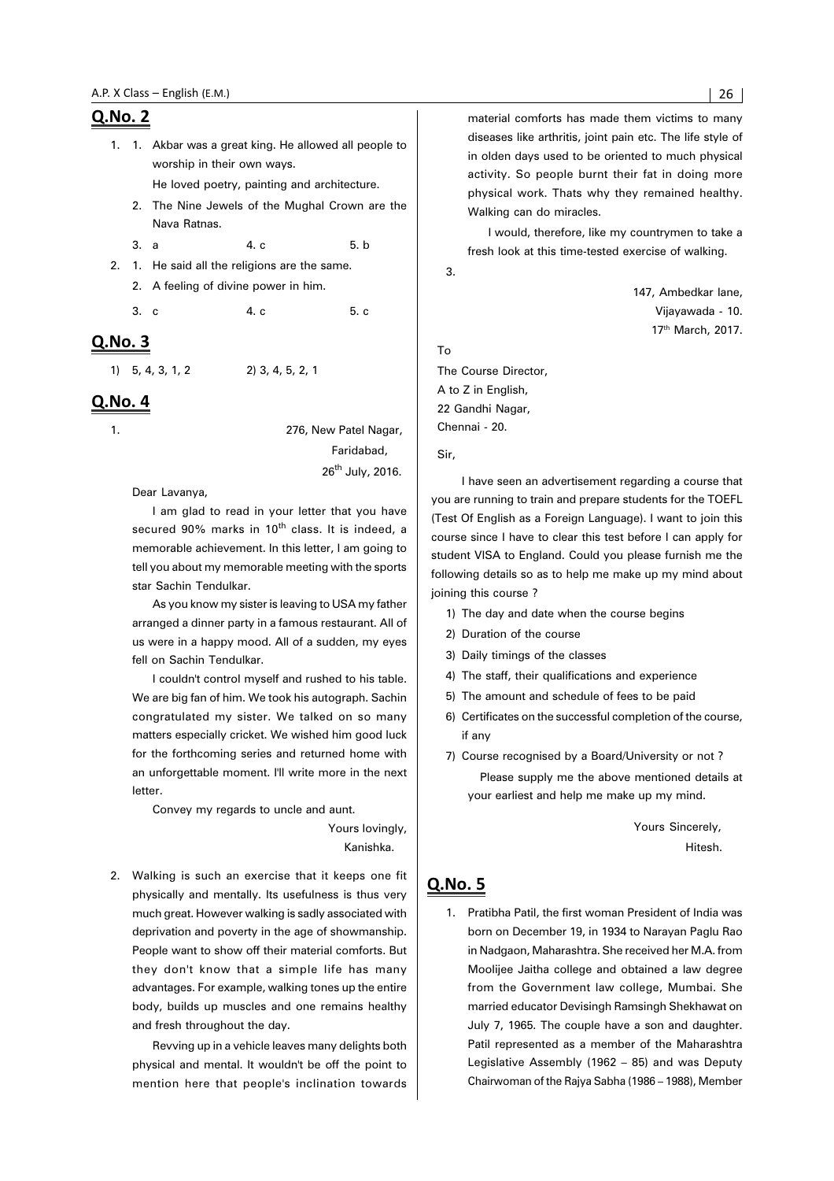## Q.No. 2

1. 1. Akbar was a great king. He allowed all people to worship in their own ways.

   He loved poetry, painting and architecture.

   2. The Nine Jewels of the Mughal Crown are the Nava Ratnas.

   3. a   4. c   5. b

2. 1. He said all the religions are the same.

   2. A feeling of divine power in him.

   3. c   4. c   5. c

## Q.No. 3

1) 5, 4, 3, 1, 2   2) 3, 4, 5, 2, 1

## Q.No. 4

1.

276, New Patel Nagar,
Faridabad,
26th July, 2016.

Dear Lavanya,

I am glad to read in your letter that you have secured 90% marks in 10th class. It is indeed, a memorable achievement. In this letter, I am going to tell you about my memorable meeting with the sports star Sachin Tendulkar.

As you know my sister is leaving to USA my father arranged a dinner party in a famous restaurant. All of us were in a happy mood. All of a sudden, my eyes fell on Sachin Tendulkar.

I couldn't control myself and rushed to his table. We are big fan of him. We took his autograph. Sachin congratulated my sister. We talked on so many matters especially cricket. We wished him good luck for the forthcoming series and returned home with an unforgettable moment. I'll write more in the next letter.

Convey my regards to uncle and aunt.

Yours lovingly,
Kanishka.

2. Walking is such an exercise that it keeps one fit physically and mentally. Its usefulness is thus very much great. However walking is sadly associated with deprivation and poverty in the age of showmanship. People want to show off their material comforts. But they don't know that a simple life has many advantages. For example, walking tones up the entire body, builds up muscles and one remains healthy and fresh throughout the day.

   Revving up in a vehicle leaves many delights both physical and mental. It wouldn't be off the point to mention here that people's inclination towards material comforts has made them victims to many diseases like arthritis, joint pain etc. The life style of in olden days used to be oriented to much physical activity. So people burnt their fat in doing more physical work. Thats why they remained healthy. Walking can do miracles.

   I would, therefore, like my countrymen to take a fresh look at this time-tested exercise of walking.

3.

147, Ambedkar lane,
Vijayawada - 10.
17th March, 2017.

To
The Course Director,
A to Z in English,
22 Gandhi Nagar,
Chennai - 20.

Sir,

I have seen an advertisement regarding a course that you are running to train and prepare students for the TOEFL (Test Of English as a Foreign Language). I want to join this course since I have to clear this test before I can apply for student VISA to England. Could you please furnish me the following details so as to help me make up my mind about joining this course ?

1) The day and date when the course begins
2) Duration of the course
3) Daily timings of the classes
4) The staff, their qualifications and experience
5) The amount and schedule of fees to be paid
6) Certificates on the successful completion of the course, if any
7) Course recognised by a Board/University or not ?

   Please supply me the above mentioned details at your earliest and help me make up my mind.

Yours Sincerely,
Hitesh.

## Q.No. 5

1. Pratibha Patil, the first woman President of India was born on December 19, in 1934 to Narayan Paglu Rao in Nadgaon, Maharashtra. She received her M.A. from Moolijee Jaitha college and obtained a law degree from the Government law college, Mumbai. She married educator Devisingh Ramsingh Shekhawat on July 7, 1965. The couple have a son and daughter. Patil represented as a member of the Maharashtra Legislative Assembly (1962 – 85) and was Deputy Chairwoman of the Rajya Sabha (1986 – 1988), Member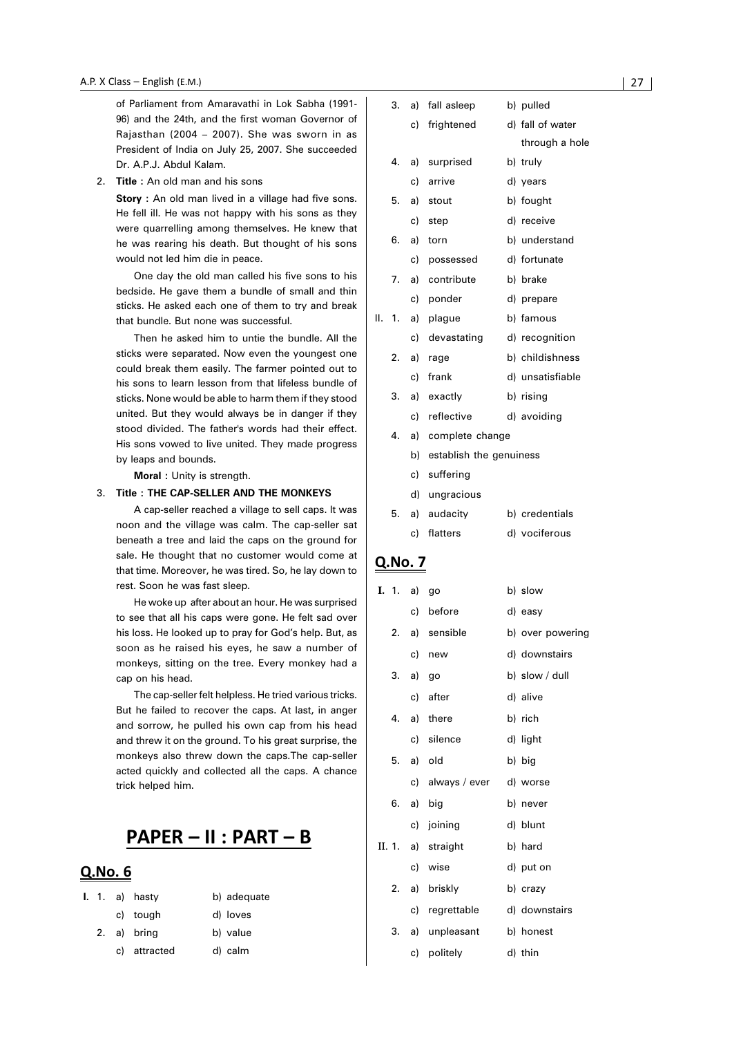of Parliament from Amaravathi in Lok Sabha (1991-96) and the 24th, and the first woman Governor of Rajasthan (2004 – 2007). She was sworn in as President of India on July 25, 2007. She succeeded Dr. A.P.J. Abdul Kalam.

2. **Title :** An old man and his sons

   **Story :** An old man lived in a village had five sons. He fell ill. He was not happy with his sons as they were quarrelling among themselves. He knew that he was rearing his death. But thought of his sons would not led him die in peace.

   One day the old man called his five sons to his bedside. He gave them a bundle of small and thin sticks. He asked each one of them to try and break that bundle. But none was successful.

   Then he asked him to untie the bundle. All the sticks were separated. Now even the youngest one could break them easily. The farmer pointed out to his sons to learn lesson from that lifeless bundle of sticks. None would be able to harm them if they stood united. But they would always be in danger if they stood divided. The father's words had their effect. His sons vowed to live united. They made progress by leaps and bounds.

   **Moral :** Unity is strength.

3. **Title : THE CAP-SELLER AND THE MONKEYS**

   A cap-seller reached a village to sell caps. It was noon and the village was calm. The cap-seller sat beneath a tree and laid the caps on the ground for sale. He thought that no customer would come at that time. Moreover, he was tired. So, he lay down to rest. Soon he was fast sleep.

   He woke up after about an hour. He was surprised to see that all his caps were gone. He felt sad over his loss. He looked up to pray for God's help. But, as soon as he raised his eyes, he saw a number of monkeys, sitting on the tree. Every monkey had a cap on his head.

   The cap-seller felt helpless. He tried various tricks. But he failed to recover the caps. At last, in anger and sorrow, he pulled his own cap from his head and threw it on the ground. To his great surprise, the monkeys also threw down the caps.The cap-seller acted quickly and collected all the caps. A chance trick helped him.

# PAPER – II : PART – B

## Q.No. 6

**I.** 1. a) hasty  b) adequate
   c) tough  d) loves

2. a) bring  b) value
   c) attracted  d) calm

3. a) fall asleep  b) pulled
   c) frightened  d) fall of water through a hole

4. a) surprised  b) truly
   c) arrive  d) years

5. a) stout  b) fought
   c) step  d) receive

6. a) torn  b) understand
   c) possessed  d) fortunate

7. a) contribute  b) brake
   c) ponder  d) prepare

II. 1. a) plague  b) famous
   c) devastating  d) recognition

2. a) rage  b) childishness
   c) frank  d) unsatisfiable

3. a) exactly  b) rising
   c) reflective  d) avoiding

4. a) complete change
   b) establish the genuiness
   c) suffering
   d) ungracious

5. a) audacity  b) credentials
   c) flatters  d) vociferous

## Q.No. 7

**I.** 1. a) go  b) slow
   c) before  d) easy

2. a) sensible  b) over powering
   c) new  d) downstairs

3. a) go  b) slow / dull
   c) after  d) alive

4. a) there  b) rich
   c) silence  d) light

5. a) old  b) big
   c) always / ever  d) worse

6. a) big  b) never
   c) joining  d) blunt

II. 1. a) straight  b) hard
   c) wise  d) put on

2. a) briskly  b) crazy
   c) regrettable  d) downstairs

3. a) unpleasant  b) honest
   c) politely  d) thin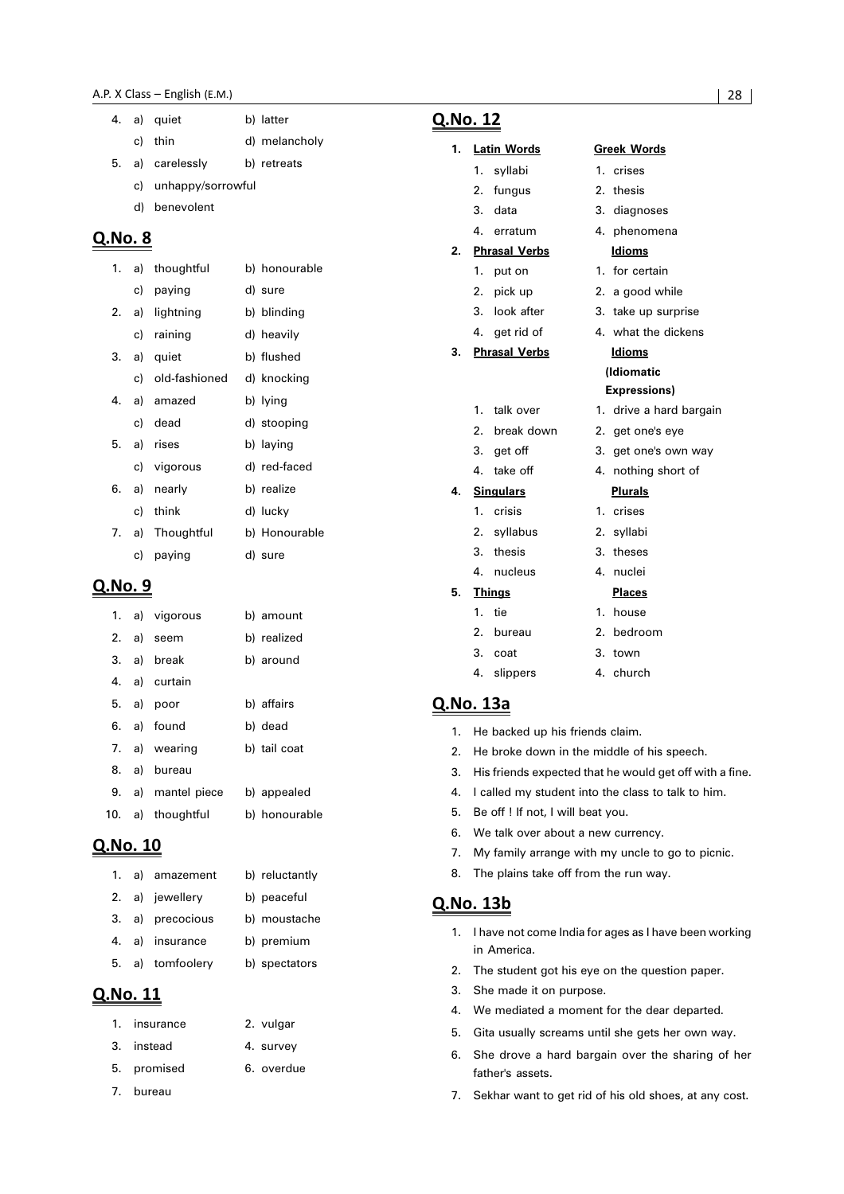4. a) quiet b) latter
   c) thin d) melancholy
5. a) carelessly b) retreats
   c) unhappy/sorrowful
   d) benevolent

## Q.No. 8

1. a) thoughtful b) honourable
   c) paying d) sure
2. a) lightning b) blinding
   c) raining d) heavily
3. a) quiet b) flushed
   c) old-fashioned d) knocking
4. a) amazed b) lying
   c) dead d) stooping
5. a) rises b) laying
   c) vigorous d) red-faced
6. a) nearly b) realize
   c) think d) lucky
7. a) Thoughtful b) Honourable
   c) paying d) sure

## Q.No. 9

1. a) vigorous b) amount
2. a) seem b) realized
3. a) break b) around
4. a) curtain
5. a) poor b) affairs
6. a) found b) dead
7. a) wearing b) tail coat
8. a) bureau
9. a) mantel piece b) appealed
10. a) thoughtful b) honourable

## Q.No. 10

1. a) amazement b) reluctantly
2. a) jewellery b) peaceful
3. a) precocious b) moustache
4. a) insurance b) premium
5. a) tomfoolery b) spectators

## Q.No. 11

1. insurance 2. vulgar
3. instead 4. survey
5. promised 6. overdue
7. bureau

## Q.No. 12

1.

| Latin Words | Greek Words |
|---|---|
| 1. syllabi | 1. crises |
| 2. fungus | 2. thesis |
| 3. data | 3. diagnoses |
| 4. erratum | 4. phenomena |

2.

| Phrasal Verbs | Idioms |
|---|---|
| 1. put on | 1. for certain |
| 2. pick up | 2. a good while |
| 3. look after | 3. take up surprise |
| 4. get rid of | 4. what the dickens |

3.

| Phrasal Verbs | Idioms (Idiomatic Expressions) |
|---|---|
| 1. talk over | 1. drive a hard bargain |
| 2. break down | 2. get one's eye |
| 3. get off | 3. get one's own way |
| 4. take off | 4. nothing short of |

4.

| Singulars | Plurals |
|---|---|
| 1. crisis | 1. crises |
| 2. syllabus | 2. syllabi |
| 3. thesis | 3. theses |
| 4. nucleus | 4. nuclei |

5.

| Things | Places |
|---|---|
| 1. tie | 1. house |
| 2. bureau | 2. bedroom |
| 3. coat | 3. town |
| 4. slippers | 4. church |

## Q.No. 13a

1. He backed up his friends claim.
2. He broke down in the middle of his speech.
3. His friends expected that he would get off with a fine.
4. I called my student into the class to talk to him.
5. Be off ! If not, I will beat you.
6. We talk over about a new currency.
7. My family arrange with my uncle to go to picnic.
8. The plains take off from the run way.

## Q.No. 13b

1. I have not come India for ages as I have been working in America.
2. The student got his eye on the question paper.
3. She made it on purpose.
4. We mediated a moment for the dear departed.
5. Gita usually screams until she gets her own way.
6. She drove a hard bargain over the sharing of her father's assets.
7. Sekhar want to get rid of his old shoes, at any cost.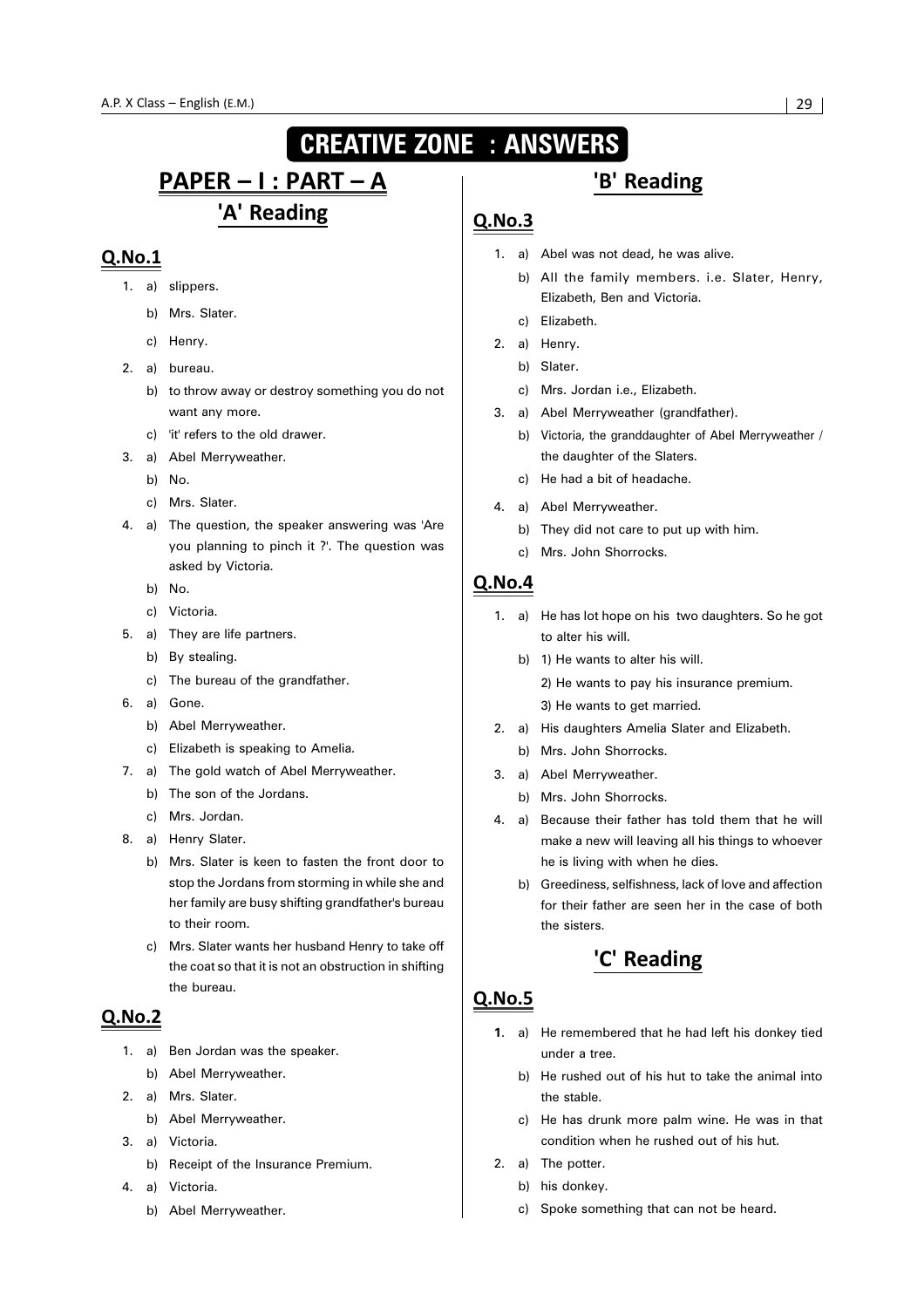# CREATIVE ZONE : ANSWERS

## PAPER – I : PART – A

### 'A' Reading

#### Q.No.1

1. a) slippers.
   b) Mrs. Slater.
   c) Henry.
2. a) bureau.
   b) to throw away or destroy something you do not want any more.
   c) 'it' refers to the old drawer.
3. a) Abel Merryweather.
   b) No.
   c) Mrs. Slater.
4. a) The question, the speaker answering was 'Are you planning to pinch it ?'. The question was asked by Victoria.
   b) No.
   c) Victoria.
5. a) They are life partners.
   b) By stealing.
   c) The bureau of the grandfather.
6. a) Gone.
   b) Abel Merryweather.
   c) Elizabeth is speaking to Amelia.
7. a) The gold watch of Abel Merryweather.
   b) The son of the Jordans.
   c) Mrs. Jordan.
8. a) Henry Slater.
   b) Mrs. Slater is keen to fasten the front door to stop the Jordans from storming in while she and her family are busy shifting grandfather's bureau to their room.
   c) Mrs. Slater wants her husband Henry to take off the coat so that it is not an obstruction in shifting the bureau.

#### Q.No.2

1. a) Ben Jordan was the speaker.
   b) Abel Merryweather.
2. a) Mrs. Slater.
   b) Abel Merryweather.
3. a) Victoria.
   b) Receipt of the Insurance Premium.
4. a) Victoria.
   b) Abel Merryweather.

### 'B' Reading

#### Q.No.3

1. a) Abel was not dead, he was alive.
   b) All the family members. i.e. Slater, Henry, Elizabeth, Ben and Victoria.
   c) Elizabeth.
2. a) Henry.
   b) Slater.
   c) Mrs. Jordan i.e., Elizabeth.
3. a) Abel Merryweather (grandfather).
   b) Victoria, the granddaughter of Abel Merryweather / the daughter of the Slaters.
   c) He had a bit of headache.
4. a) Abel Merryweather.
   b) They did not care to put up with him.
   c) Mrs. John Shorrocks.

#### Q.No.4

1. a) He has lot hope on his two daughters. So he got to alter his will.
   b) 1) He wants to alter his will.
      2) He wants to pay his insurance premium.
      3) He wants to get married.
2. a) His daughters Amelia Slater and Elizabeth.
   b) Mrs. John Shorrocks.
3. a) Abel Merryweather.
   b) Mrs. John Shorrocks.
4. a) Because their father has told them that he will make a new will leaving all his things to whoever he is living with when he dies.
   b) Greediness, selfishness, lack of love and affection for their father are seen her in the case of both the sisters.

### 'C' Reading

#### Q.No.5

1. a) He remembered that he had left his donkey tied under a tree.
   b) He rushed out of his hut to take the animal into the stable.
   c) He has drunk more palm wine. He was in that condition when he rushed out of his hut.
2. a) The potter.
   b) his donkey.
   c) Spoke something that can not be heard.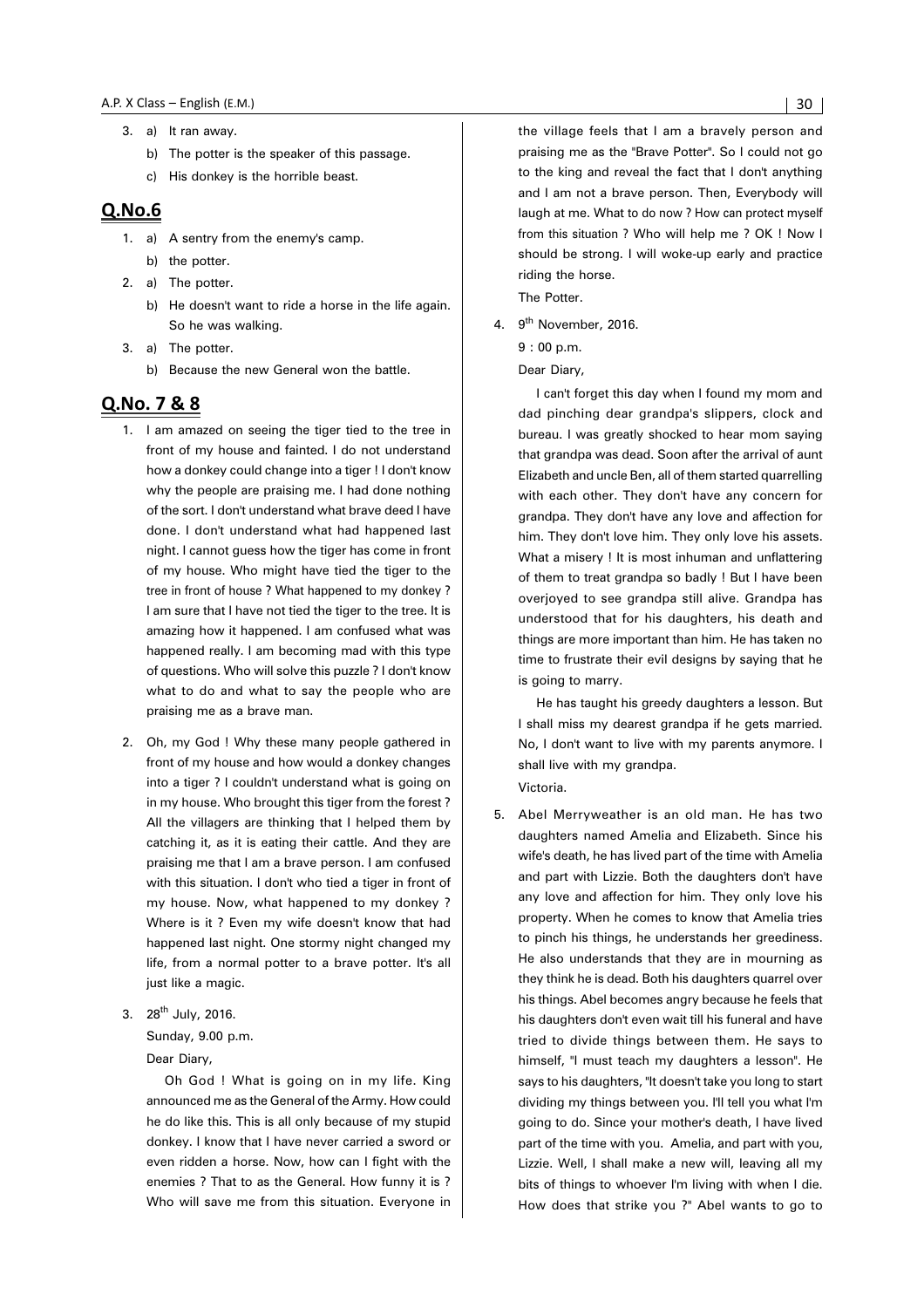3. a) It ran away.
   b) The potter is the speaker of this passage.
   c) His donkey is the horrible beast.

## Q.No.6

1. a) A sentry from the enemy's camp.
   b) the potter.
2. a) The potter.
   b) He doesn't want to ride a horse in the life again. So he was walking.
3. a) The potter.
   b) Because the new General won the battle.

## Q.No. 7 & 8

1. I am amazed on seeing the tiger tied to the tree in front of my house and fainted. I do not understand how a donkey could change into a tiger ! I don't know why the people are praising me. I had done nothing of the sort. I don't understand what brave deed I have done. I don't understand what had happened last night. I cannot guess how the tiger has come in front of my house. Who might have tied the tiger to the tree in front of house ? What happened to my donkey ? I am sure that I have not tied the tiger to the tree. It is amazing how it happened. I am confused what was happened really. I am becoming mad with this type of questions. Who will solve this puzzle ? I don't know what to do and what to say the people who are praising me as a brave man.

2. Oh, my God ! Why these many people gathered in front of my house and how would a donkey changes into a tiger ? I couldn't understand what is going on in my house. Who brought this tiger from the forest ? All the villagers are thinking that I helped them by catching it, as it is eating their cattle. And they are praising me that I am a brave person. I am confused with this situation. I don't who tied a tiger in front of my house. Now, what happened to my donkey ? Where is it ? Even my wife doesn't know that had happened last night. One stormy night changed my life, from a normal potter to a brave potter. It's all just like a magic.

3. 28th July, 2016.

   Sunday, 9.00 p.m.

   Dear Diary,

   Oh God ! What is going on in my life. King announced me as the General of the Army. How could he do like this. This is all only because of my stupid donkey. I know that I have never carried a sword or even ridden a horse. Now, how can I fight with the enemies ? That to as the General. How funny it is ? Who will save me from this situation. Everyone in the village feels that I am a bravely person and praising me as the "Brave Potter". So I could not go to the king and reveal the fact that I don't anything and I am not a brave person. Then, Everybody will laugh at me. What to do now ? How can protect myself from this situation ? Who will help me ? OK ! Now I should be strong. I will woke-up early and practice riding the horse.

   The Potter.

4. 9th November, 2016.

   9 : 00 p.m.

   Dear Diary,

   I can't forget this day when I found my mom and dad pinching dear grandpa's slippers, clock and bureau. I was greatly shocked to hear mom saying that grandpa was dead. Soon after the arrival of aunt Elizabeth and uncle Ben, all of them started quarrelling with each other. They don't have any concern for grandpa. They don't have any love and affection for him. They don't love him. They only love his assets. What a misery ! It is most inhuman and unflattering of them to treat grandpa so badly ! But I have been overjoyed to see grandpa still alive. Grandpa has understood that for his daughters, his death and things are more important than him. He has taken no time to frustrate their evil designs by saying that he is going to marry.

   He has taught his greedy daughters a lesson. But I shall miss my dearest grandpa if he gets married. No, I don't want to live with my parents anymore. I shall live with my grandpa.

   Victoria.

5. Abel Merryweather is an old man. He has two daughters named Amelia and Elizabeth. Since his wife's death, he has lived part of the time with Amelia and part with Lizzie. Both the daughters don't have any love and affection for him. They only love his property. When he comes to know that Amelia tries to pinch his things, he understands her greediness. He also understands that they are in mourning as they think he is dead. Both his daughters quarrel over his things. Abel becomes angry because he feels that his daughters don't even wait till his funeral and have tried to divide things between them. He says to himself, "I must teach my daughters a lesson". He says to his daughters, "It doesn't take you long to start dividing my things between you. I'll tell you what I'm going to do. Since your mother's death, I have lived part of the time with you. Amelia, and part with you, Lizzie. Well, I shall make a new will, leaving all my bits of things to whoever I'm living with when I die. How does that strike you ?" Abel wants to go to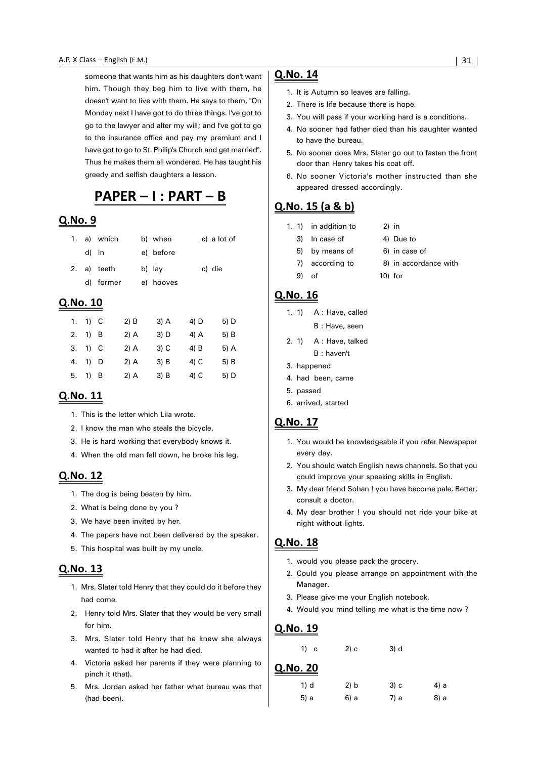someone that wants him as his daughters don't want him. Though they beg him to live with them, he doesn't want to live with them. He says to them, "On Monday next I have got to do three things. I've got to go to the lawyer and alter my will; and I've got to go to the insurance office and pay my premium and I have got to go to St. Philip's Church and get married". Thus he makes them all wondered. He has taught his greedy and selfish daughters a lesson.

# PAPER – I : PART – B

## Q.No. 9

1. a) which b) when c) a lot of
   d) in e) before
2. a) teeth b) lay c) die
   d) former e) hooves

## Q.No. 10

| | 1) | 2) | 3) | 4) | 5) |
|---|---|---|---|---|---|
| 1. | C | B | A | D | D |
| 2. | B | A | D | A | B |
| 3. | C | A | C | B | A |
| 4. | D | A | B | C | B |
| 5. | B | A | B | C | D |

## Q.No. 11

1. This is the letter which Lila wrote.
2. I know the man who steals the bicycle.
3. He is hard working that everybody knows it.
4. When the old man fell down, he broke his leg.

## Q.No. 12

1. The dog is being beaten by him.
2. What is being done by you ?
3. We have been invited by her.
4. The papers have not been delivered by the speaker.
5. This hospital was built by my uncle.

## Q.No. 13

1. Mrs. Slater told Henry that they could do it before they had come.
2. Henry told Mrs. Slater that they would be very small for him.
3. Mrs. Slater told Henry that he knew she always wanted to had it after he had died.
4. Victoria asked her parents if they were planning to pinch it (that).
5. Mrs. Jordan asked her father what bureau was that (had been).

## Q.No. 14

1. It is Autumn so leaves are falling.
2. There is life because there is hope.
3. You will pass if your working hard is a conditions.
4. No sooner had father died than his daughter wanted to have the bureau.
5. No sooner does Mrs. Slater go out to fasten the front door than Henry takes his coat off.
6. No sooner Victoria's mother instructed than she appeared dressed accordingly.

## Q.No. 15 (a & b)

1. 1) in addition to 2) in
   3) In case of 4) Due to
   5) by means of 6) in case of
   7) according to 8) in accordance with
   9) of 10) for

## Q.No. 16

1. 1) A : Have, called
   B : Have, seen
2. 1) A : Have, talked
   B : haven't
3. happened
4. had been, came
5. passed
6. arrived, started

## Q.No. 17

1. You would be knowledgeable if you refer Newspaper every day.
2. You should watch English news channels. So that you could improve your speaking skills in English.
3. My dear friend Sohan ! you have become pale. Better, consult a doctor.
4. My dear brother ! you should not ride your bike at night without lights.

## Q.No. 18

1. would you please pack the grocery.
2. Could you please arrange on appointment with the Manager.
3. Please give me your English notebook.
4. Would you mind telling me what is the time now ?

## Q.No. 19

1) c 2) c 3) d

## Q.No. 20

| | | | |
|---|---|---|---|
| 1) d | 2) b | 3) c | 4) a |
| 5) a | 6) a | 7) a | 8) a |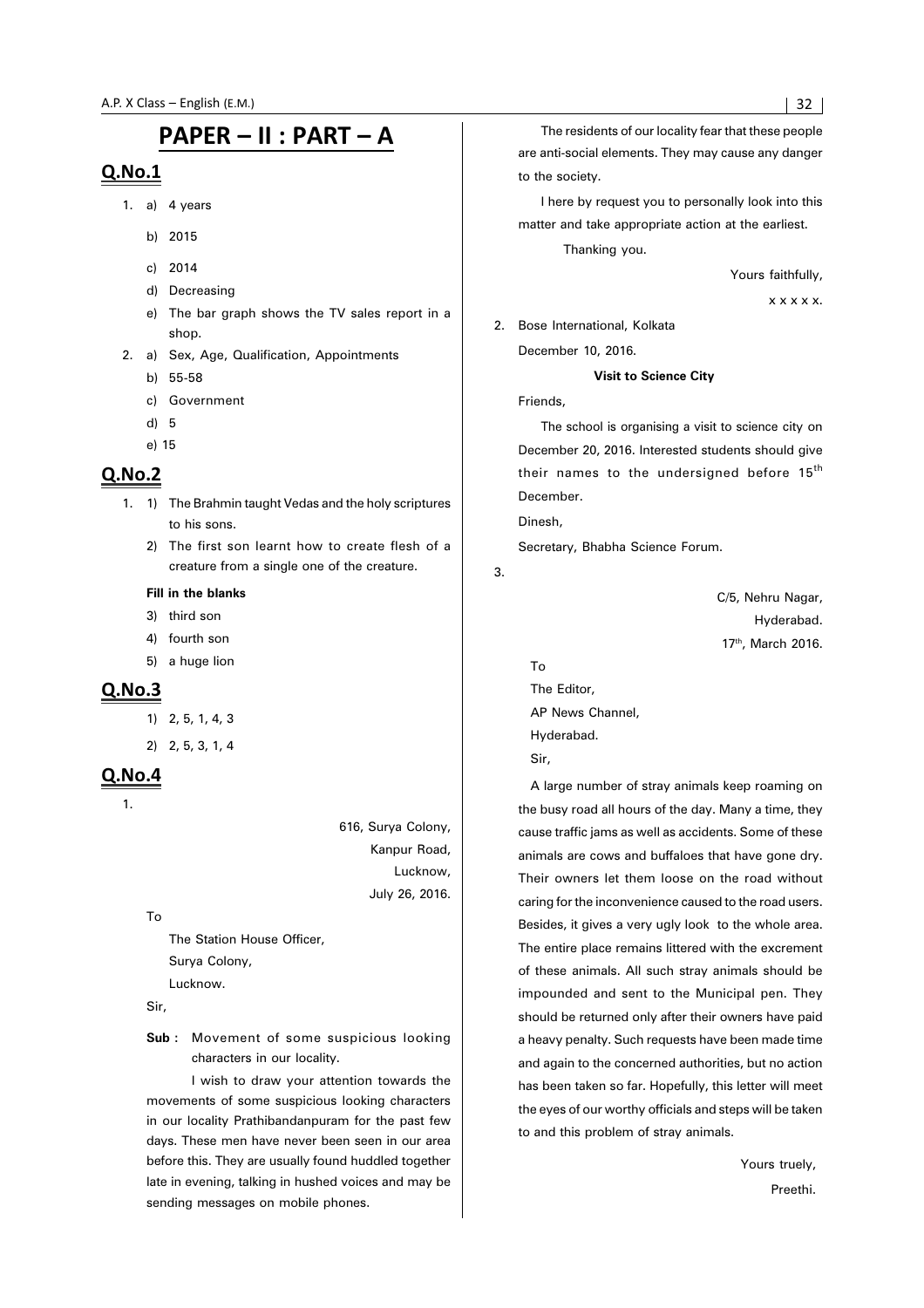# PAPER – II : PART – A

## Q.No.1

1. a) 4 years
   b) 2015
   c) 2014
   d) Decreasing
   e) The bar graph shows the TV sales report in a shop.
2. a) Sex, Age, Qualification, Appointments
   b) 55-58
   c) Government
   d) 5
   e) 15

## Q.No.2

1. 1) The Brahmin taught Vedas and the holy scriptures to his sons.
   2) The first son learnt how to create flesh of a creature from a single one of the creature.

   **Fill in the blanks**

   3) third son
   4) fourth son
   5) a huge lion

## Q.No.3

1) 2, 5, 1, 4, 3
2) 2, 5, 3, 1, 4

## Q.No.4

1.

616, Surya Colony,
Kanpur Road,
Lucknow,
July 26, 2016.

To

The Station House Officer,
Surya Colony,
Lucknow.

Sir,

**Sub :** Movement of some suspicious looking characters in our locality.

I wish to draw your attention towards the movements of some suspicious looking characters in our locality Prathibandanpuram for the past few days. These men have never been seen in our area before this. They are usually found huddled together late in evening, talking in hushed voices and may be sending messages on mobile phones.

The residents of our locality fear that these people are anti-social elements. They may cause any danger to the society.

I here by request you to personally look into this matter and take appropriate action at the earliest.

Thanking you.

Yours faithfully,
x x x x x.

2. Bose International, Kolkata
December 10, 2016.

**Visit to Science City**

Friends,

The school is organising a visit to science city on December 20, 2016. Interested students should give their names to the undersigned before 15th December.

Dinesh,
Secretary, Bhabha Science Forum.

3.

C/5, Nehru Nagar,
Hyderabad.
17th, March 2016.

To
The Editor,
AP News Channel,
Hyderabad.

Sir,

A large number of stray animals keep roaming on the busy road all hours of the day. Many a time, they cause traffic jams as well as accidents. Some of these animals are cows and buffaloes that have gone dry. Their owners let them loose on the road without caring for the inconvenience caused to the road users. Besides, it gives a very ugly look to the whole area. The entire place remains littered with the excrement of these animals. All such stray animals should be impounded and sent to the Municipal pen. They should be returned only after their owners have paid a heavy penalty. Such requests have been made time and again to the concerned authorities, but no action has been taken so far. Hopefully, this letter will meet the eyes of our worthy officials and steps will be taken to and this problem of stray animals.

Yours truely,
Preethi.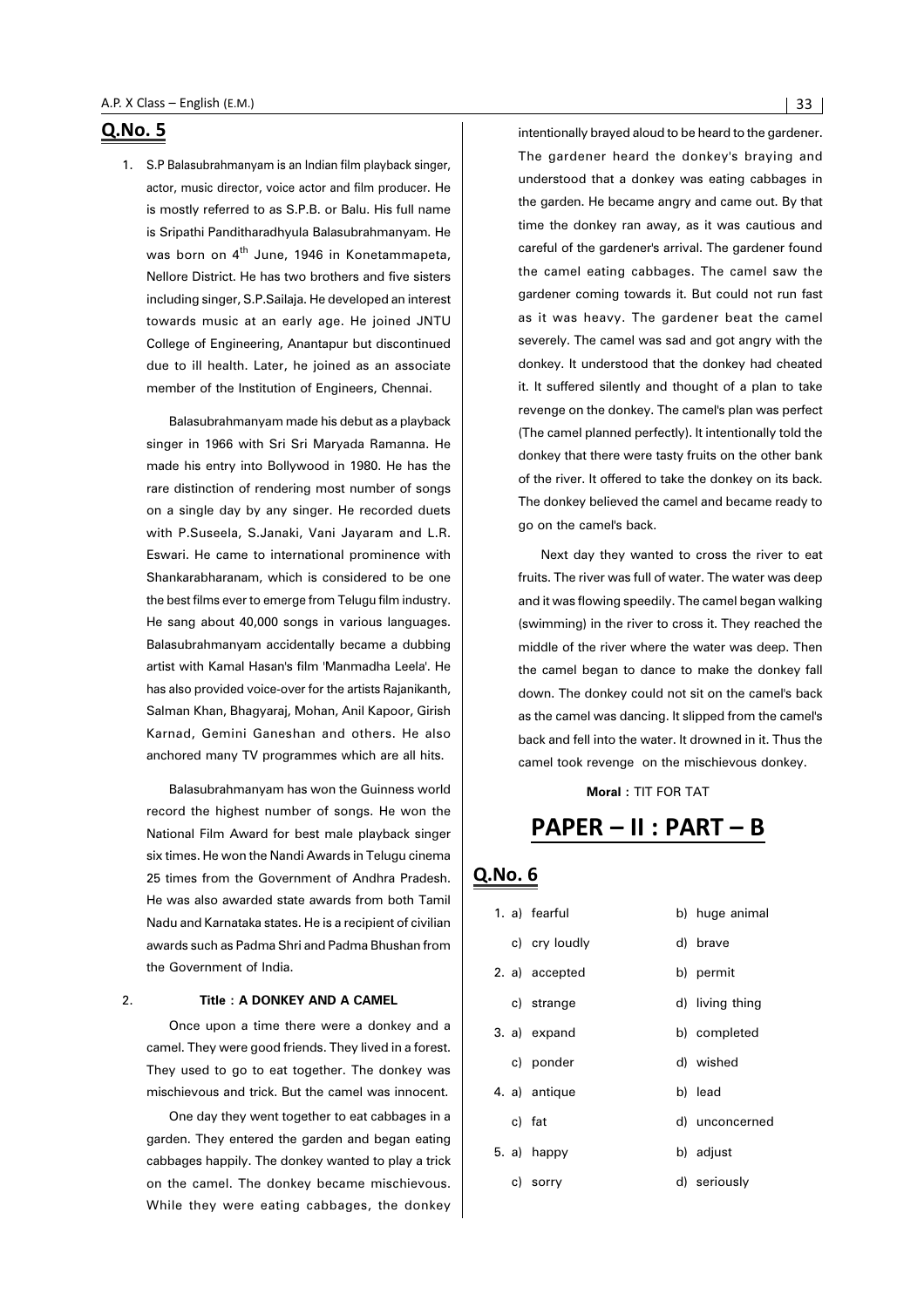## Q.No. 5

1. S.P Balasubrahmanyam is an Indian film playback singer, actor, music director, voice actor and film producer. He is mostly referred to as S.P.B. or Balu. His full name is Sripathi Panditharadhyula Balasubrahmanyam. He was born on 4th June, 1946 in Konetammapeta, Nellore District. He has two brothers and five sisters including singer, S.P.Sailaja. He developed an interest towards music at an early age. He joined JNTU College of Engineering, Anantapur but discontinued due to ill health. Later, he joined as an associate member of the Institution of Engineers, Chennai.

   Balasubrahmanyam made his debut as a playback singer in 1966 with Sri Sri Maryada Ramanna. He made his entry into Bollywood in 1980. He has the rare distinction of rendering most number of songs on a single day by any singer. He recorded duets with P.Suseela, S.Janaki, Vani Jayaram and L.R. Eswari. He came to international prominence with Shankarabharanam, which is considered to be one the best films ever to emerge from Telugu film industry. He sang about 40,000 songs in various languages. Balasubrahmanyam accidentally became a dubbing artist with Kamal Hasan's film 'Manmadha Leela'. He has also provided voice-over for the artists Rajanikanth, Salman Khan, Bhagyaraj, Mohan, Anil Kapoor, Girish Karnad, Gemini Ganeshan and others. He also anchored many TV programmes which are all hits.

   Balasubrahmanyam has won the Guinness world record the highest number of songs. He won the National Film Award for best male playback singer six times. He won the Nandi Awards in Telugu cinema 25 times from the Government of Andhra Pradesh. He was also awarded state awards from both Tamil Nadu and Karnataka states. He is a recipient of civilian awards such as Padma Shri and Padma Bhushan from the Government of India.

2. **Title : A DONKEY AND A CAMEL**

   Once upon a time there were a donkey and a camel. They were good friends. They lived in a forest. They used to go to eat together. The donkey was mischievous and trick. But the camel was innocent.

   One day they went together to eat cabbages in a garden. They entered the garden and began eating cabbages happily. The donkey wanted to play a trick on the camel. The donkey became mischievous. While they were eating cabbages, the donkey intentionally brayed aloud to be heard to the gardener. The gardener heard the donkey's braying and understood that a donkey was eating cabbages in the garden. He became angry and came out. By that time the donkey ran away, as it was cautious and careful of the gardener's arrival. The gardener found the camel eating cabbages. The camel saw the gardener coming towards it. But could not run fast as it was heavy. The gardener beat the camel severely. The camel was sad and got angry with the donkey. It understood that the donkey had cheated it. It suffered silently and thought of a plan to take revenge on the donkey. The camel's plan was perfect (The camel planned perfectly). It intentionally told the donkey that there were tasty fruits on the other bank of the river. It offered to take the donkey on its back. The donkey believed the camel and became ready to go on the camel's back.

   Next day they wanted to cross the river to eat fruits. The river was full of water. The water was deep and it was flowing speedily. The camel began walking (swimming) in the river to cross it. They reached the middle of the river where the water was deep. Then the camel began to dance to make the donkey fall down. The donkey could not sit on the camel's back as the camel was dancing. It slipped from the camel's back and fell into the water. It drowned in it. Thus the camel took revenge on the mischievous donkey.

   **Moral :** TIT FOR TAT

# PAPER – II : PART – B

## Q.No. 6

| | | |
|---|---|---|
| 1. | a) fearful | b) huge animal |
| | c) cry loudly | d) brave |
| 2. | a) accepted | b) permit |
| | c) strange | d) living thing |
| 3. | a) expand | b) completed |
| | c) ponder | d) wished |
| 4. | a) antique | b) lead |
| | c) fat | d) unconcerned |
| 5. | a) happy | b) adjust |
| | c) sorry | d) seriously |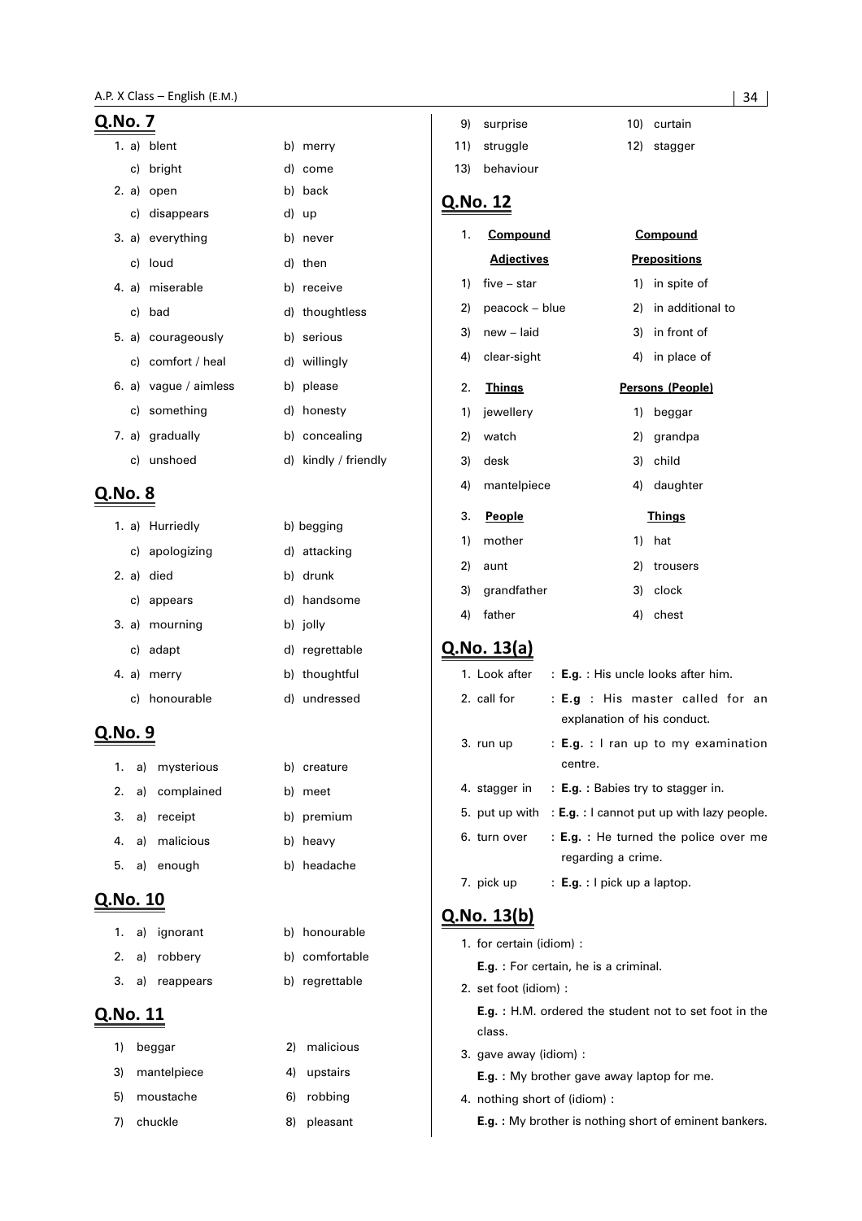## Q.No. 7

1. a) blent b) merry
   c) bright d) come
2. a) open b) back
   c) disappears d) up
3. a) everything b) never
   c) loud d) then
4. a) miserable b) receive
   c) bad d) thoughtless
5. a) courageously b) serious
   c) comfort / heal d) willingly
6. a) vague / aimless b) please
   c) something d) honesty
7. a) gradually b) concealing
   c) unshoed d) kindly / friendly

## Q.No. 8

1. a) Hurriedly b) begging
   c) apologizing d) attacking
2. a) died b) drunk
   c) appears d) handsome
3. a) mourning b) jolly
   c) adapt d) regrettable
4. a) merry b) thoughtful
   c) honourable d) undressed

## Q.No. 9

1. a) mysterious b) creature
2. a) complained b) meet
3. a) receipt b) premium
4. a) malicious b) heavy
5. a) enough b) headache

## Q.No. 10

1. a) ignorant b) honourable
2. a) robbery b) comfortable
3. a) reappears b) regrettable

## Q.No. 11

1) beggar 2) malicious
3) mantelpiece 4) upstairs
5) moustache 6) robbing
7) chuckle 8) pleasant
9) surprise 10) curtain
11) struggle 12) stagger
13) behaviour

## Q.No. 12

1.

| **Compound Adjectives** | **Compound Prepositions** |
|---|---|
| 1) five – star | 1) in spite of |
| 2) peacock – blue | 2) in additional to |
| 3) new – laid | 3) in front of |
| 4) clear-sight | 4) in place of |

2.

| **Things** | **Persons (People)** |
|---|---|
| 1) jewellery | 1) beggar |
| 2) watch | 2) grandpa |
| 3) desk | 3) child |
| 4) mantelpiece | 4) daughter |

3.

| **People** | **Things** |
|---|---|
| 1) mother | 1) hat |
| 2) aunt | 2) trousers |
| 3) grandfather | 3) clock |
| 4) father | 4) chest |

## Q.No. 13(a)

1. Look after : **E.g.** : His uncle looks after him.
2. call for : **E.g** : His master called for an explanation of his conduct.
3. run up : **E.g.** : I ran up to my examination centre.
4. stagger in : **E.g.** : Babies try to stagger in.
5. put up with : **E.g.** : I cannot put up with lazy people.
6. turn over : **E.g.** : He turned the police over me regarding a crime.
7. pick up : **E.g.** : I pick up a laptop.

## Q.No. 13(b)

1. for certain (idiom) :
   **E.g.** : For certain, he is a criminal.
2. set foot (idiom) :
   **E.g.** : H.M. ordered the student not to set foot in the class.
3. gave away (idiom) :
   **E.g.** : My brother gave away laptop for me.
4. nothing short of (idiom) :
   **E.g.** : My brother is nothing short of eminent bankers.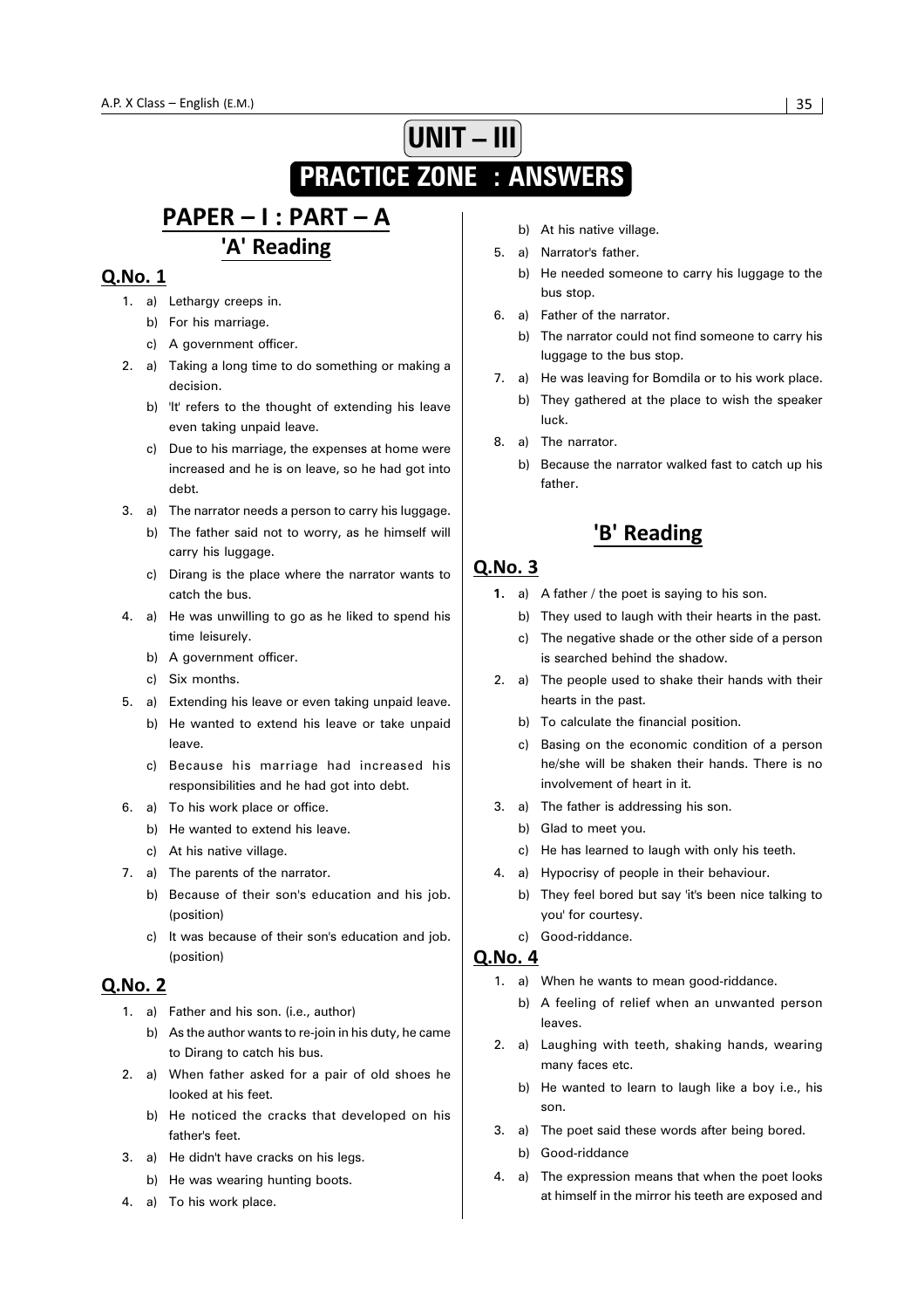# UNIT – III

# PRACTICE ZONE : ANSWERS

## PAPER – I : PART – A

### 'A' Reading

#### Q.No. 1

1. a) Lethargy creeps in.
   b) For his marriage.
   c) A government officer.
2. a) Taking a long time to do something or making a decision.
   b) 'It' refers to the thought of extending his leave even taking unpaid leave.
   c) Due to his marriage, the expenses at home were increased and he is on leave, so he had got into debt.
3. a) The narrator needs a person to carry his luggage.
   b) The father said not to worry, as he himself will carry his luggage.
   c) Dirang is the place where the narrator wants to catch the bus.
4. a) He was unwilling to go as he liked to spend his time leisurely.
   b) A government officer.
   c) Six months.
5. a) Extending his leave or even taking unpaid leave.
   b) He wanted to extend his leave or take unpaid leave.
   c) Because his marriage had increased his responsibilities and he had got into debt.
6. a) To his work place or office.
   b) He wanted to extend his leave.
   c) At his native village.
7. a) The parents of the narrator.
   b) Because of their son's education and his job. (position)
   c) It was because of their son's education and job. (position)

#### Q.No. 2

1. a) Father and his son. (i.e., author)
   b) As the author wants to re-join in his duty, he came to Dirang to catch his bus.
2. a) When father asked for a pair of old shoes he looked at his feet.
   b) He noticed the cracks that developed on his father's feet.
3. a) He didn't have cracks on his legs.
   b) He was wearing hunting boots.
4. a) To his work place.
   b) At his native village.
5. a) Narrator's father.
   b) He needed someone to carry his luggage to the bus stop.
6. a) Father of the narrator.
   b) The narrator could not find someone to carry his luggage to the bus stop.
7. a) He was leaving for Bomdila or to his work place.
   b) They gathered at the place to wish the speaker luck.
8. a) The narrator.
   b) Because the narrator walked fast to catch up his father.

### 'B' Reading

#### Q.No. 3

1. a) A father / the poet is saying to his son.
   b) They used to laugh with their hearts in the past.
   c) The negative shade or the other side of a person is searched behind the shadow.
2. a) The people used to shake their hands with their hearts in the past.
   b) To calculate the financial position.
   c) Basing on the economic condition of a person he/she will be shaken their hands. There is no involvement of heart in it.
3. a) The father is addressing his son.
   b) Glad to meet you.
   c) He has learned to laugh with only his teeth.
4. a) Hypocrisy of people in their behaviour.
   b) They feel bored but say 'it's been nice talking to you' for courtesy.
   c) Good-riddance.

#### Q.No. 4

1. a) When he wants to mean good-riddance.
   b) A feeling of relief when an unwanted person leaves.
2. a) Laughing with teeth, shaking hands, wearing many faces etc.
   b) He wanted to learn to laugh like a boy i.e., his son.
3. a) The poet said these words after being bored.
   b) Good-riddance
4. a) The expression means that when the poet looks at himself in the mirror his teeth are exposed and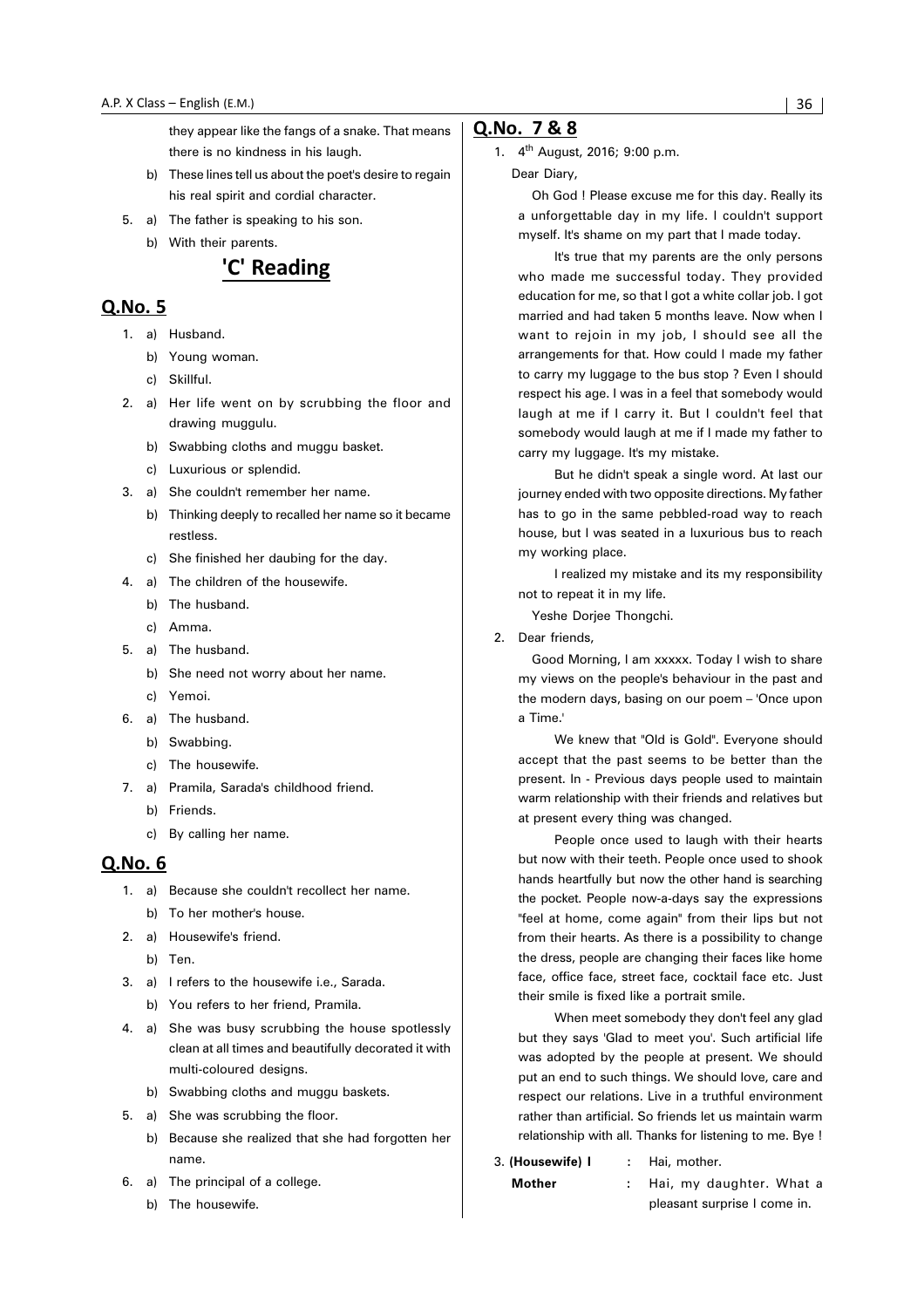they appear like the fangs of a snake. That means there is no kindness in his laugh.

b) These lines tell us about the poet's desire to regain his real spirit and cordial character.

5. a) The father is speaking to his son.
   b) With their parents.

# 'C' Reading

## Q.No. 5

1. a) Husband.
   b) Young woman.
   c) Skillful.
2. a) Her life went on by scrubbing the floor and drawing muggulu.
   b) Swabbing cloths and muggu basket.
   c) Luxurious or splendid.
3. a) She couldn't remember her name.
   b) Thinking deeply to recalled her name so it became restless.
   c) She finished her daubing for the day.
4. a) The children of the housewife.
   b) The husband.
   c) Amma.
5. a) The husband.
   b) She need not worry about her name.
   c) Yemoi.
6. a) The husband.
   b) Swabbing.
   c) The housewife.
7. a) Pramila, Sarada's childhood friend.
   b) Friends.
   c) By calling her name.

## Q.No. 6

1. a) Because she couldn't recollect her name.
   b) To her mother's house.
2. a) Housewife's friend.
   b) Ten.
3. a) I refers to the housewife i.e., Sarada.
   b) You refers to her friend, Pramila.
4. a) She was busy scrubbing the house spotlessly clean at all times and beautifully decorated it with multi-coloured designs.
   b) Swabbing cloths and muggu baskets.
5. a) She was scrubbing the floor.
   b) Because she realized that she had forgotten her name.
6. a) The principal of a college.
   b) The housewife.

## Q.No. 7 & 8

1. 4th August, 2016; 9:00 p.m.

Dear Diary,

Oh God ! Please excuse me for this day. Really its a unforgettable day in my life. I couldn't support myself. It's shame on my part that I made today.

It's true that my parents are the only persons who made me successful today. They provided education for me, so that I got a white collar job. I got married and had taken 5 months leave. Now when I want to rejoin in my job, I should see all the arrangements for that. How could I made my father to carry my luggage to the bus stop ? Even I should respect his age. I was in a feel that somebody would laugh at me if I carry it. But I couldn't feel that somebody would laugh at me if I made my father to carry my luggage. It's my mistake.

But he didn't speak a single word. At last our journey ended with two opposite directions. My father has to go in the same pebbled-road way to reach house, but I was seated in a luxurious bus to reach my working place.

I realized my mistake and its my responsibility not to repeat it in my life.

Yeshe Dorjee Thongchi.

2. Dear friends,

Good Morning, I am xxxxx. Today I wish to share my views on the people's behaviour in the past and the modern days, basing on our poem – 'Once upon a Time.'

We knew that "Old is Gold". Everyone should accept that the past seems to be better than the present. In - Previous days people used to maintain warm relationship with their friends and relatives but at present every thing was changed.

People once used to laugh with their hearts but now with their teeth. People once used to shook hands heartfully but now the other hand is searching the pocket. People now-a-days say the expressions "feel at home, come again" from their lips but not from their hearts. As there is a possibility to change the dress, people are changing their faces like home face, office face, street face, cocktail face etc. Just their smile is fixed like a portrait smile.

When meet somebody they don't feel any glad but they says 'Glad to meet you'. Such artificial life was adopted by the people at present. We should put an end to such things. We should love, care and respect our relations. Live in a truthful environment rather than artificial. So friends let us maintain warm relationship with all. Thanks for listening to me. Bye !

3. **(Housewife) I** : Hai, mother.
   **Mother** : Hai, my daughter. What a pleasant surprise I come in.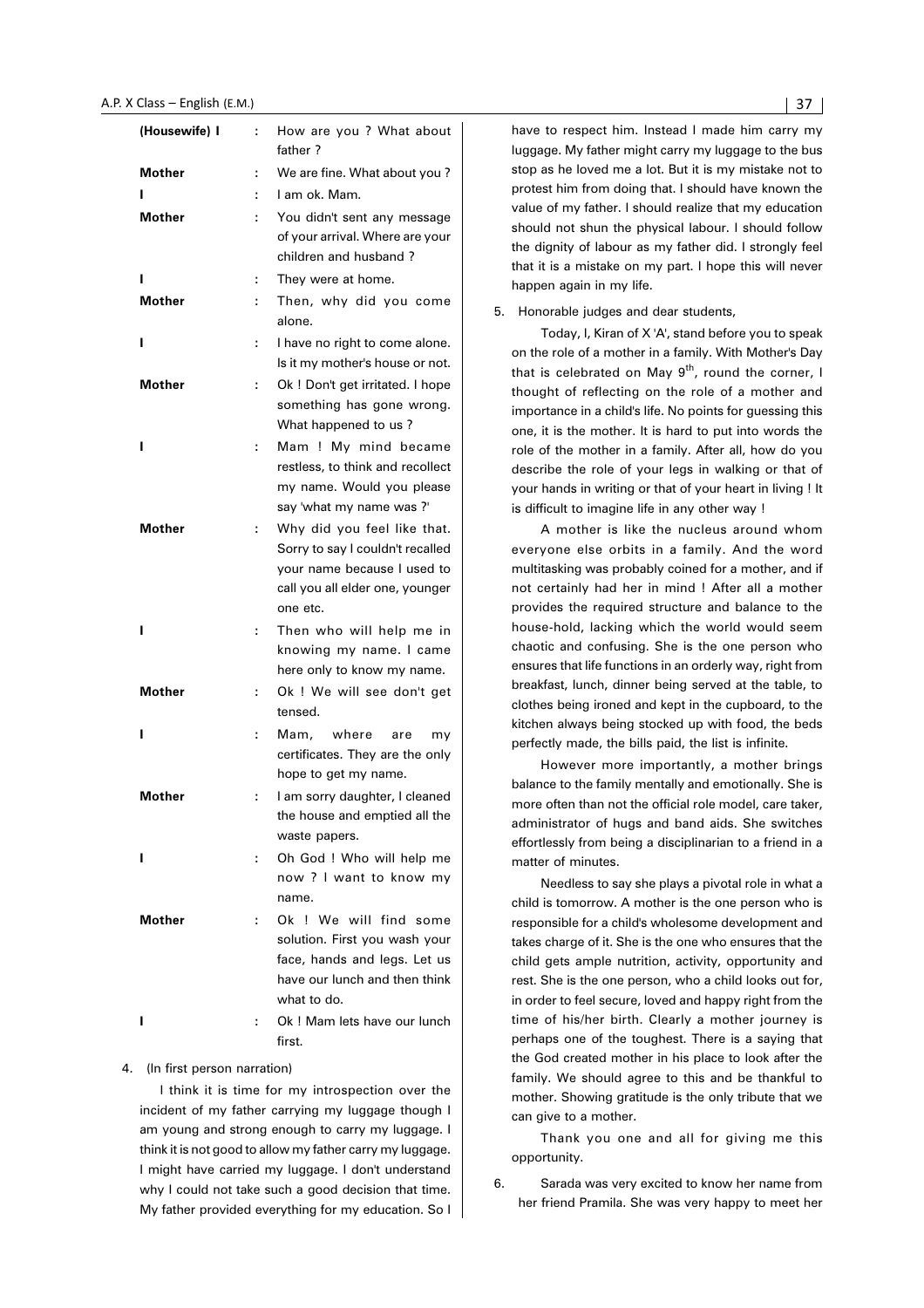| | | |
|---|---|---|
| **(Housewife) I** | : | How are you ? What about father ? |
| **Mother** | : | We are fine. What about you ? |
| **I** | : | I am ok. Mam. |
| **Mother** | : | You didn't sent any message of your arrival. Where are your children and husband ? |
| **I** | : | They were at home. |
| **Mother** | : | Then, why did you come alone. |
| **I** | : | I have no right to come alone. Is it my mother's house or not. |
| **Mother** | : | Ok ! Don't get irritated. I hope something has gone wrong. What happened to us ? |
| **I** | : | Mam ! My mind became restless, to think and recollect my name. Would you please say 'what my name was ?' |
| **Mother** | : | Why did you feel like that. Sorry to say I couldn't recalled your name because I used to call you all elder one, younger one etc. |
| **I** | : | Then who will help me in knowing my name. I came here only to know my name. |
| **Mother** | : | Ok ! We will see don't get tensed. |
| **I** | : | Mam, where are my certificates. They are the only hope to get my name. |
| **Mother** | : | I am sorry daughter, I cleaned the house and emptied all the waste papers. |
| **I** | : | Oh God ! Who will help me now ? I want to know my name. |
| **Mother** | : | Ok ! We will find some solution. First you wash your face, hands and legs. Let us have our lunch and then think what to do. |
| **I** | : | Ok ! Mam lets have our lunch first. |

4. (In first person narration)

I think it is time for my introspection over the incident of my father carrying my luggage though I am young and strong enough to carry my luggage. I think it is not good to allow my father carry my luggage. I might have carried my luggage. I don't understand why I could not take such a good decision that time. My father provided everything for my education. So I have to respect him. Instead I made him carry my luggage. My father might carry my luggage to the bus stop as he loved me a lot. But it is my mistake not to protest him from doing that. I should have known the value of my father. I should realize that my education should not shun the physical labour. I should follow the dignity of labour as my father did. I strongly feel that it is a mistake on my part. I hope this will never happen again in my life.

5. Honorable judges and dear students,

Today, I, Kiran of X 'A', stand before you to speak on the role of a mother in a family. With Mother's Day that is celebrated on May 9th, round the corner, I thought of reflecting on the role of a mother and importance in a child's life. No points for guessing this one, it is the mother. It is hard to put into words the role of the mother in a family. After all, how do you describe the role of your legs in walking or that of your hands in writing or that of your heart in living ! It is difficult to imagine life in any other way !

A mother is like the nucleus around whom everyone else orbits in a family. And the word multitasking was probably coined for a mother, and if not certainly had her in mind ! After all a mother provides the required structure and balance to the house-hold, lacking which the world would seem chaotic and confusing. She is the one person who ensures that life functions in an orderly way, right from breakfast, lunch, dinner being served at the table, to clothes being ironed and kept in the cupboard, to the kitchen always being stocked up with food, the beds perfectly made, the bills paid, the list is infinite.

However more importantly, a mother brings balance to the family mentally and emotionally. She is more often than not the official role model, care taker, administrator of hugs and band aids. She switches effortlessly from being a disciplinarian to a friend in a matter of minutes.

Needless to say she plays a pivotal role in what a child is tomorrow. A mother is the one person who is responsible for a child's wholesome development and takes charge of it. She is the one who ensures that the child gets ample nutrition, activity, opportunity and rest. She is the one person, who a child looks out for, in order to feel secure, loved and happy right from the time of his/her birth. Clearly a mother journey is perhaps one of the toughest. There is a saying that the God created mother in his place to look after the family. We should agree to this and be thankful to mother. Showing gratitude is the only tribute that we can give to a mother.

Thank you one and all for giving me this opportunity.

6. Sarada was very excited to know her name from her friend Pramila. She was very happy to meet her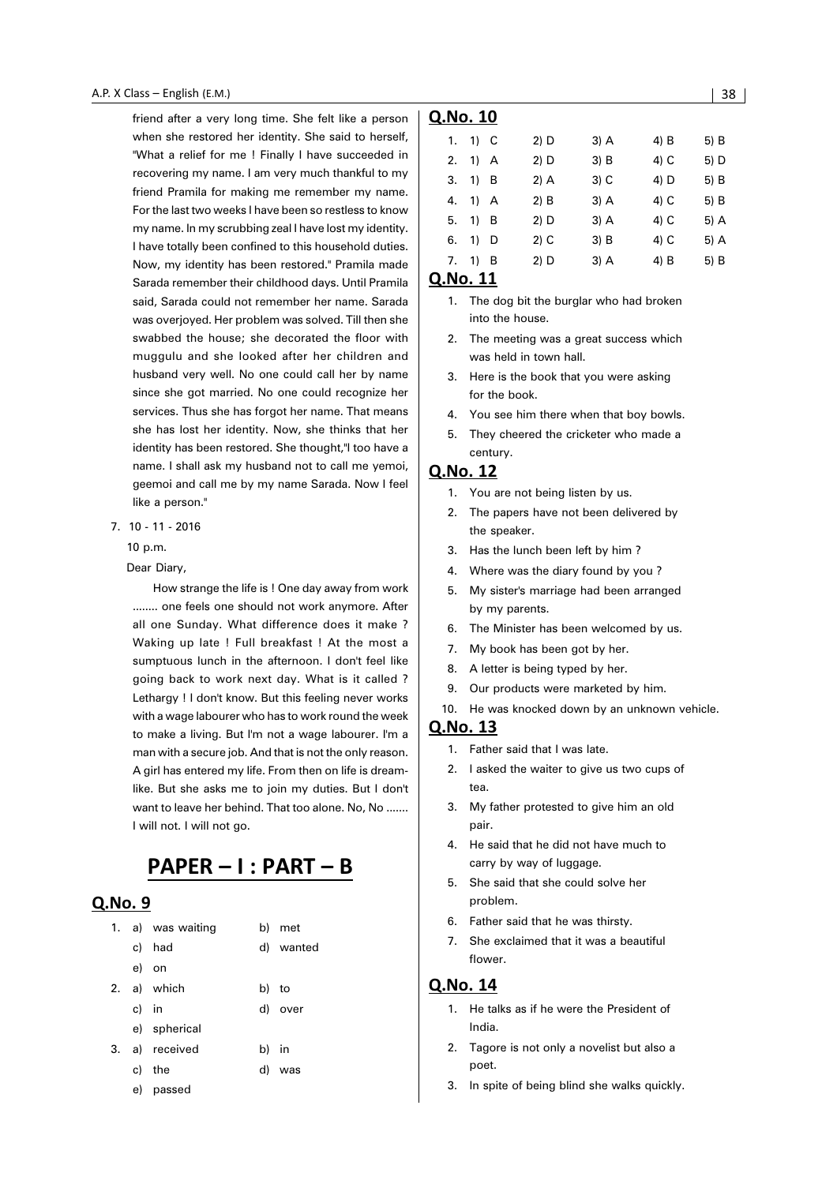friend after a very long time. She felt like a person when she restored her identity. She said to herself, "What a relief for me ! Finally I have succeeded in recovering my name. I am very much thankful to my friend Pramila for making me remember my name. For the last two weeks I have been so restless to know my name. In my scrubbing zeal I have lost my identity. I have totally been confined to this household duties. Now, my identity has been restored." Pramila made Sarada remember their childhood days. Until Pramila said, Sarada could not remember her name. Sarada was overjoyed. Her problem was solved. Till then she swabbed the house; she decorated the floor with muggulu and she looked after her children and husband very well. No one could call her by name since she got married. No one could recognize her services. Thus she has forgot her name. That means she has lost her identity. Now, she thinks that her identity has been restored. She thought,"I too have a name. I shall ask my husband not to call me yemoi, geemoi and call me by my name Sarada. Now I feel like a person."

7. 10 - 11 - 2016

   10 p.m.

   Dear Diary,

   How strange the life is ! One day away from work ........ one feels one should not work anymore. After all one Sunday. What difference does it make ? Waking up late ! Full breakfast ! At the most a sumptuous lunch in the afternoon. I don't feel like going back to work next day. What is it called ? Lethargy ! I don't know. But this feeling never works with a wage labourer who has to work round the week to make a living. But I'm not a wage labourer. I'm a man with a secure job. And that is not the only reason. A girl has entered my life. From then on life is dream-like. But she asks me to join my duties. But I don't want to leave her behind. That too alone. No, No ....... I will not. I will not go.

# PAPER – I : PART – B

## Q.No. 9

1. a) was waiting  b) met
   c) had  d) wanted
   e) on
2. a) which  b) to
   c) in  d) over
   e) spherical
3. a) received  b) in
   c) the  d) was
   e) passed

## Q.No. 10

| | | | | | |
|---|---|---|---|---|---|
| 1. | 1) C | 2) D | 3) A | 4) B | 5) B |
| 2. | 1) A | 2) D | 3) B | 4) C | 5) D |
| 3. | 1) B | 2) A | 3) C | 4) D | 5) B |
| 4. | 1) A | 2) B | 3) A | 4) C | 5) B |
| 5. | 1) B | 2) D | 3) A | 4) C | 5) A |
| 6. | 1) D | 2) C | 3) B | 4) C | 5) A |
| 7. | 1) B | 2) D | 3) A | 4) B | 5) B |

## Q.No. 11

1. The dog bit the burglar who had broken into the house.
2. The meeting was a great success which was held in town hall.
3. Here is the book that you were asking for the book.
4. You see him there when that boy bowls.
5. They cheered the cricketer who made a century.

## Q.No. 12

1. You are not being listen by us.
2. The papers have not been delivered by the speaker.
3. Has the lunch been left by him ?
4. Where was the diary found by you ?
5. My sister's marriage had been arranged by my parents.
6. The Minister has been welcomed by us.
7. My book has been got by her.
8. A letter is being typed by her.
9. Our products were marketed by him.
10. He was knocked down by an unknown vehicle.

## Q.No. 13

1. Father said that I was late.
2. I asked the waiter to give us two cups of tea.
3. My father protested to give him an old pair.
4. He said that he did not have much to carry by way of luggage.
5. She said that she could solve her problem.
6. Father said that he was thirsty.
7. She exclaimed that it was a beautiful flower.

## Q.No. 14

1. He talks as if he were the President of India.
2. Tagore is not only a novelist but also a poet.
3. In spite of being blind she walks quickly.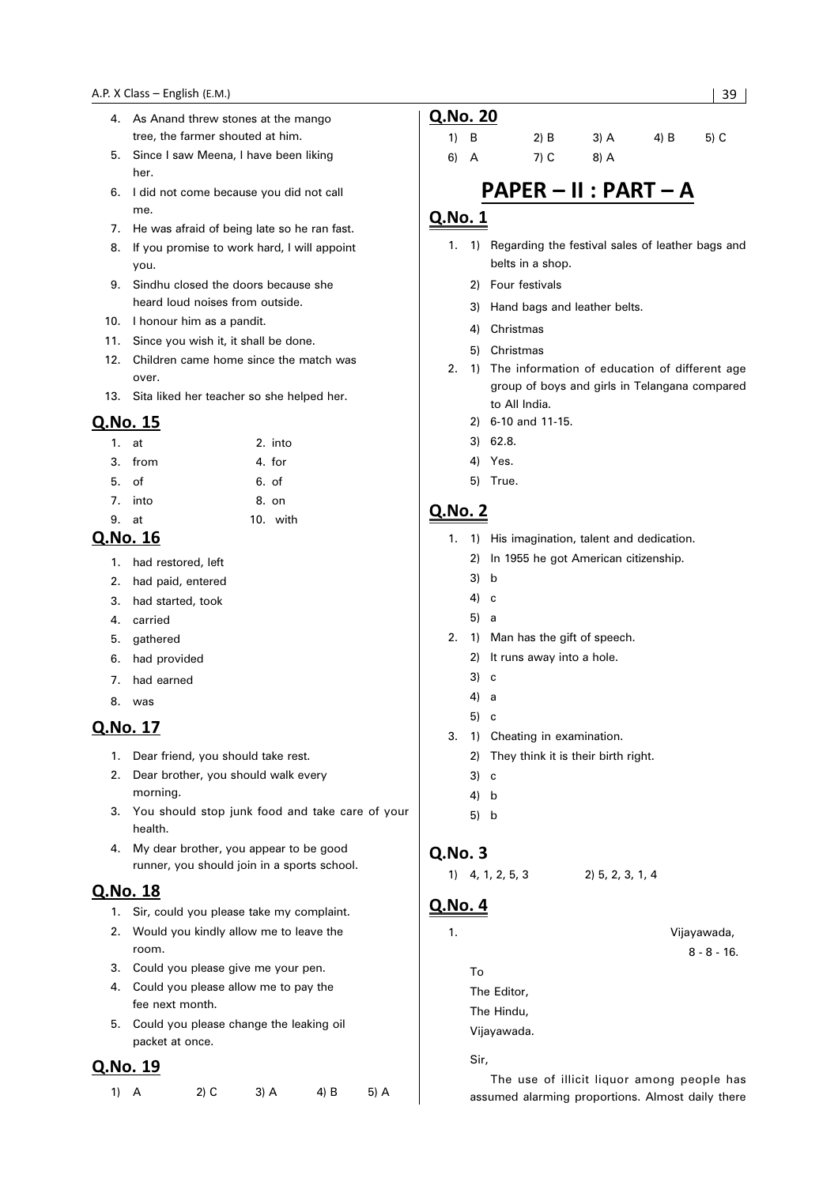4. As Anand threw stones at the mango tree, the farmer shouted at him.
5. Since I saw Meena, I have been liking her.
6. I did not come because you did not call me.
7. He was afraid of being late so he ran fast.
8. If you promise to work hard, I will appoint you.
9. Sindhu closed the doors because she heard loud noises from outside.
10. I honour him as a pandit.
11. Since you wish it, it shall be done.
12. Children came home since the match was over.
13. Sita liked her teacher so she helped her.

## Q.No. 15

| | | | |
|---|---|---|---|
| 1. | at | 2. | into |
| 3. | from | 4. | for |
| 5. | of | 6. | of |
| 7. | into | 8. | on |
| 9. | at | 10. | with |

## Q.No. 16

1. had restored, left
2. had paid, entered
3. had started, took
4. carried
5. gathered
6. had provided
7. had earned
8. was

## Q.No. 17

1. Dear friend, you should take rest.
2. Dear brother, you should walk every morning.
3. You should stop junk food and take care of your health.
4. My dear brother, you appear to be good runner, you should join in a sports school.

## Q.No. 18

1. Sir, could you please take my complaint.
2. Would you kindly allow me to leave the room.
3. Could you please give me your pen.
4. Could you please allow me to pay the fee next month.
5. Could you please change the leaking oil packet at once.

## Q.No. 19

| | | | | |
|---|---|---|---|---|
| 1) A | 2) C | 3) A | 4) B | 5) A |

## Q.No. 20

| | | | | |
|---|---|---|---|---|
| 1) B | 2) B | 3) A | 4) B | 5) C |
| 6) A | 7) C | 8) A | | |

# PAPER – II : PART – A

## Q.No. 1

1. 1) Regarding the festival sales of leather bags and belts in a shop.
   2) Four festivals
   3) Hand bags and leather belts.
   4) Christmas
   5) Christmas
2. 1) The information of education of different age group of boys and girls in Telangana compared to All India.
   2) 6-10 and 11-15.
   3) 62.8.
   4) Yes.
   5) True.

## Q.No. 2

1. 1) His imagination, talent and dedication.
   2) In 1955 he got American citizenship.
   3) b
   4) c
   5) a
2. 1) Man has the gift of speech.
   2) It runs away into a hole.
   3) c
   4) a
   5) c
3. 1) Cheating in examination.
   2) They think it is their birth right.
   3) c
   4) b
   5) b

## Q.No. 3

1) 4, 1, 2, 5, 3 2) 5, 2, 3, 1, 4

## Q.No. 4

1.

Vijayawada,
8 - 8 - 16.

To
The Editor,
The Hindu,
Vijayawada.

Sir,

The use of illicit liquor among people has assumed alarming proportions. Almost daily there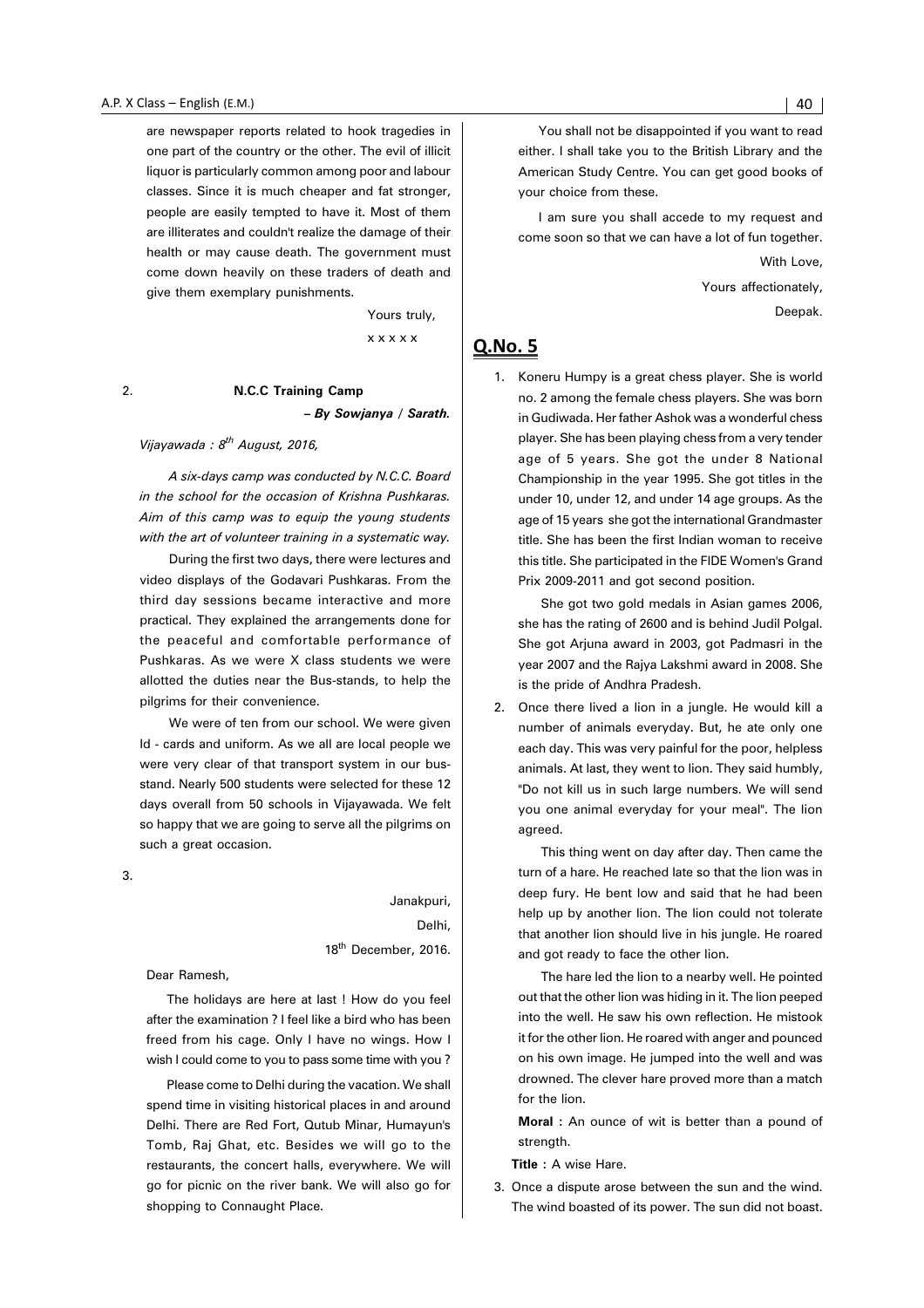are newspaper reports related to hook tragedies in one part of the country or the other. The evil of illicit liquor is particularly common among poor and labour classes. Since it is much cheaper and fat stronger, people are easily tempted to have it. Most of them are illiterates and couldn't realize the damage of their health or may cause death. The government must come down heavily on these traders of death and give them exemplary punishments.

Yours truly,

x x x x x

2. **N.C.C Training Camp**

***– By Sowjanya / Sarath.***

*Vijayawada : 8th August, 2016,*

*A six-days camp was conducted by N.C.C. Board in the school for the occasion of Krishna Pushkaras. Aim of this camp was to equip the young students with the art of volunteer training in a systematic way.*

During the first two days, there were lectures and video displays of the Godavari Pushkaras. From the third day sessions became interactive and more practical. They explained the arrangements done for the peaceful and comfortable performance of Pushkaras. As we were X class students we were allotted the duties near the Bus-stands, to help the pilgrims for their convenience.

We were of ten from our school. We were given Id - cards and uniform. As we all are local people we were very clear of that transport system in our bus-stand. Nearly 500 students were selected for these 12 days overall from 50 schools in Vijayawada. We felt so happy that we are going to serve all the pilgrims on such a great occasion.

3.

Janakpuri,

Delhi,

18th December, 2016.

Dear Ramesh,

The holidays are here at last ! How do you feel after the examination ? I feel like a bird who has been freed from his cage. Only I have no wings. How I wish I could come to you to pass some time with you ?

Please come to Delhi during the vacation. We shall spend time in visiting historical places in and around Delhi. There are Red Fort, Qutub Minar, Humayun's Tomb, Raj Ghat, etc. Besides we will go to the restaurants, the concert halls, everywhere. We will go for picnic on the river bank. We will also go for shopping to Connaught Place.

You shall not be disappointed if you want to read either. I shall take you to the British Library and the American Study Centre. You can get good books of your choice from these.

I am sure you shall accede to my request and come soon so that we can have a lot of fun together.

With Love,

Yours affectionately,

Deepak.

## Q.No. 5

1. Koneru Humpy is a great chess player. She is world no. 2 among the female chess players. She was born in Gudiwada. Her father Ashok was a wonderful chess player. She has been playing chess from a very tender age of 5 years. She got the under 8 National Championship in the year 1995. She got titles in the under 10, under 12, and under 14 age groups. As the age of 15 years she got the international Grandmaster title. She has been the first Indian woman to receive this title. She participated in the FIDE Women's Grand Prix 2009-2011 and got second position.

   She got two gold medals in Asian games 2006, she has the rating of 2600 and is behind Judil Polgal. She got Arjuna award in 2003, got Padmasri in the year 2007 and the Rajya Lakshmi award in 2008. She is the pride of Andhra Pradesh.

2. Once there lived a lion in a jungle. He would kill a number of animals everyday. But, he ate only one each day. This was very painful for the poor, helpless animals. At last, they went to lion. They said humbly, "Do not kill us in such large numbers. We will send you one animal everyday for your meal". The lion agreed.

   This thing went on day after day. Then came the turn of a hare. He reached late so that the lion was in deep fury. He bent low and said that he had been help up by another lion. The lion could not tolerate that another lion should live in his jungle. He roared and got ready to face the other lion.

   The hare led the lion to a nearby well. He pointed out that the other lion was hiding in it. The lion peeped into the well. He saw his own reflection. He mistook it for the other lion. He roared with anger and pounced on his own image. He jumped into the well and was drowned. The clever hare proved more than a match for the lion.

   **Moral :** An ounce of wit is better than a pound of strength.

   **Title :** A wise Hare.

3. Once a dispute arose between the sun and the wind. The wind boasted of its power. The sun did not boast.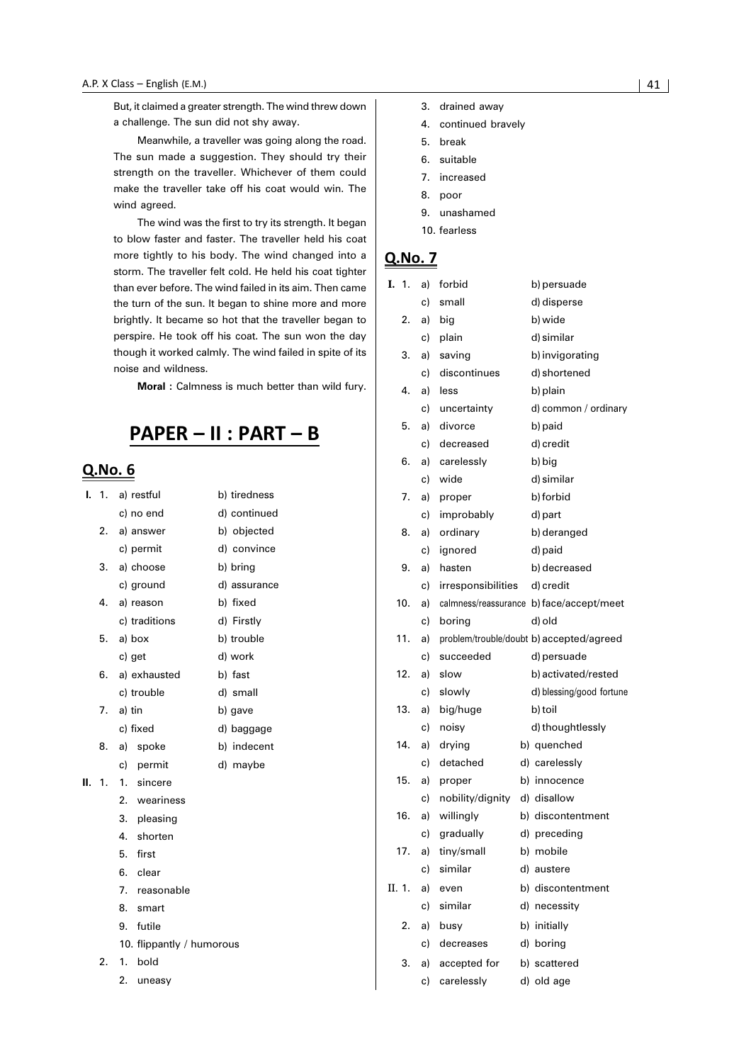But, it claimed a greater strength. The wind threw down a challenge. The sun did not shy away.

Meanwhile, a traveller was going along the road. The sun made a suggestion. They should try their strength on the traveller. Whichever of them could make the traveller take off his coat would win. The wind agreed.

The wind was the first to try its strength. It began to blow faster and faster. The traveller held his coat more tightly to his body. The wind changed into a storm. The traveller felt cold. He held his coat tighter than ever before. The wind failed in its aim. Then came the turn of the sun. It began to shine more and more brightly. It became so hot that the traveller began to perspire. He took off his coat. The sun won the day though it worked calmly. The wind failed in spite of its noise and wildness.

**Moral :** Calmness is much better than wild fury.

# PAPER – II : PART – B

## Q.No. 6

**I.** 1. a) restful b) tiredness c) no end d) continued
2. a) answer b) objected c) permit d) convince
3. a) choose b) bring c) ground d) assurance
4. a) reason b) fixed c) traditions d) Firstly
5. a) box b) trouble c) get d) work
6. a) exhausted b) fast c) trouble d) small
7. a) tin b) gave c) fixed d) baggage
8. a) spoke b) indecent c) permit d) maybe

**II.** 1.
1. sincere
2. weariness
3. pleasing
4. shorten
5. first
6. clear
7. reasonable
8. smart
9. futile
10. flippantly / humorous

2.
1. bold
2. uneasy
3. drained away
4. continued bravely
5. break
6. suitable
7. increased
8. poor
9. unashamed
10. fearless

## Q.No. 7

**I.** 1. a) forbid b) persuade c) small d) disperse
2. a) big b) wide c) plain d) similar
3. a) saving b) invigorating c) discontinues d) shortened
4. a) less b) plain c) uncertainty d) common / ordinary
5. a) divorce b) paid c) decreased d) credit
6. a) carelessly b) big c) wide d) similar
7. a) proper b) forbid c) improbably d) part
8. a) ordinary b) deranged c) ignored d) paid
9. a) hasten b) decreased c) irresponsibilities d) credit
10. a) calmness/reassurance b) face/accept/meet c) boring d) old
11. a) problem/trouble/doubt b) accepted/agreed c) succeeded d) persuade
12. a) slow b) activated/rested c) slowly d) blessing/good fortune
13. a) big/huge b) toil c) noisy d) thoughtlessly
14. a) drying b) quenched c) detached d) carelessly
15. a) proper b) innocence c) nobility/dignity d) disallow
16. a) willingly b) discontentment c) gradually d) preceding
17. a) tiny/small b) mobile c) similar d) austere

**II.** 1. a) even b) discontentment c) similar d) necessity
2. a) busy b) initially c) decreases d) boring
3. a) accepted for b) scattered c) carelessly d) old age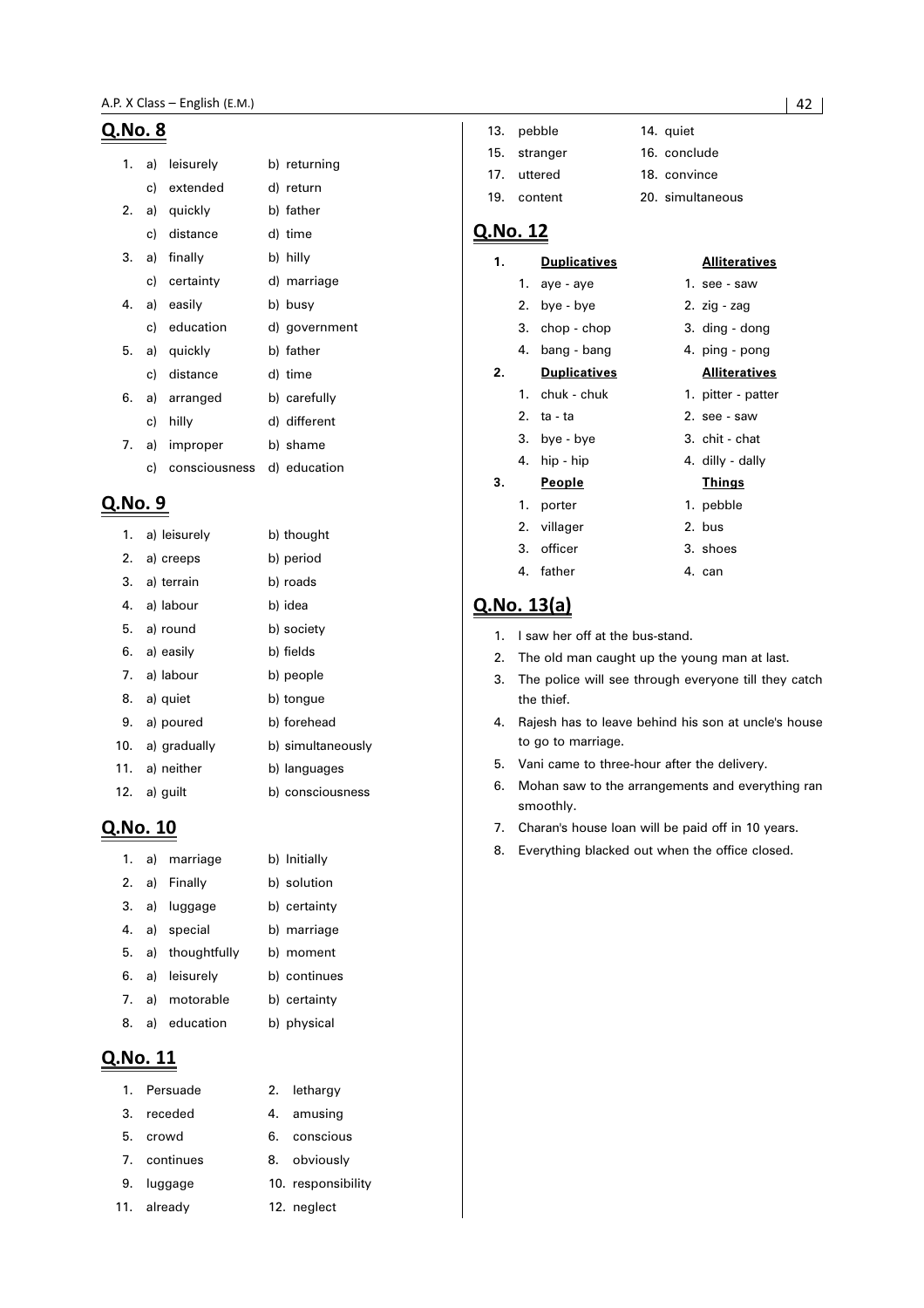## Q.No. 8

1. a) leisurely b) returning
   c) extended d) return
2. a) quickly b) father
   c) distance d) time
3. a) finally b) hilly
   c) certainty d) marriage
4. a) easily b) busy
   c) education d) government
5. a) quickly b) father
   c) distance d) time
6. a) arranged b) carefully
   c) hilly d) different
7. a) improper b) shame
   c) consciousness d) education

## Q.No. 9

1. a) leisurely b) thought
2. a) creeps b) period
3. a) terrain b) roads
4. a) labour b) idea
5. a) round b) society
6. a) easily b) fields
7. a) labour b) people
8. a) quiet b) tongue
9. a) poured b) forehead
10. a) gradually b) simultaneously
11. a) neither b) languages
12. a) guilt b) consciousness

## Q.No. 10

1. a) marriage b) Initially
2. a) Finally b) solution
3. a) luggage b) certainty
4. a) special b) marriage
5. a) thoughtfully b) moment
6. a) leisurely b) continues
7. a) motorable b) certainty
8. a) education b) physical

## Q.No. 11

1. Persuade
2. lethargy
3. receded
4. amusing
5. crowd
6. conscious
7. continues
8. obviously
9. luggage
10. responsibility
11. already
12. neglect
13. pebble
14. quiet
15. stranger
16. conclude
17. uttered
18. convince
19. content
20. simultaneous

## Q.No. 12

**1.**

| **Duplicatives** | **Alliteratives** |
|---|---|
| 1. aye - aye | 1. see - saw |
| 2. bye - bye | 2. zig - zag |
| 3. chop - chop | 3. ding - dong |
| 4. bang - bang | 4. ping - pong |

**2.**

| **Duplicatives** | **Alliteratives** |
|---|---|
| 1. chuk - chuk | 1. pitter - patter |
| 2. ta - ta | 2. see - saw |
| 3. bye - bye | 3. chit - chat |
| 4. hip - hip | 4. dilly - dally |

**3.**

| **People** | **Things** |
|---|---|
| 1. porter | 1. pebble |
| 2. villager | 2. bus |
| 3. officer | 3. shoes |
| 4. father | 4. can |

## Q.No. 13(a)

1. I saw her off at the bus-stand.
2. The old man caught up the young man at last.
3. The police will see through everyone till they catch the thief.
4. Rajesh has to leave behind his son at uncle's house to go to marriage.
5. Vani came to three-hour after the delivery.
6. Mohan saw to the arrangements and everything ran smoothly.
7. Charan's house loan will be paid off in 10 years.
8. Everything blacked out when the office closed.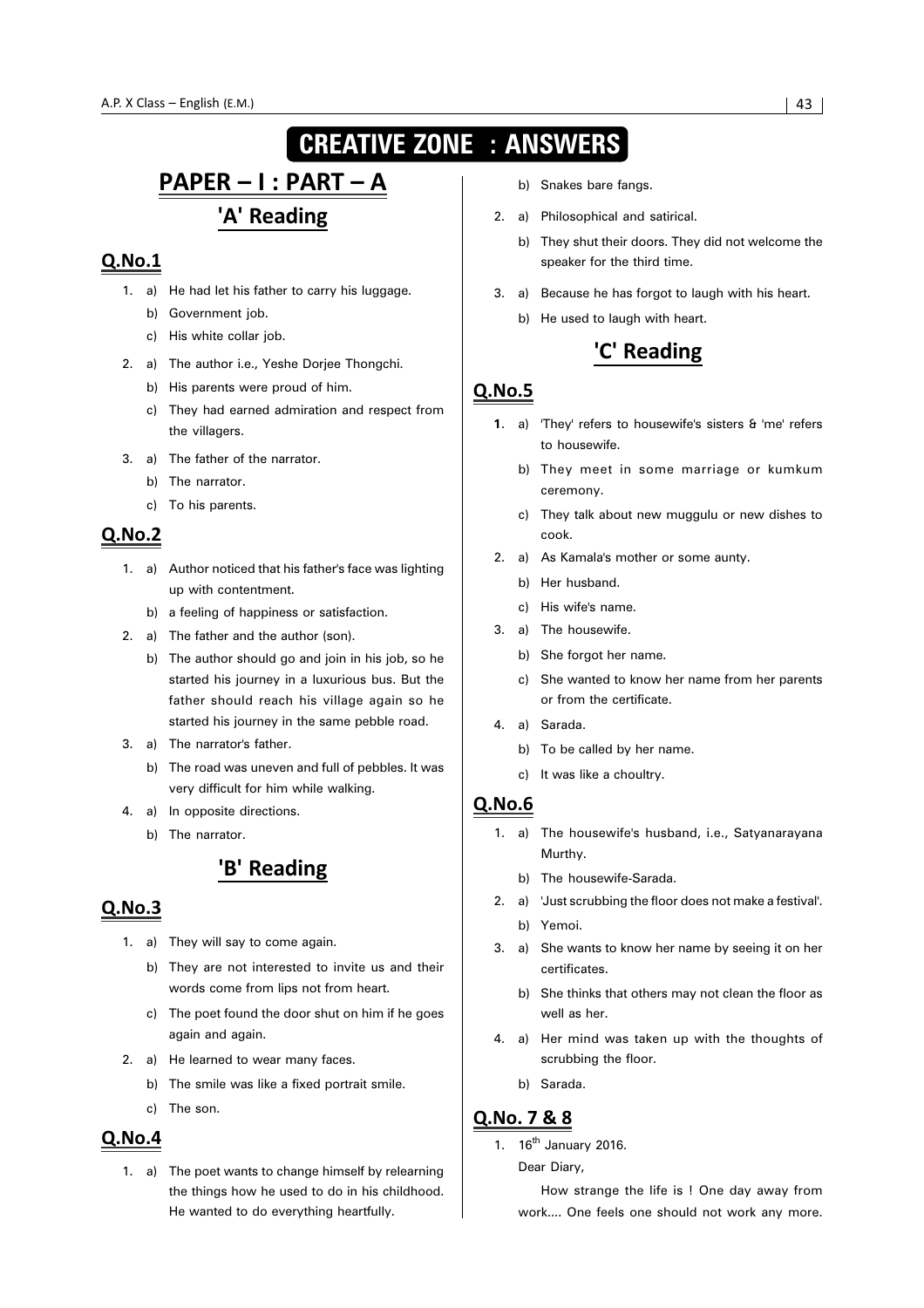# CREATIVE ZONE : ANSWERS

## PAPER – I : PART – A

### 'A' Reading

#### Q.No.1

1. a) He had let his father to carry his luggage.
   b) Government job.
   c) His white collar job.
2. a) The author i.e., Yeshe Dorjee Thongchi.
   b) His parents were proud of him.
   c) They had earned admiration and respect from the villagers.
3. a) The father of the narrator.
   b) The narrator.
   c) To his parents.

#### Q.No.2

1. a) Author noticed that his father's face was lighting up with contentment.
   b) a feeling of happiness or satisfaction.
2. a) The father and the author (son).
   b) The author should go and join in his job, so he started his journey in a luxurious bus. But the father should reach his village again so he started his journey in the same pebble road.
3. a) The narrator's father.
   b) The road was uneven and full of pebbles. It was very difficult for him while walking.
4. a) In opposite directions.
   b) The narrator.

### 'B' Reading

#### Q.No.3

1. a) They will say to come again.
   b) They are not interested to invite us and their words come from lips not from heart.
   c) The poet found the door shut on him if he goes again and again.
2. a) He learned to wear many faces.
   b) The smile was like a fixed portrait smile.
   c) The son.

#### Q.No.4

1. a) The poet wants to change himself by relearning the things how he used to do in his childhood. He wanted to do everything heartfully.
   b) Snakes bare fangs.
2. a) Philosophical and satirical.
   b) They shut their doors. They did not welcome the speaker for the third time.
3. a) Because he has forgot to laugh with his heart.
   b) He used to laugh with heart.

### 'C' Reading

#### Q.No.5

1. a) 'They' refers to housewife's sisters & 'me' refers to housewife.
   b) They meet in some marriage or kumkum ceremony.
   c) They talk about new muggulu or new dishes to cook.
2. a) As Kamala's mother or some aunty.
   b) Her husband.
   c) His wife's name.
3. a) The housewife.
   b) She forgot her name.
   c) She wanted to know her name from her parents or from the certificate.
4. a) Sarada.
   b) To be called by her name.
   c) It was like a choultry.

#### Q.No.6

1. a) The housewife's husband, i.e., Satyanarayana Murthy.
   b) The housewife-Sarada.
2. a) 'Just scrubbing the floor does not make a festival'.
   b) Yemoi.
3. a) She wants to know her name by seeing it on her certificates.
   b) She thinks that others may not clean the floor as well as her.
4. a) Her mind was taken up with the thoughts of scrubbing the floor.
   b) Sarada.

#### Q.No. 7 & 8

1. 16th January 2016.

   Dear Diary,

   How strange the life is ! One day away from work.... One feels one should not work any more.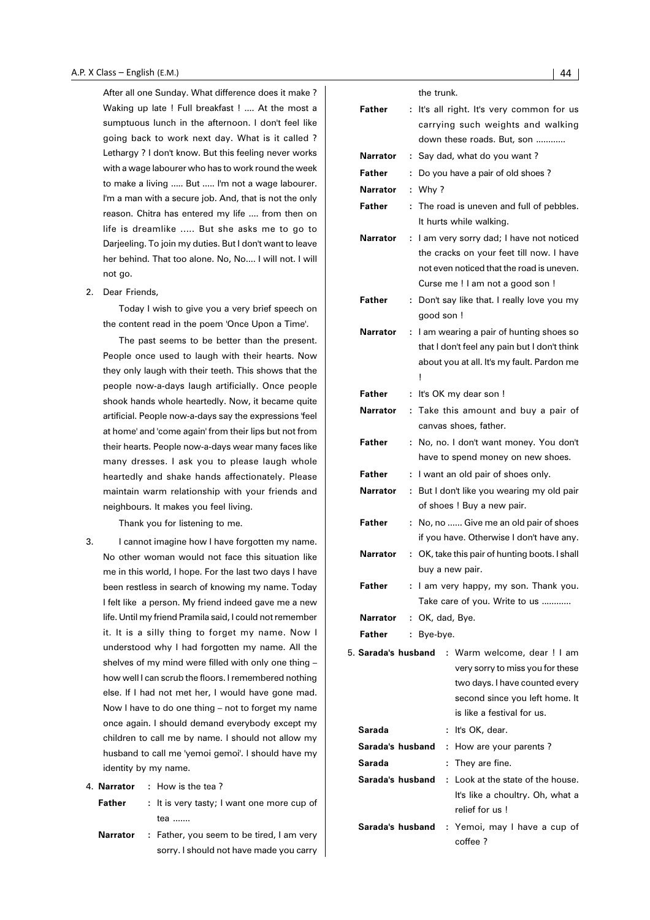After all one Sunday. What difference does it make ? Waking up late ! Full breakfast ! .... At the most a sumptuous lunch in the afternoon. I don't feel like going back to work next day. What is it called ? Lethargy ? I don't know. But this feeling never works with a wage labourer who has to work round the week to make a living ..... But ..... I'm not a wage labourer. I'm a man with a secure job. And, that is not the only reason. Chitra has entered my life .... from then on life is dreamlike ..... But she asks me to go to Darjeeling. To join my duties. But I don't want to leave her behind. That too alone. No, No.... I will not. I will not go.

2. Dear Friends,

   Today I wish to give you a very brief speech on the content read in the poem 'Once Upon a Time'.

   The past seems to be better than the present. People once used to laugh with their hearts. Now they only laugh with their teeth. This shows that the people now-a-days laugh artificially. Once people shook hands whole heartedly. Now, it became quite artificial. People now-a-days say the expressions 'feel at home' and 'come again' from their lips but not from their hearts. People now-a-days wear many faces like many dresses. I ask you to please laugh whole heartedly and shake hands affectionately. Please maintain warm relationship with your friends and neighbours. It makes you feel living.

   Thank you for listening to me.

3. I cannot imagine how I have forgotten my name. No other woman would not face this situation like me in this world, I hope. For the last two days I have been restless in search of knowing my name. Today I felt like a person. My friend indeed gave me a new life. Until my friend Pramila said, I could not remember it. It is a silly thing to forget my name. Now I understood why I had forgotten my name. All the shelves of my mind were filled with only one thing – how well I can scrub the floors. I remembered nothing else. If I had not met her, I would have gone mad. Now I have to do one thing – not to forget my name once again. I should demand everybody except my children to call me by name. I should not allow my husband to call me 'yemoi gemoi'. I should have my identity by my name.

4. **Narrator** : How is the tea ?

**Father** : It is very tasty; I want one more cup of tea .......

**Narrator** : Father, you seem to be tired, I am very sorry. I should not have made you carry the trunk.

**Father** : It's all right. It's very common for us carrying such weights and walking down these roads. But, son ............

**Narrator** : Say dad, what do you want ?

**Father** : Do you have a pair of old shoes ?

**Narrator** : Why ?

**Father** : The road is uneven and full of pebbles. It hurts while walking.

**Narrator** : I am very sorry dad; I have not noticed the cracks on your feet till now. I have not even noticed that the road is uneven. Curse me ! I am not a good son !

**Father** : Don't say like that. I really love you my good son !

**Narrator** : I am wearing a pair of hunting shoes so that I don't feel any pain but I don't think about you at all. It's my fault. Pardon me !

**Father** : It's OK my dear son !

**Narrator** : Take this amount and buy a pair of canvas shoes, father.

**Father** : No, no. I don't want money. You don't have to spend money on new shoes.

**Father** : I want an old pair of shoes only.

**Narrator** : But I don't like you wearing my old pair of shoes ! Buy a new pair.

**Father** : No, no ...... Give me an old pair of shoes if you have. Otherwise I don't have any.

**Narrator** : OK, take this pair of hunting boots. I shall buy a new pair.

**Father** : I am very happy, my son. Thank you. Take care of you. Write to us ............

**Narrator** : OK, dad, Bye.

**Father** : Bye-bye.

5. **Sarada's husband** : Warm welcome, dear ! I am very sorry to miss you for these two days. I have counted every second since you left home. It is like a festival for us.

**Sarada** : It's OK, dear.

**Sarada's husband** : How are your parents ?

**Sarada** : They are fine.

**Sarada's husband** : Look at the state of the house. It's like a choultry. Oh, what a relief for us !

**Sarada's husband** : Yemoi, may I have a cup of coffee ?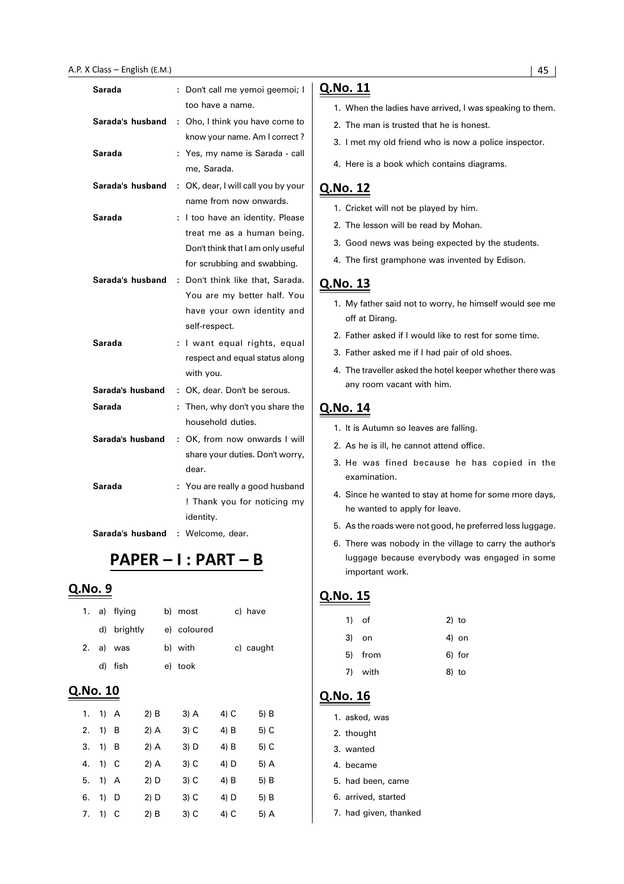| | |
|---|---|
| **Sarada** | : Don't call me yemoi geemoi; I too have a name. |
| **Sarada's husband** | : Oho, I think you have come to know your name. Am I correct ? |
| **Sarada** | : Yes, my name is Sarada - call me, Sarada. |
| **Sarada's husband** | : OK, dear, I will call you by your name from now onwards. |
| **Sarada** | : I too have an identity. Please treat me as a human being. Don't think that I am only useful for scrubbing and swabbing. |
| **Sarada's husband** | : Don't think like that, Sarada. You are my better half. You have your own identity and self-respect. |
| **Sarada** | : I want equal rights, equal respect and equal status along with you. |
| **Sarada's husband** | : OK, dear. Don't be serous. |
| **Sarada** | : Then, why don't you share the household duties. |
| **Sarada's husband** | : OK, from now onwards I will share your duties. Don't worry, dear. |
| **Sarada** | : You are really a good husband ! Thank you for noticing my identity. |
| **Sarada's husband** | : Welcome, dear. |

# PAPER – I : PART – B

## Q.No. 9

1. a) flying b) most c) have d) brightly e) coloured
2. a) was b) with c) caught d) fish e) took

## Q.No. 10

| | 1) | 2) | 3) | 4) | 5) |
|---|---|---|---|---|---|
| 1. | A | B | A | C | B |
| 2. | B | A | C | B | C |
| 3. | B | A | D | B | C |
| 4. | C | A | C | D | A |
| 5. | A | D | C | B | B |
| 6. | D | D | C | D | B |
| 7. | C | B | C | C | A |

## Q.No. 11

1. When the ladies have arrived, I was speaking to them.
2. The man is trusted that he is honest.
3. I met my old friend who is now a police inspector.
4. Here is a book which contains diagrams.

## Q.No. 12

1. Cricket will not be played by him.
2. The lesson will be read by Mohan.
3. Good news was being expected by the students.
4. The first gramphone was invented by Edison.

## Q.No. 13

1. My father said not to worry, he himself would see me off at Dirang.
2. Father asked if I would like to rest for some time.
3. Father asked me if I had pair of old shoes.
4. The traveller asked the hotel keeper whether there was any room vacant with him.

## Q.No. 14

1. It is Autumn so leaves are falling.
2. As he is ill, he cannot attend office.
3. He was fined because he has copied in the examination.
4. Since he wanted to stay at home for some more days, he wanted to apply for leave.
5. As the roads were not good, he preferred less luggage.
6. There was nobody in the village to carry the author's luggage because everybody was engaged in some important work.

## Q.No. 15

1) of 2) to
3) on 4) on
5) from 6) for
7) with 8) to

## Q.No. 16

1. asked, was
2. thought
3. wanted
4. became
5. had been, came
6. arrived, started
7. had given, thanked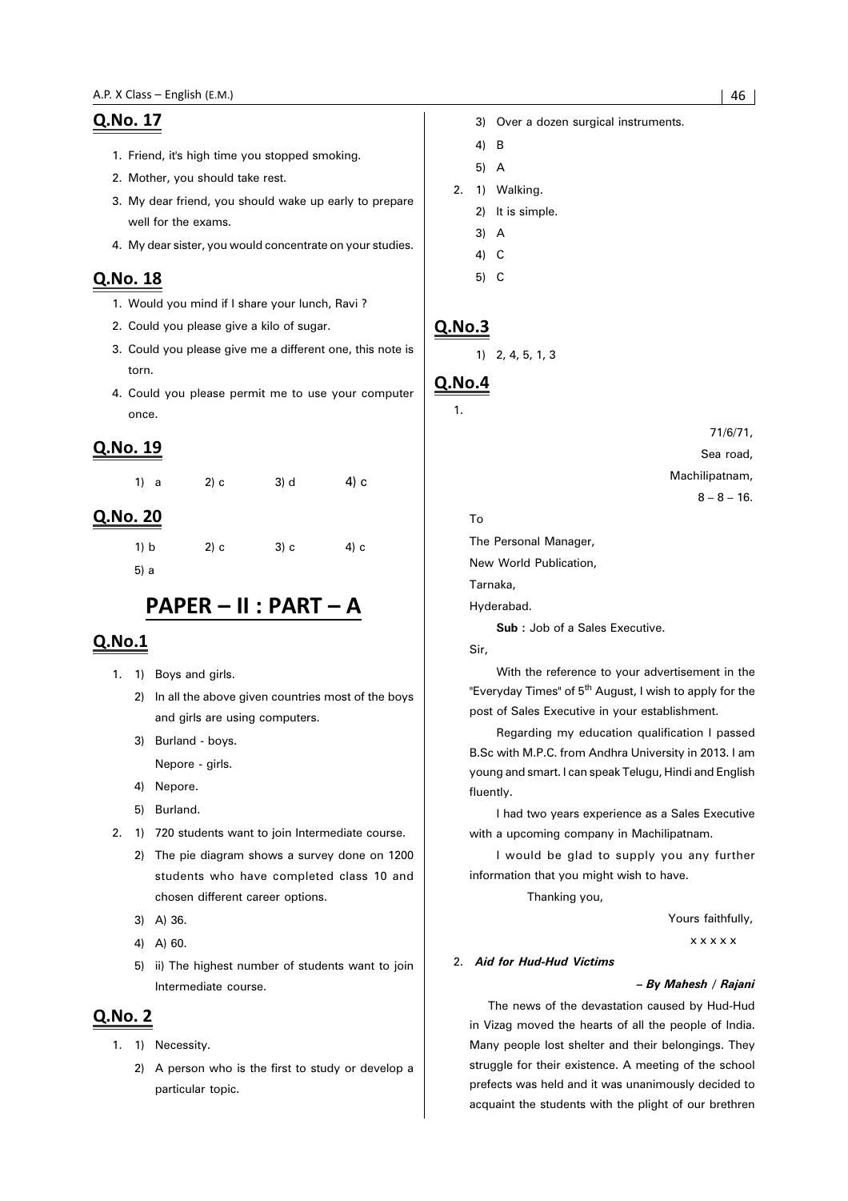## Q.No. 17

1. Friend, it's high time you stopped smoking.
2. Mother, you should take rest.
3. My dear friend, you should wake up early to prepare well for the exams.
4. My dear sister, you would concentrate on your studies.

## Q.No. 18

1. Would you mind if I share your lunch, Ravi ?
2. Could you please give a kilo of sugar.
3. Could you please give me a different one, this note is torn.
4. Could you please permit me to use your computer once.

## Q.No. 19

1) a  2) c  3) d  4) c

## Q.No. 20

1) b  2) c  3) c  4) c
5) a

# PAPER – II : PART – A

## Q.No.1

1. 1) Boys and girls.
   2) In all the above given countries most of the boys and girls are using computers.
   3) Burland - boys.
      Nepore - girls.
   4) Nepore.
   5) Burland.
2. 1) 720 students want to join Intermediate course.
   2) The pie diagram shows a survey done on 1200 students who have completed class 10 and chosen different career options.
   3) A) 36.
   4) A) 60.
   5) ii) The highest number of students want to join Intermediate course.

## Q.No. 2

1. 1) Necessity.
   2) A person who is the first to study or develop a particular topic.
   3) Over a dozen surgical instruments.
   4) B
   5) A
2. 1) Walking.
   2) It is simple.
   3) A
   4) C
   5) C

## Q.No.3

1) 2, 4, 5, 1, 3

## Q.No.4

1.

71/6/71,
Sea road,
Machilipatnam,
8 – 8 – 16.

To
The Personal Manager,
New World Publication,
Tarnaka,
Hyderabad.

**Sub :** Job of a Sales Executive.

Sir,

With the reference to your advertisement in the "Everyday Times" of 5th August, I wish to apply for the post of Sales Executive in your establishment.

Regarding my education qualification I passed B.Sc with M.P.C. from Andhra University in 2013. I am young and smart. I can speak Telugu, Hindi and English fluently.

I had two years experience as a Sales Executive with a upcoming company in Machilipatnam.

I would be glad to supply you any further information that you might wish to have.

Thanking you,

Yours faithfully,
x x x x x

2. ***Aid for Hud-Hud Victims***

***– By Mahesh / Rajani***

The news of the devastation caused by Hud-Hud in Vizag moved the hearts of all the people of India. Many people lost shelter and their belongings. They struggle for their existence. A meeting of the school prefects was held and it was unanimously decided to acquaint the students with the plight of our brethren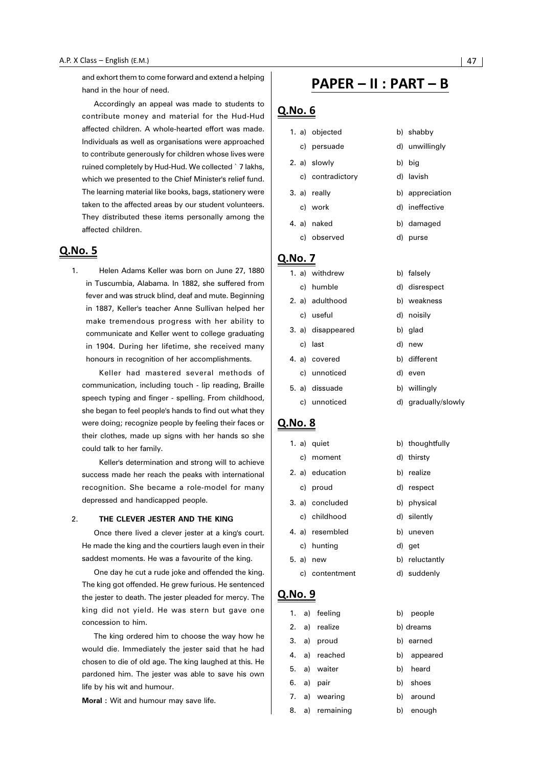and exhort them to come forward and extend a helping hand in the hour of need.

Accordingly an appeal was made to students to contribute money and material for the Hud-Hud affected children. A whole-hearted effort was made. Individuals as well as organisations were approached to contribute generously for children whose lives were ruined completely by Hud-Hud. We collected ` 7 lakhs, which we presented to the Chief Minister's relief fund. The learning material like books, bags, stationery were taken to the affected areas by our student volunteers. They distributed these items personally among the affected children.

## Q.No. 5

1. Helen Adams Keller was born on June 27, 1880 in Tuscumbia, Alabama. In 1882, she suffered from fever and was struck blind, deaf and mute. Beginning in 1887, Keller's teacher Anne Sullivan helped her make tremendous progress with her ability to communicate and Keller went to college graduating in 1904. During her lifetime, she received many honours in recognition of her accomplishments.

   Keller had mastered several methods of communication, including touch - lip reading, Braille speech typing and finger - spelling. From childhood, she began to feel people's hands to find out what they were doing; recognize people by feeling their faces or their clothes, made up signs with her hands so she could talk to her family.

   Keller's determination and strong will to achieve success made her reach the peaks with international recognition. She became a role-model for many depressed and handicapped people.

2. **THE CLEVER JESTER AND THE KING**

   Once there lived a clever jester at a king's court. He made the king and the courtiers laugh even in their saddest moments. He was a favourite of the king.

   One day he cut a rude joke and offended the king. The king got offended. He grew furious. He sentenced the jester to death. The jester pleaded for mercy. The king did not yield. He was stern but gave one concession to him.

   The king ordered him to choose the way how he would die. Immediately the jester said that he had chosen to die of old age. The king laughed at this. He pardoned him. The jester was able to save his own life by his wit and humour.

   **Moral :** Wit and humour may save life.

# PAPER – II : PART – B

## Q.No. 6

1. a) objected b) shabby
   c) persuade d) unwillingly
2. a) slowly b) big
   c) contradictory d) lavish
3. a) really b) appreciation
   c) work d) ineffective
4. a) naked b) damaged
   c) observed d) purse

## Q.No. 7

1. a) withdrew b) falsely
   c) humble d) disrespect
2. a) adulthood b) weakness
   c) useful d) noisily
3. a) disappeared b) glad
   c) last d) new
4. a) covered b) different
   c) unnoticed d) even
5. a) dissuade b) willingly
   c) unnoticed d) gradually/slowly

## Q.No. 8

1. a) quiet b) thoughtfully
   c) moment d) thirsty
2. a) education b) realize
   c) proud d) respect
3. a) concluded b) physical
   c) childhood d) silently
4. a) resembled b) uneven
   c) hunting d) get
5. a) new b) reluctantly
   c) contentment d) suddenly

## Q.No. 9

1. a) feeling b) people
2. a) realize b) dreams
3. a) proud b) earned
4. a) reached b) appeared
5. a) waiter b) heard
6. a) pair b) shoes
7. a) wearing b) around
8. a) remaining b) enough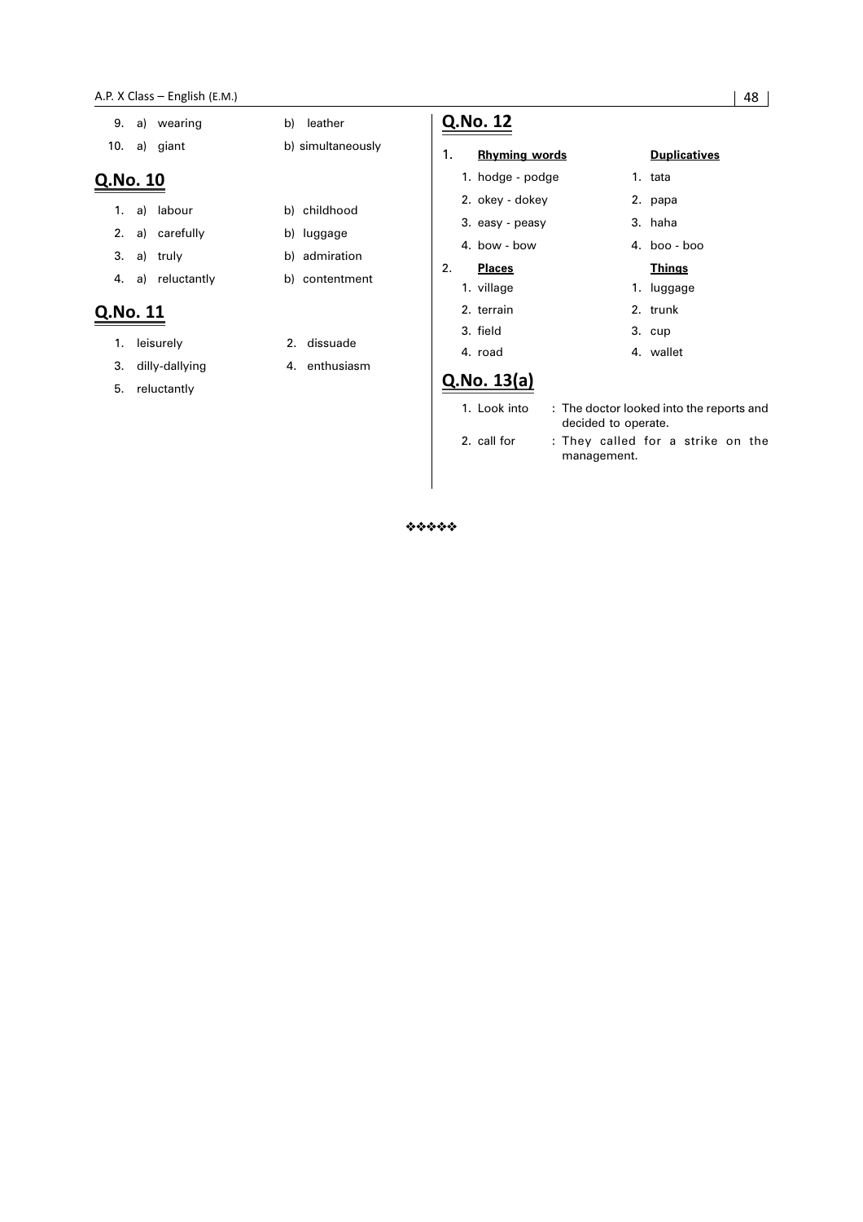9. a) wearing b) leather

10. a) giant b) simultaneously

## Q.No. 10

1. a) labour b) childhood
2. a) carefully b) luggage
3. a) truly b) admiration
4. a) reluctantly b) contentment

## Q.No. 11

1. leisurely
2. dissuade
3. dilly-dallying
4. enthusiasm
5. reluctantly

## Q.No. 12

1.

| Rhyming words | Duplicatives |
|---|---|
| 1. hodge - podge | 1. tata |
| 2. okey - dokey | 2. papa |
| 3. easy - peasy | 3. haha |
| 4. bow - bow | 4. boo - boo |

2.

| Places | Things |
|---|---|
| 1. village | 1. luggage |
| 2. terrain | 2. trunk |
| 3. field | 3. cup |
| 4. road | 4. wallet |

## Q.No. 13(a)

1. Look into : The doctor looked into the reports and decided to operate.
2. call for : They called for a strike on the management.

❖❖❖❖❖